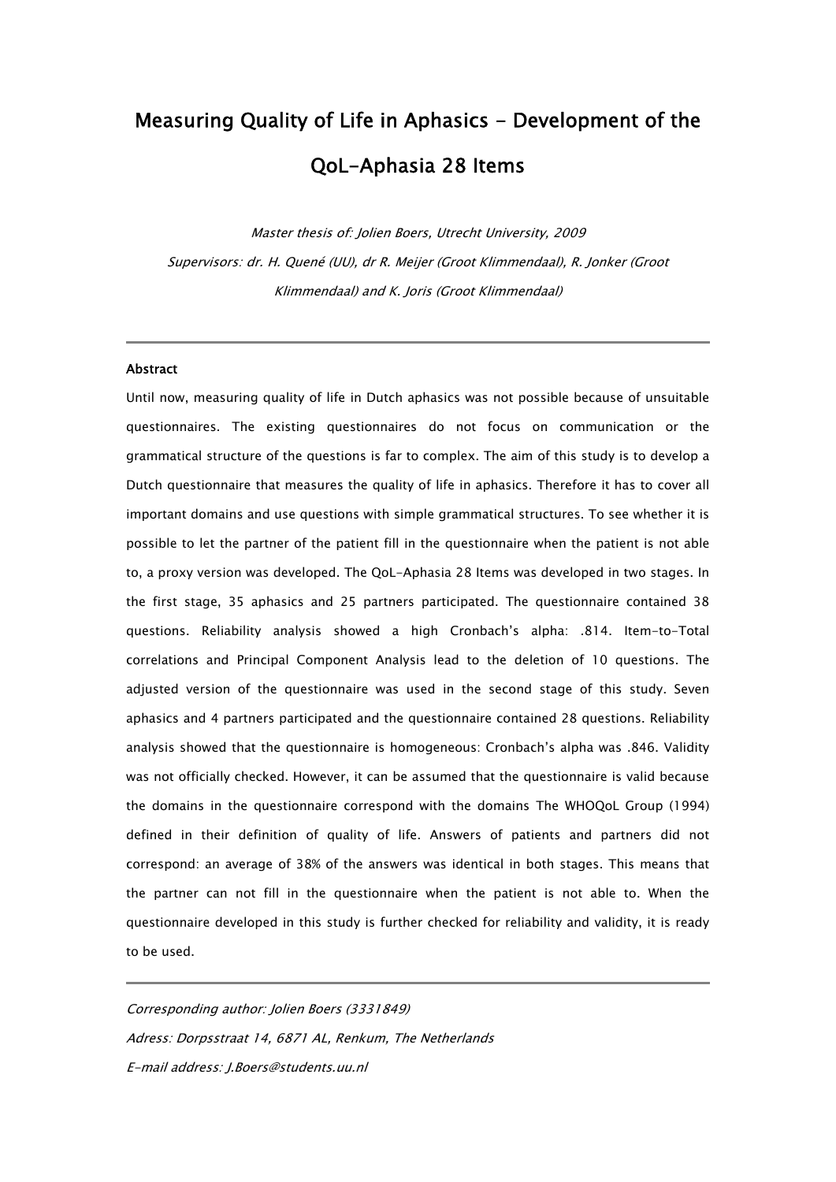# Measuring Quality of Life in Aphasics - Development of the QoL-Aphasia 28 Items

*Master thesis of: Jolien Boers, Utrecht University, 2009*

*Supervisors: dr. H. Quené (UU), dr R. Meijer (Groot Klimmendaal), R. Jonker (Groot Klimmendaal) and K. Joris (Groot Klimmendaal)*

---

**Abstract**

Until now, measuring quality of life in Dutch aphasics was not possible because of unsuitable questionnaires. The existing questionnaires do not focus on communication or the grammatical structure of the questions is far to complex. The aim of this study is to develop a Dutch questionnaire that measures the quality of life in aphasics. Therefore it has to cover all important domains and use questions with simple grammatical structures. To see whether it is possible to let the partner of the patient fill in the questionnaire when the patient is not able to, a proxy version was developed. The QoL-Aphasia 28 Items was developed in two stages. In the first stage, 35 aphasics and 25 partners participated. The questionnaire contained 38 questions. Reliability analysis showed a high Cronbach's alpha: .814. Item-to-Total correlations and Principal Component Analysis lead to the deletion of 10 questions. The adjusted version of the questionnaire was used in the second stage of this study. Seven aphasics and 4 partners participated and the questionnaire contained 28 questions. Reliability analysis showed that the questionnaire is homogeneous: Cronbach's alpha was .846. Validity was not officially checked. However, it can be assumed that the questionnaire is valid because the domains in the questionnaire correspond with the domains The WHOQoL Group (1994) defined in their definition of quality of life. Answers of patients and partners did not correspond: an average of 38% of the answers was identical in both stages. This means that the partner can not fill in the questionnaire when the patient is not able to. When the questionnaire developed in this study is further checked for reliability and validity, it is ready to be used.

---

*Corresponding author: Jolien Boers (3331849)*

*Adress: Dorpsstraat 14, 6871 AL, Renkum, The Netherlands*

*E-mail address: J.Boers@students.uu.nl*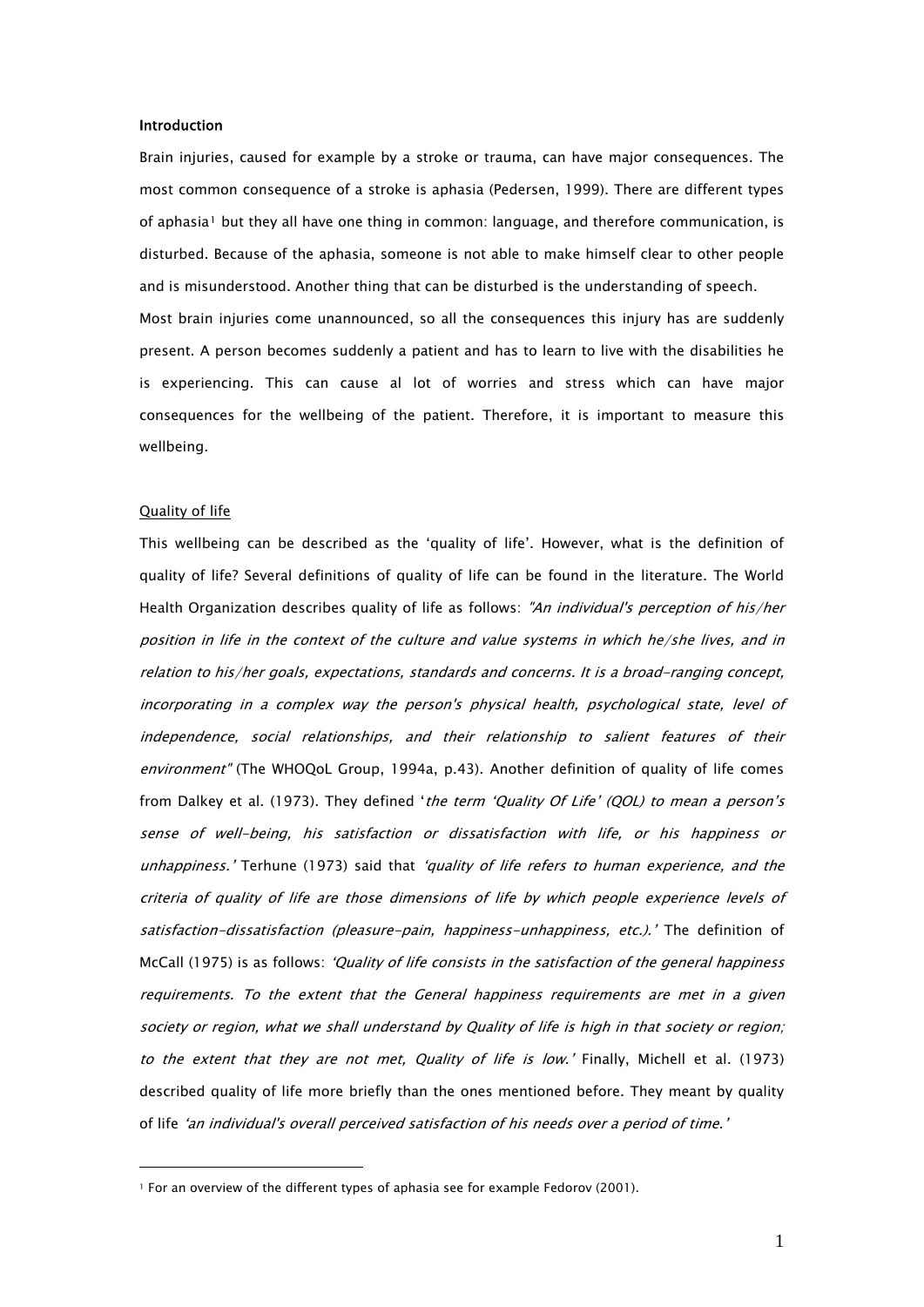**Introduction**

Brain injuries, caused for example by a stroke or trauma, can have major consequences. The most common consequence of a stroke is aphasia (Pedersen, 1999). There are different types of aphasia[1] but they all have one thing in common: language, and therefore communication, is disturbed. Because of the aphasia, someone is not able to make himself clear to other people and is misunderstood. Another thing that can be disturbed is the understanding of speech.
Most brain injuries come unannounced, so all the consequences this injury has are suddenly present. A person becomes suddenly a patient and has to learn to live with the disabilities he is experiencing. This can cause al lot of worries and stress which can have major consequences for the wellbeing of the patient. Therefore, it is important to measure this wellbeing.

Quality of life

This wellbeing can be described as the 'quality of life'. However, what is the definition of quality of life? Several definitions of quality of life can be found in the literature. The World Health Organization describes quality of life as follows: *"An individual's perception of his/her position in life in the context of the culture and value systems in which he/she lives, and in relation to his/her goals, expectations, standards and concerns. It is a broad-ranging concept, incorporating in a complex way the person's physical health, psychological state, level of independence, social relationships, and their relationship to salient features of their environment"* (The WHOQoL Group, 1994a, p.43). Another definition of quality of life comes from Dalkey et al. (1973). They defined '*the term 'Quality Of Life' (QOL) to mean a person's sense of well-being, his satisfaction or dissatisfaction with life, or his happiness or unhappiness.'* Terhune (1973) said that *'quality of life refers to human experience, and the criteria of quality of life are those dimensions of life by which people experience levels of satisfaction-dissatisfaction (pleasure-pain, happiness-unhappiness, etc.).'* The definition of McCall (1975) is as follows: *'Quality of life consists in the satisfaction of the general happiness requirements. To the extent that the General happiness requirements are met in a given society or region, what we shall understand by Quality of life is high in that society or region; to the extent that they are not met, Quality of life is low.'* Finally, Michell et al. (1973) described quality of life more briefly than the ones mentioned before. They meant by quality of life *'an individual's overall perceived satisfaction of his needs over a period of time.'*

[1] For an overview of the different types of aphasia see for example Fedorov (2001).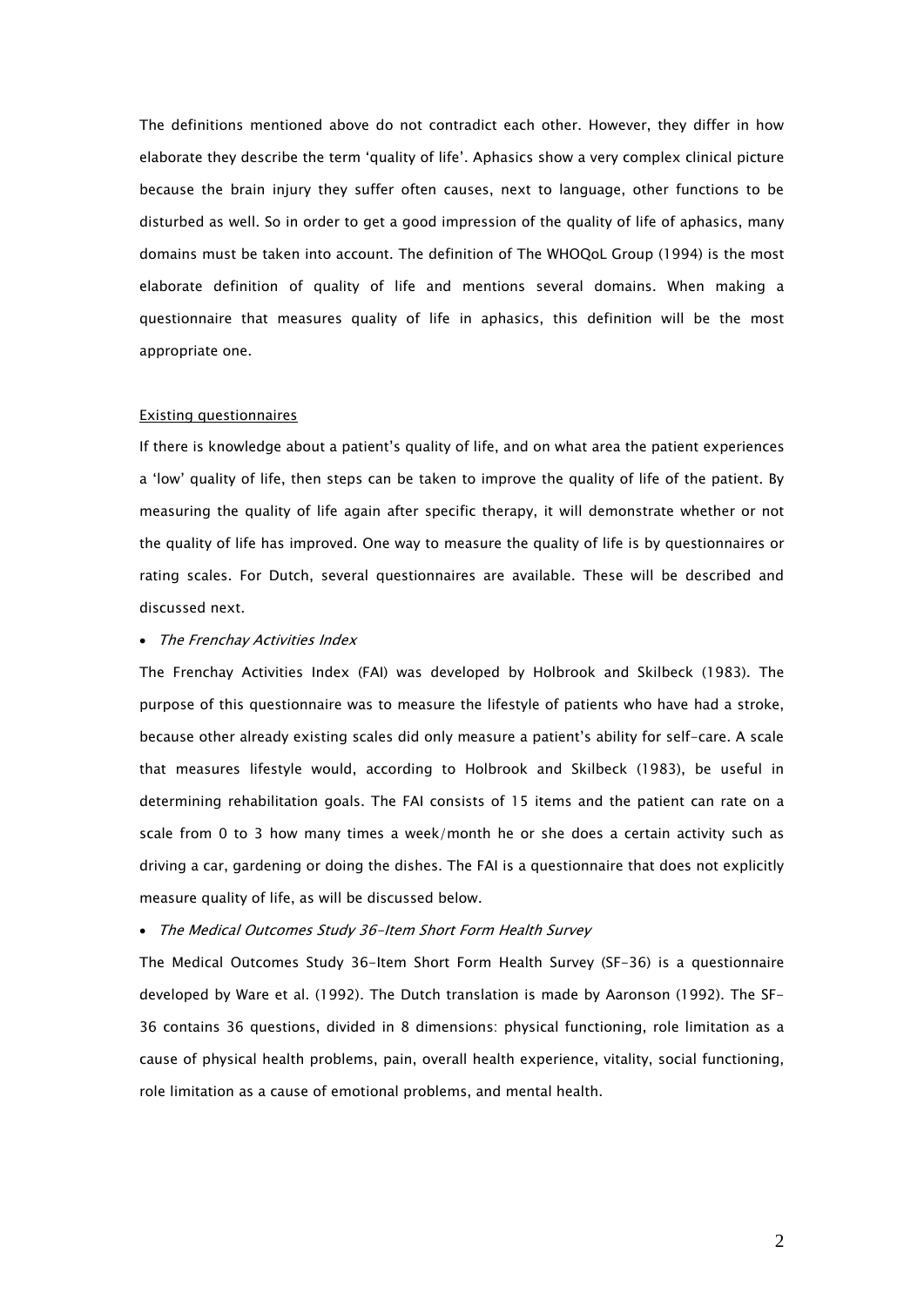The definitions mentioned above do not contradict each other. However, they differ in how elaborate they describe the term 'quality of life'. Aphasics show a very complex clinical picture because the brain injury they suffer often causes, next to language, other functions to be disturbed as well. So in order to get a good impression of the quality of life of aphasics, many domains must be taken into account. The definition of The WHOQoL Group (1994) is the most elaborate definition of quality of life and mentions several domains. When making a questionnaire that measures quality of life in aphasics, this definition will be the most appropriate one.

<u>Existing questionnaires</u>

If there is knowledge about a patient's quality of life, and on what area the patient experiences a 'low' quality of life, then steps can be taken to improve the quality of life of the patient. By measuring the quality of life again after specific therapy, it will demonstrate whether or not the quality of life has improved. One way to measure the quality of life is by questionnaires or rating scales. For Dutch, several questionnaires are available. These will be described and discussed next.

- *The Frenchay Activities Index*

The Frenchay Activities Index (FAI) was developed by Holbrook and Skilbeck (1983). The purpose of this questionnaire was to measure the lifestyle of patients who have had a stroke, because other already existing scales did only measure a patient's ability for self-care. A scale that measures lifestyle would, according to Holbrook and Skilbeck (1983), be useful in determining rehabilitation goals. The FAI consists of 15 items and the patient can rate on a scale from 0 to 3 how many times a week/month he or she does a certain activity such as driving a car, gardening or doing the dishes. The FAI is a questionnaire that does not explicitly measure quality of life, as will be discussed below.

- *The Medical Outcomes Study 36-Item Short Form Health Survey*

The Medical Outcomes Study 36-Item Short Form Health Survey (SF-36) is a questionnaire developed by Ware et al. (1992). The Dutch translation is made by Aaronson (1992). The SF-36 contains 36 questions, divided in 8 dimensions: physical functioning, role limitation as a cause of physical health problems, pain, overall health experience, vitality, social functioning, role limitation as a cause of emotional problems, and mental health.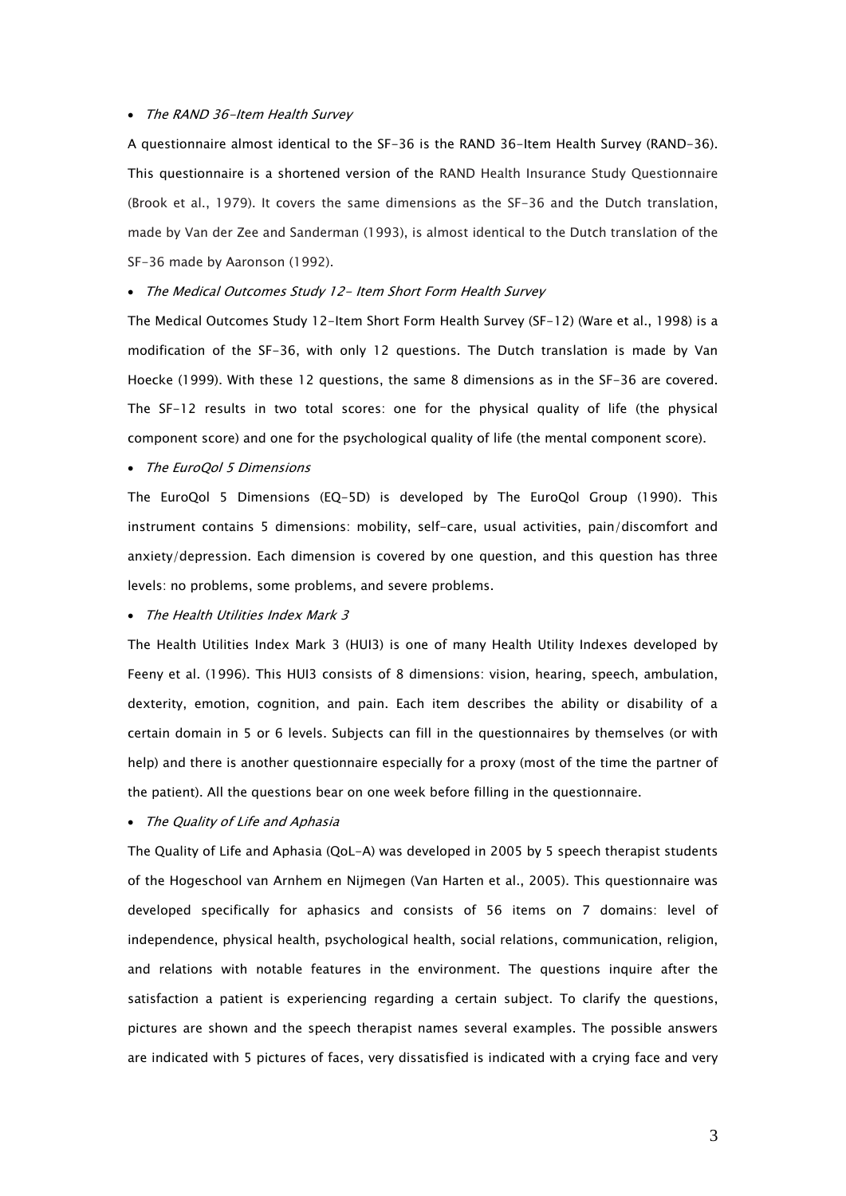- *The RAND 36-Item Health Survey*

A questionnaire almost identical to the SF-36 is the RAND 36-Item Health Survey (RAND-36). This questionnaire is a shortened version of the RAND Health Insurance Study Questionnaire (Brook et al., 1979). It covers the same dimensions as the SF-36 and the Dutch translation, made by Van der Zee and Sanderman (1993), is almost identical to the Dutch translation of the SF-36 made by Aaronson (1992).

- *The Medical Outcomes Study 12- Item Short Form Health Survey*

The Medical Outcomes Study 12-Item Short Form Health Survey (SF-12) (Ware et al., 1998) is a modification of the SF-36, with only 12 questions. The Dutch translation is made by Van Hoecke (1999). With these 12 questions, the same 8 dimensions as in the SF-36 are covered. The SF-12 results in two total scores: one for the physical quality of life (the physical component score) and one for the psychological quality of life (the mental component score).

- *The EuroQol 5 Dimensions*

The EuroQol 5 Dimensions (EQ-5D) is developed by The EuroQol Group (1990). This instrument contains 5 dimensions: mobility, self-care, usual activities, pain/discomfort and anxiety/depression. Each dimension is covered by one question, and this question has three levels: no problems, some problems, and severe problems.

- *The Health Utilities Index Mark 3*

The Health Utilities Index Mark 3 (HUI3) is one of many Health Utility Indexes developed by Feeny et al. (1996). This HUI3 consists of 8 dimensions: vision, hearing, speech, ambulation, dexterity, emotion, cognition, and pain. Each item describes the ability or disability of a certain domain in 5 or 6 levels. Subjects can fill in the questionnaires by themselves (or with help) and there is another questionnaire especially for a proxy (most of the time the partner of the patient). All the questions bear on one week before filling in the questionnaire.

- *The Quality of Life and Aphasia*

The Quality of Life and Aphasia (QoL-A) was developed in 2005 by 5 speech therapist students of the Hogeschool van Arnhem en Nijmegen (Van Harten et al., 2005). This questionnaire was developed specifically for aphasics and consists of 56 items on 7 domains: level of independence, physical health, psychological health, social relations, communication, religion, and relations with notable features in the environment. The questions inquire after the satisfaction a patient is experiencing regarding a certain subject. To clarify the questions, pictures are shown and the speech therapist names several examples. The possible answers are indicated with 5 pictures of faces, very dissatisfied is indicated with a crying face and very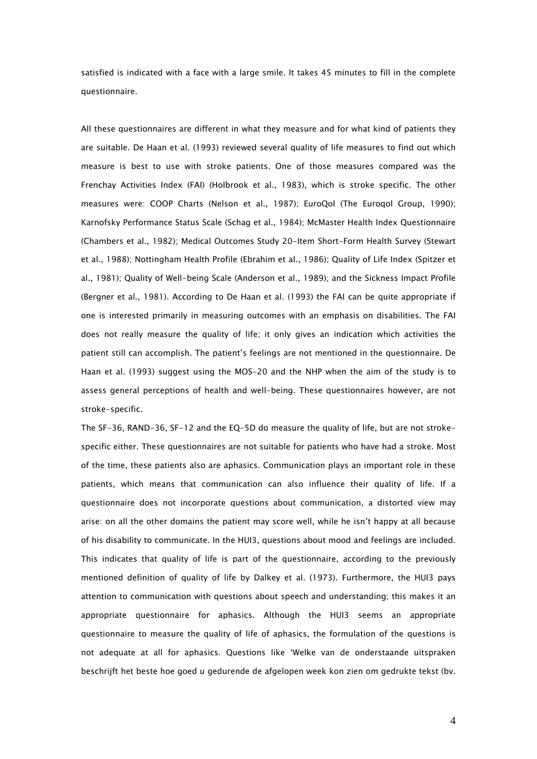satisfied is indicated with a face with a large smile. It takes 45 minutes to fill in the complete questionnaire.

All these questionnaires are different in what they measure and for what kind of patients they are suitable. De Haan et al. (1993) reviewed several quality of life measures to find out which measure is best to use with stroke patients. One of those measures compared was the Frenchay Activities Index (FAI) (Holbrook et al., 1983), which is stroke specific. The other measures were: COOP Charts (Nelson et al., 1987); EuroQol (The Euroqol Group, 1990); Karnofsky Performance Status Scale (Schag et al., 1984); McMaster Health Index Questionnaire (Chambers et al., 1982); Medical Outcomes Study 20-Item Short-Form Health Survey (Stewart et al., 1988); Nottingham Health Profile (Ebrahim et al., 1986); Quality of Life Index (Spitzer et al., 1981); Quality of Well-being Scale (Anderson et al., 1989); and the Sickness Impact Profile (Bergner et al., 1981). According to De Haan et al. (1993) the FAI can be quite appropriate if one is interested primarily in measuring outcomes with an emphasis on disabilities. The FAI does not really measure the quality of life; it only gives an indication which activities the patient still can accomplish. The patient's feelings are not mentioned in the questionnaire. De Haan et al. (1993) suggest using the MOS-20 and the NHP when the aim of the study is to assess general perceptions of health and well-being. These questionnaires however, are not stroke-specific.

The SF-36, RAND-36, SF-12 and the EQ-5D do measure the quality of life, but are not stroke-specific either. These questionnaires are not suitable for patients who have had a stroke. Most of the time, these patients also are aphasics. Communication plays an important role in these patients, which means that communication can also influence their quality of life. If a questionnaire does not incorporate questions about communication, a distorted view may arise: on all the other domains the patient may score well, while he isn't happy at all because of his disability to communicate. In the HUI3, questions about mood and feelings are included. This indicates that quality of life is part of the questionnaire, according to the previously mentioned definition of quality of life by Dalkey et al. (1973). Furthermore, the HUI3 pays attention to communication with questions about speech and understanding; this makes it an appropriate questionnaire for aphasics. Although the HUI3 seems an appropriate questionnaire to measure the quality of life of aphasics, the formulation of the questions is not adequate at all for aphasics. Questions like 'Welke van de onderstaande uitspraken beschrijft het beste hoe goed u gedurende de afgelopen week kon zien om gedrukte tekst (bv.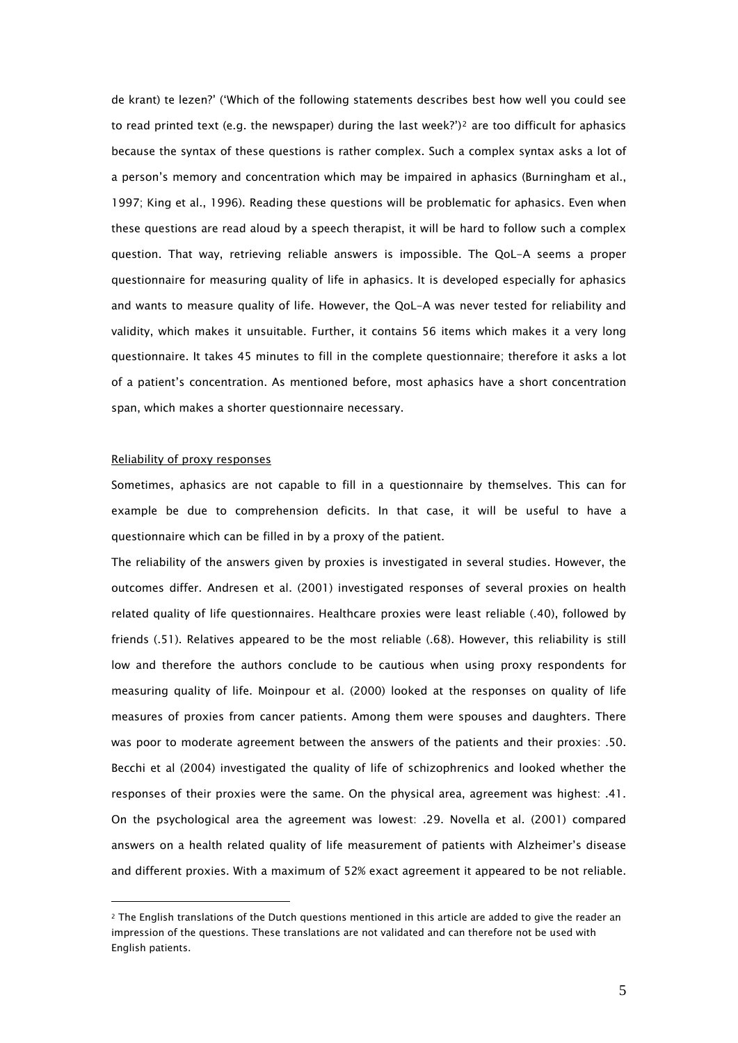de krant) te lezen?' ('Which of the following statements describes best how well you could see to read printed text (e.g. the newspaper) during the last week?')[2] are too difficult for aphasics because the syntax of these questions is rather complex. Such a complex syntax asks a lot of a person's memory and concentration which may be impaired in aphasics (Burningham et al., 1997; King et al., 1996). Reading these questions will be problematic for aphasics. Even when these questions are read aloud by a speech therapist, it will be hard to follow such a complex question. That way, retrieving reliable answers is impossible. The QoL-A seems a proper questionnaire for measuring quality of life in aphasics. It is developed especially for aphasics and wants to measure quality of life. However, the QoL-A was never tested for reliability and validity, which makes it unsuitable. Further, it contains 56 items which makes it a very long questionnaire. It takes 45 minutes to fill in the complete questionnaire; therefore it asks a lot of a patient's concentration. As mentioned before, most aphasics have a short concentration span, which makes a shorter questionnaire necessary.

Reliability of proxy responses

Sometimes, aphasics are not capable to fill in a questionnaire by themselves. This can for example be due to comprehension deficits. In that case, it will be useful to have a questionnaire which can be filled in by a proxy of the patient.

The reliability of the answers given by proxies is investigated in several studies. However, the outcomes differ. Andresen et al. (2001) investigated responses of several proxies on health related quality of life questionnaires. Healthcare proxies were least reliable (.40), followed by friends (.51). Relatives appeared to be the most reliable (.68). However, this reliability is still low and therefore the authors conclude to be cautious when using proxy respondents for measuring quality of life. Moinpour et al. (2000) looked at the responses on quality of life measures of proxies from cancer patients. Among them were spouses and daughters. There was poor to moderate agreement between the answers of the patients and their proxies: .50. Becchi et al (2004) investigated the quality of life of schizophrenics and looked whether the responses of their proxies were the same. On the physical area, agreement was highest: .41. On the psychological area the agreement was lowest: .29. Novella et al. (2001) compared answers on a health related quality of life measurement of patients with Alzheimer's disease and different proxies. With a maximum of 52% exact agreement it appeared to be not reliable.

---

[2] The English translations of the Dutch questions mentioned in this article are added to give the reader an impression of the questions. These translations are not validated and can therefore not be used with English patients.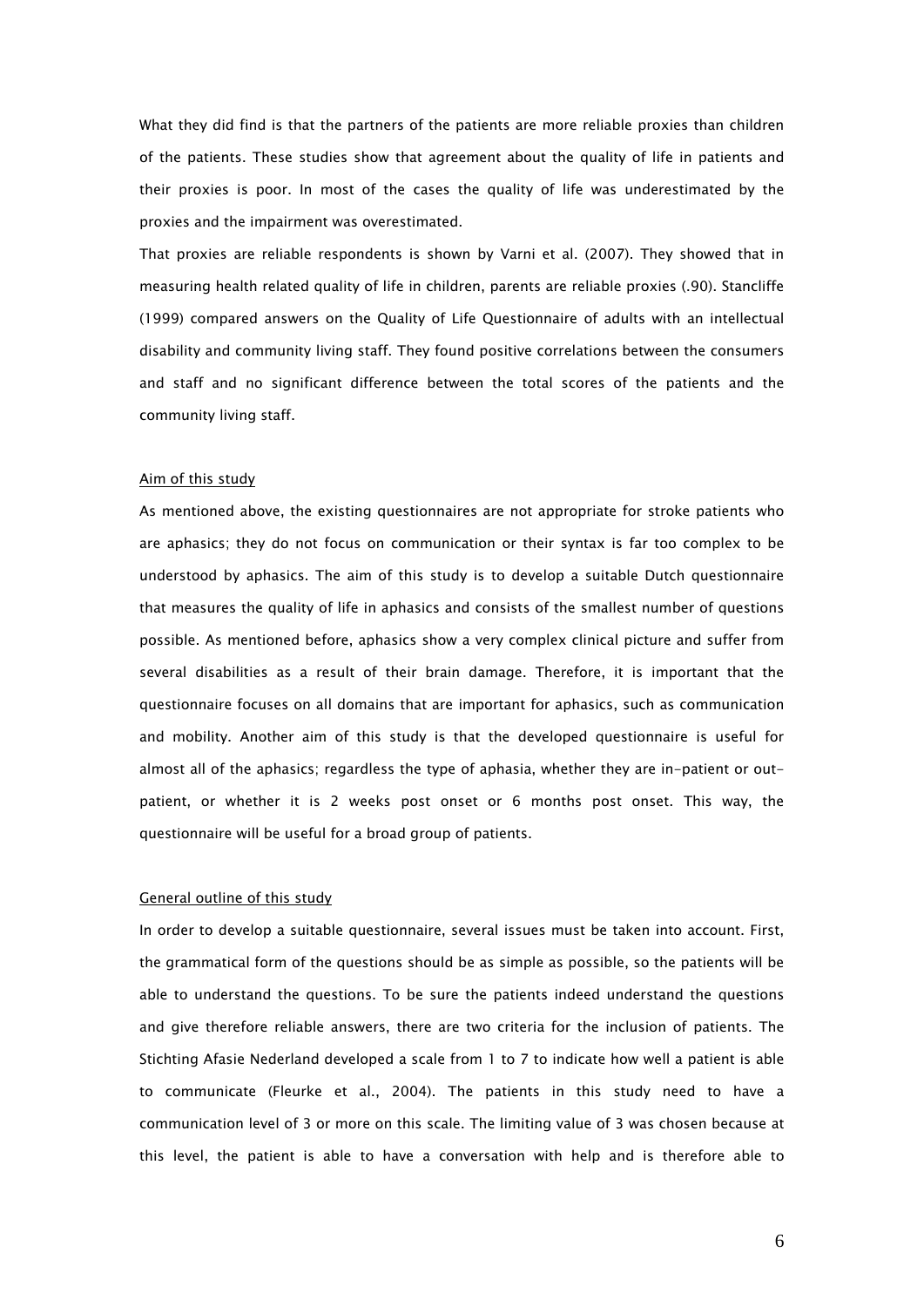What they did find is that the partners of the patients are more reliable proxies than children of the patients. These studies show that agreement about the quality of life in patients and their proxies is poor. In most of the cases the quality of life was underestimated by the proxies and the impairment was overestimated.

That proxies are reliable respondents is shown by Varni et al. (2007). They showed that in measuring health related quality of life in children, parents are reliable proxies (.90). Stancliffe (1999) compared answers on the Quality of Life Questionnaire of adults with an intellectual disability and community living staff. They found positive correlations between the consumers and staff and no significant difference between the total scores of the patients and the community living staff.

## Aim of this study

As mentioned above, the existing questionnaires are not appropriate for stroke patients who are aphasics; they do not focus on communication or their syntax is far too complex to be understood by aphasics. The aim of this study is to develop a suitable Dutch questionnaire that measures the quality of life in aphasics and consists of the smallest number of questions possible. As mentioned before, aphasics show a very complex clinical picture and suffer from several disabilities as a result of their brain damage. Therefore, it is important that the questionnaire focuses on all domains that are important for aphasics, such as communication and mobility. Another aim of this study is that the developed questionnaire is useful for almost all of the aphasics; regardless the type of aphasia, whether they are in-patient or out-patient, or whether it is 2 weeks post onset or 6 months post onset. This way, the questionnaire will be useful for a broad group of patients.

## General outline of this study

In order to develop a suitable questionnaire, several issues must be taken into account. First, the grammatical form of the questions should be as simple as possible, so the patients will be able to understand the questions. To be sure the patients indeed understand the questions and give therefore reliable answers, there are two criteria for the inclusion of patients. The Stichting Afasie Nederland developed a scale from 1 to 7 to indicate how well a patient is able to communicate (Fleurke et al., 2004). The patients in this study need to have a communication level of 3 or more on this scale. The limiting value of 3 was chosen because at this level, the patient is able to have a conversation with help and is therefore able to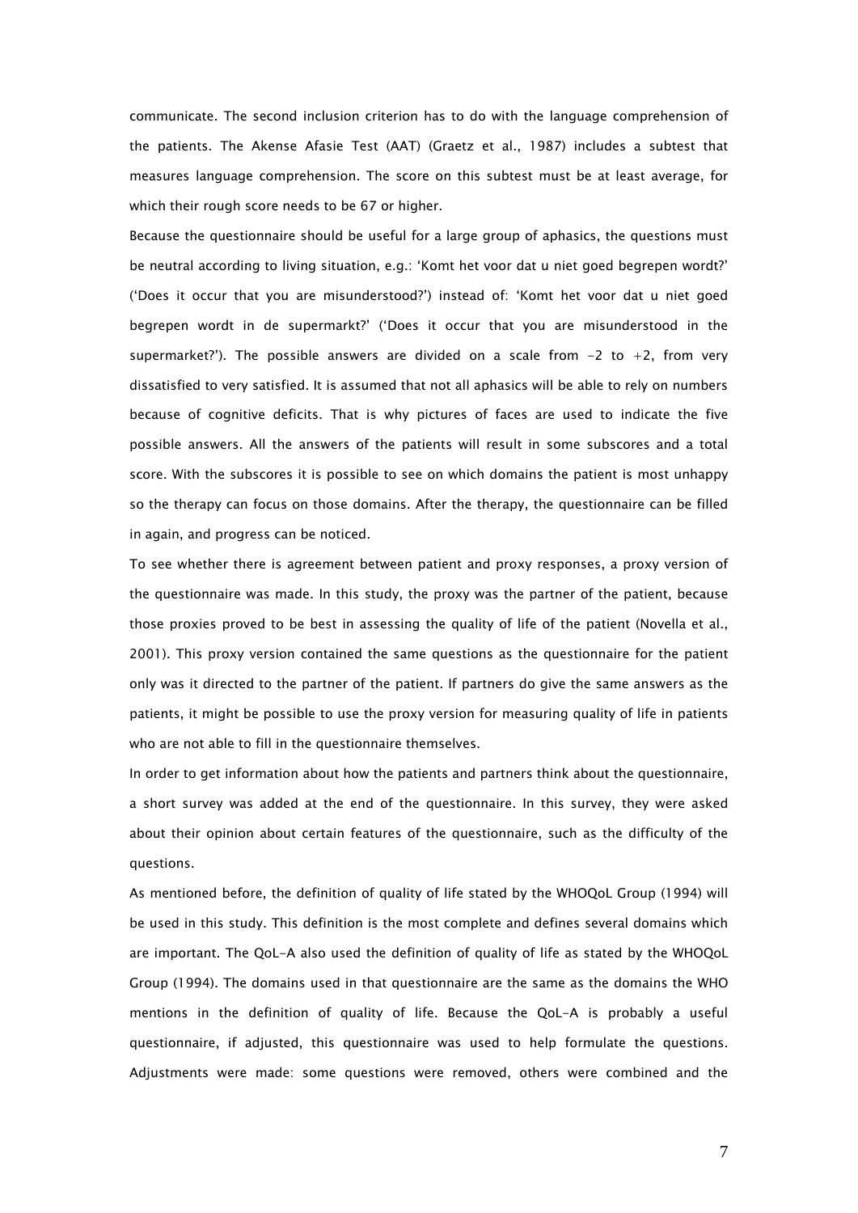communicate. The second inclusion criterion has to do with the language comprehension of the patients. The Akense Afasie Test (AAT) (Graetz et al., 1987) includes a subtest that measures language comprehension. The score on this subtest must be at least average, for which their rough score needs to be 67 or higher.

Because the questionnaire should be useful for a large group of aphasics, the questions must be neutral according to living situation, e.g.: 'Komt het voor dat u niet goed begrepen wordt?' ('Does it occur that you are misunderstood?') instead of: 'Komt het voor dat u niet goed begrepen wordt in de supermarkt?' ('Does it occur that you are misunderstood in the supermarket?'). The possible answers are divided on a scale from -2 to +2, from very dissatisfied to very satisfied. It is assumed that not all aphasics will be able to rely on numbers because of cognitive deficits. That is why pictures of faces are used to indicate the five possible answers. All the answers of the patients will result in some subscores and a total score. With the subscores it is possible to see on which domains the patient is most unhappy so the therapy can focus on those domains. After the therapy, the questionnaire can be filled in again, and progress can be noticed.

To see whether there is agreement between patient and proxy responses, a proxy version of the questionnaire was made. In this study, the proxy was the partner of the patient, because those proxies proved to be best in assessing the quality of life of the patient (Novella et al., 2001). This proxy version contained the same questions as the questionnaire for the patient only was it directed to the partner of the patient. If partners do give the same answers as the patients, it might be possible to use the proxy version for measuring quality of life in patients who are not able to fill in the questionnaire themselves.

In order to get information about how the patients and partners think about the questionnaire, a short survey was added at the end of the questionnaire. In this survey, they were asked about their opinion about certain features of the questionnaire, such as the difficulty of the questions.

As mentioned before, the definition of quality of life stated by the WHOQoL Group (1994) will be used in this study. This definition is the most complete and defines several domains which are important. The QoL-A also used the definition of quality of life as stated by the WHOQoL Group (1994). The domains used in that questionnaire are the same as the domains the WHO mentions in the definition of quality of life. Because the QoL-A is probably a useful questionnaire, if adjusted, this questionnaire was used to help formulate the questions. Adjustments were made: some questions were removed, others were combined and the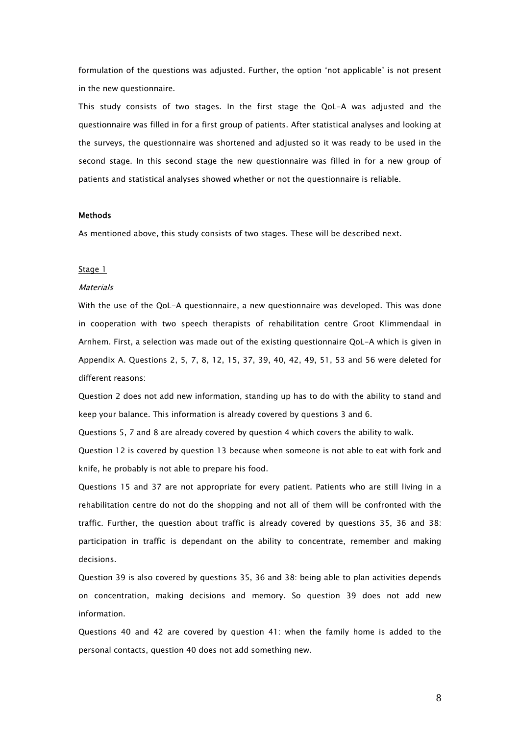formulation of the questions was adjusted. Further, the option 'not applicable' is not present in the new questionnaire.

This study consists of two stages. In the first stage the QoL-A was adjusted and the questionnaire was filled in for a first group of patients. After statistical analyses and looking at the surveys, the questionnaire was shortened and adjusted so it was ready to be used in the second stage. In this second stage the new questionnaire was filled in for a new group of patients and statistical analyses showed whether or not the questionnaire is reliable.

**Methods**

As mentioned above, this study consists of two stages. These will be described next.

Stage 1

*Materials*

With the use of the QoL-A questionnaire, a new questionnaire was developed. This was done in cooperation with two speech therapists of rehabilitation centre Groot Klimmendaal in Arnhem. First, a selection was made out of the existing questionnaire QoL-A which is given in Appendix A. Questions 2, 5, 7, 8, 12, 15, 37, 39, 40, 42, 49, 51, 53 and 56 were deleted for different reasons:

Question 2 does not add new information, standing up has to do with the ability to stand and keep your balance. This information is already covered by questions 3 and 6.

Questions 5, 7 and 8 are already covered by question 4 which covers the ability to walk.

Question 12 is covered by question 13 because when someone is not able to eat with fork and knife, he probably is not able to prepare his food.

Questions 15 and 37 are not appropriate for every patient. Patients who are still living in a rehabilitation centre do not do the shopping and not all of them will be confronted with the traffic. Further, the question about traffic is already covered by questions 35, 36 and 38: participation in traffic is dependant on the ability to concentrate, remember and making decisions.

Question 39 is also covered by questions 35, 36 and 38: being able to plan activities depends on concentration, making decisions and memory. So question 39 does not add new information.

Questions 40 and 42 are covered by question 41: when the family home is added to the personal contacts, question 40 does not add something new.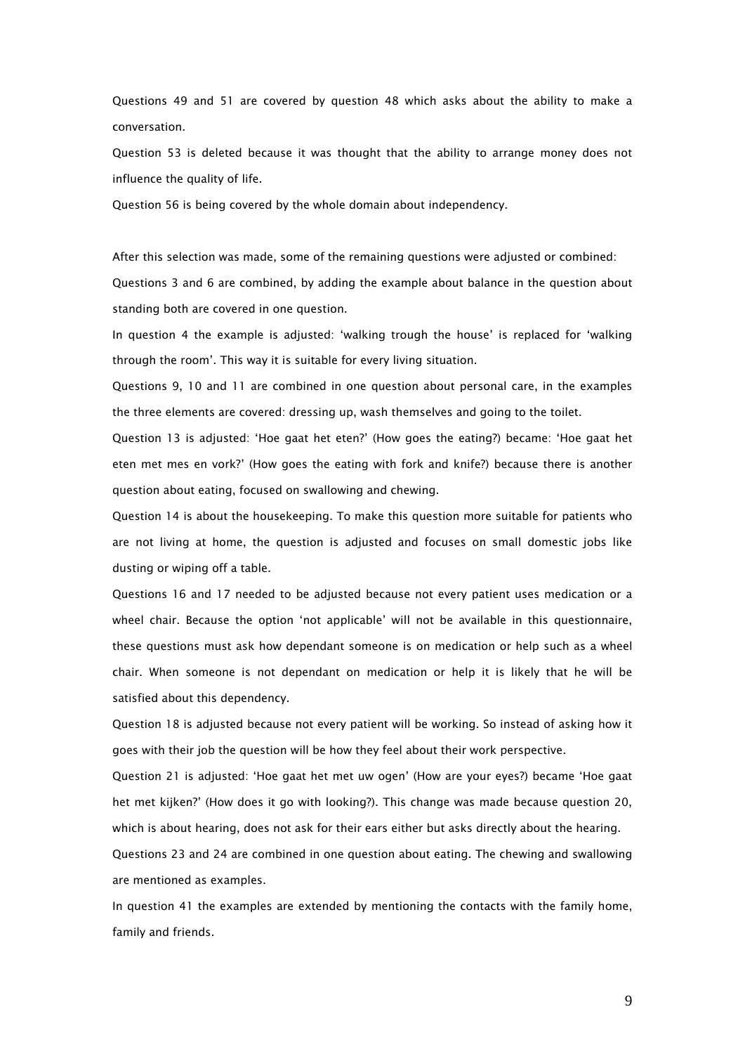Questions 49 and 51 are covered by question 48 which asks about the ability to make a conversation.

Question 53 is deleted because it was thought that the ability to arrange money does not influence the quality of life.

Question 56 is being covered by the whole domain about independency.

After this selection was made, some of the remaining questions were adjusted or combined:

Questions 3 and 6 are combined, by adding the example about balance in the question about standing both are covered in one question.

In question 4 the example is adjusted: 'walking trough the house' is replaced for 'walking through the room'. This way it is suitable for every living situation.

Questions 9, 10 and 11 are combined in one question about personal care, in the examples the three elements are covered: dressing up, wash themselves and going to the toilet.

Question 13 is adjusted: 'Hoe gaat het eten?' (How goes the eating?) became: 'Hoe gaat het eten met mes en vork?' (How goes the eating with fork and knife?) because there is another question about eating, focused on swallowing and chewing.

Question 14 is about the housekeeping. To make this question more suitable for patients who are not living at home, the question is adjusted and focuses on small domestic jobs like dusting or wiping off a table.

Questions 16 and 17 needed to be adjusted because not every patient uses medication or a wheel chair. Because the option 'not applicable' will not be available in this questionnaire, these questions must ask how dependant someone is on medication or help such as a wheel chair. When someone is not dependant on medication or help it is likely that he will be satisfied about this dependency.

Question 18 is adjusted because not every patient will be working. So instead of asking how it goes with their job the question will be how they feel about their work perspective.

Question 21 is adjusted: 'Hoe gaat het met uw ogen' (How are your eyes?) became 'Hoe gaat het met kijken?' (How does it go with looking?). This change was made because question 20, which is about hearing, does not ask for their ears either but asks directly about the hearing.

Questions 23 and 24 are combined in one question about eating. The chewing and swallowing are mentioned as examples.

In question 41 the examples are extended by mentioning the contacts with the family home, family and friends.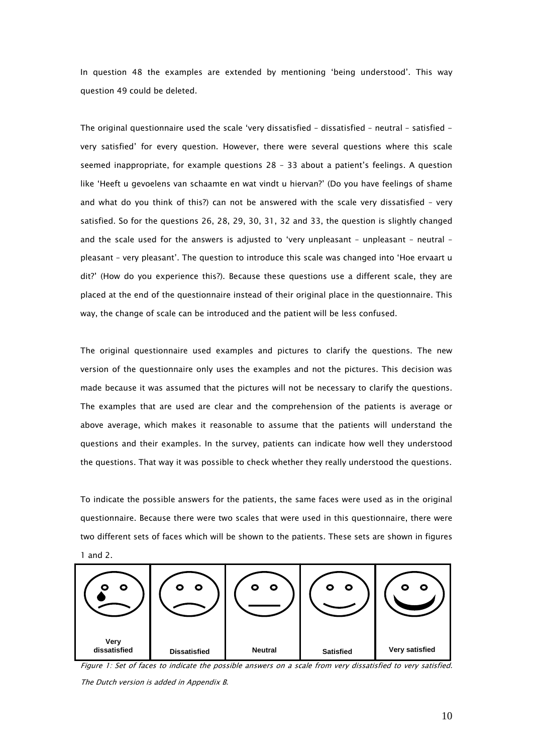In question 48 the examples are extended by mentioning 'being understood'. This way question 49 could be deleted.

The original questionnaire used the scale 'very dissatisfied – dissatisfied – neutral – satisfied - very satisfied' for every question. However, there were several questions where this scale seemed inappropriate, for example questions 28 - 33 about a patient's feelings. A question like 'Heeft u gevoelens van schaamte en wat vindt u hiervan?' (Do you have feelings of shame and what do you think of this?) can not be answered with the scale very dissatisfied – very satisfied. So for the questions 26, 28, 29, 30, 31, 32 and 33, the question is slightly changed and the scale used for the answers is adjusted to 'very unpleasant – unpleasant – neutral – pleasant – very pleasant'. The question to introduce this scale was changed into 'Hoe ervaart u dit?' (How do you experience this?). Because these questions use a different scale, they are placed at the end of the questionnaire instead of their original place in the questionnaire. This way, the change of scale can be introduced and the patient will be less confused.

The original questionnaire used examples and pictures to clarify the questions. The new version of the questionnaire only uses the examples and not the pictures. This decision was made because it was assumed that the pictures will not be necessary to clarify the questions. The examples that are used are clear and the comprehension of the patients is average or above average, which makes it reasonable to assume that the patients will understand the questions and their examples. In the survey, patients can indicate how well they understood the questions. That way it was possible to check whether they really understood the questions.

To indicate the possible answers for the patients, the same faces were used as in the original questionnaire. Because there were two scales that were used in this questionnaire, there were two different sets of faces which will be shown to the patients. These sets are shown in figures 1 and 2.

| Very dissatisfied | Dissatisfied | Neutral | Satisfied | Very satisfied |
|---|---|---|---|---|

*Figure 1: Set of faces to indicate the possible answers on a scale from very dissatisfied to very satisfied. The Dutch version is added in Appendix B.*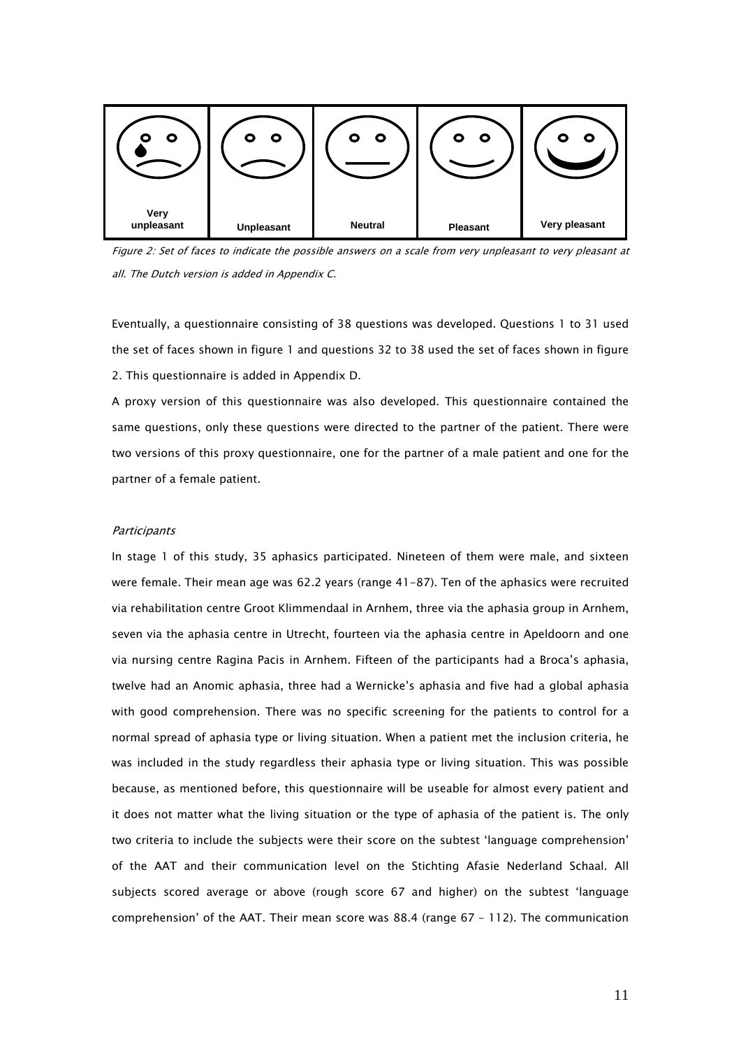| Very unpleasant | Unpleasant | Neutral | Pleasant | Very pleasant |
|---|---|---|---|---|

*Figure 2: Set of faces to indicate the possible answers on a scale from very unpleasant to very pleasant at all. The Dutch version is added in Appendix C.*

Eventually, a questionnaire consisting of 38 questions was developed. Questions 1 to 31 used the set of faces shown in figure 1 and questions 32 to 38 used the set of faces shown in figure 2. This questionnaire is added in Appendix D.

A proxy version of this questionnaire was also developed. This questionnaire contained the same questions, only these questions were directed to the partner of the patient. There were two versions of this proxy questionnaire, one for the partner of a male patient and one for the partner of a female patient.

*Participants*

In stage 1 of this study, 35 aphasics participated. Nineteen of them were male, and sixteen were female. Their mean age was 62.2 years (range 41-87). Ten of the aphasics were recruited via rehabilitation centre Groot Klimmendaal in Arnhem, three via the aphasia group in Arnhem, seven via the aphasia centre in Utrecht, fourteen via the aphasia centre in Apeldoorn and one via nursing centre Ragina Pacis in Arnhem. Fifteen of the participants had a Broca's aphasia, twelve had an Anomic aphasia, three had a Wernicke's aphasia and five had a global aphasia with good comprehension. There was no specific screening for the patients to control for a normal spread of aphasia type or living situation. When a patient met the inclusion criteria, he was included in the study regardless their aphasia type or living situation. This was possible because, as mentioned before, this questionnaire will be useable for almost every patient and it does not matter what the living situation or the type of aphasia of the patient is. The only two criteria to include the subjects were their score on the subtest 'language comprehension' of the AAT and their communication level on the Stichting Afasie Nederland Schaal. All subjects scored average or above (rough score 67 and higher) on the subtest 'language comprehension' of the AAT. Their mean score was 88.4 (range 67 – 112). The communication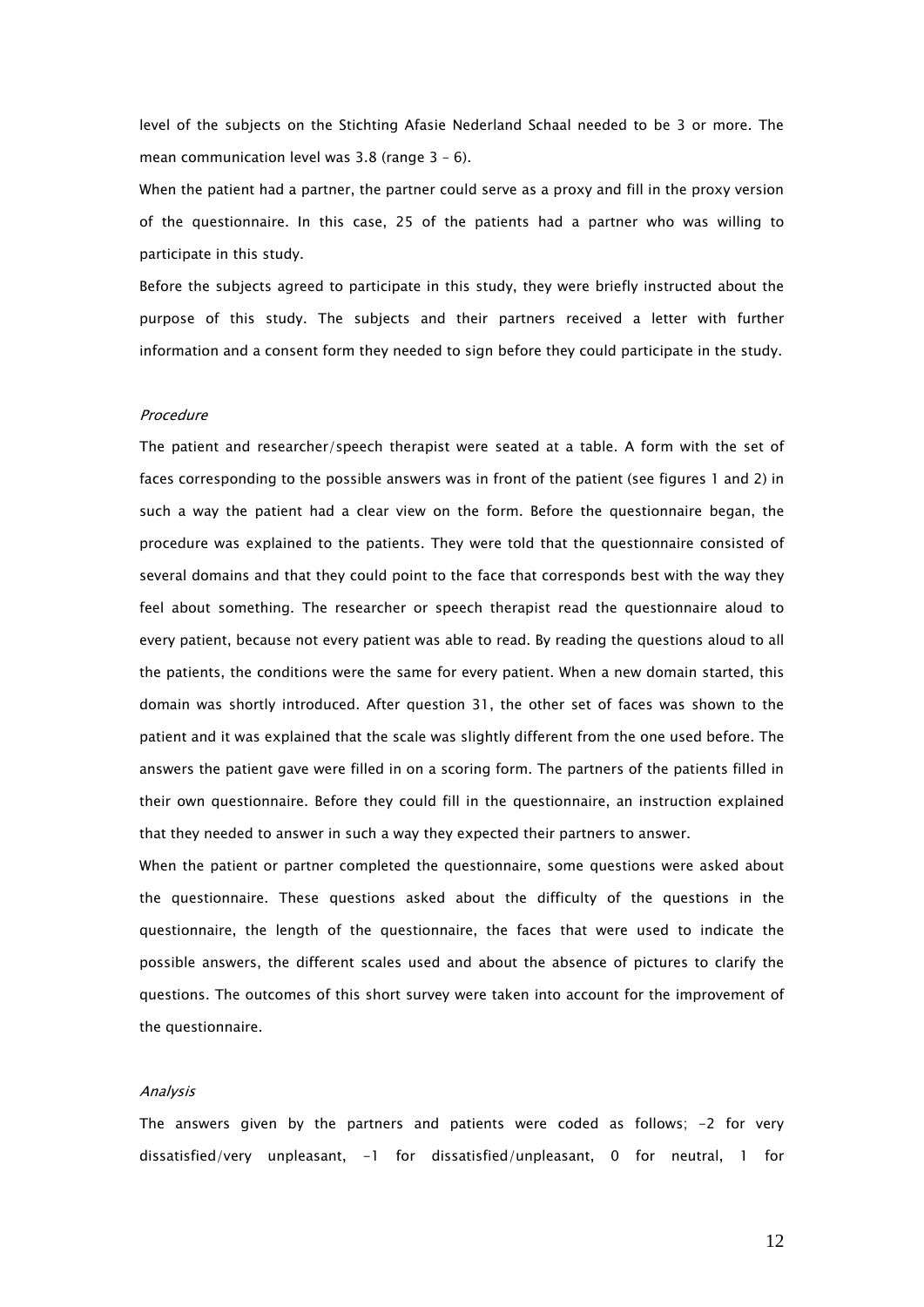level of the subjects on the Stichting Afasie Nederland Schaal needed to be 3 or more. The mean communication level was 3.8 (range 3 – 6).

When the patient had a partner, the partner could serve as a proxy and fill in the proxy version of the questionnaire. In this case, 25 of the patients had a partner who was willing to participate in this study.

Before the subjects agreed to participate in this study, they were briefly instructed about the purpose of this study. The subjects and their partners received a letter with further information and a consent form they needed to sign before they could participate in the study.

### *Procedure*

The patient and researcher/speech therapist were seated at a table. A form with the set of faces corresponding to the possible answers was in front of the patient (see figures 1 and 2) in such a way the patient had a clear view on the form. Before the questionnaire began, the procedure was explained to the patients. They were told that the questionnaire consisted of several domains and that they could point to the face that corresponds best with the way they feel about something. The researcher or speech therapist read the questionnaire aloud to every patient, because not every patient was able to read. By reading the questions aloud to all the patients, the conditions were the same for every patient. When a new domain started, this domain was shortly introduced. After question 31, the other set of faces was shown to the patient and it was explained that the scale was slightly different from the one used before. The answers the patient gave were filled in on a scoring form. The partners of the patients filled in their own questionnaire. Before they could fill in the questionnaire, an instruction explained that they needed to answer in such a way they expected their partners to answer.

When the patient or partner completed the questionnaire, some questions were asked about the questionnaire. These questions asked about the difficulty of the questions in the questionnaire, the length of the questionnaire, the faces that were used to indicate the possible answers, the different scales used and about the absence of pictures to clarify the questions. The outcomes of this short survey were taken into account for the improvement of the questionnaire.

### *Analysis*

The answers given by the partners and patients were coded as follows; -2 for very dissatisfied/very unpleasant, -1 for dissatisfied/unpleasant, 0 for neutral, 1 for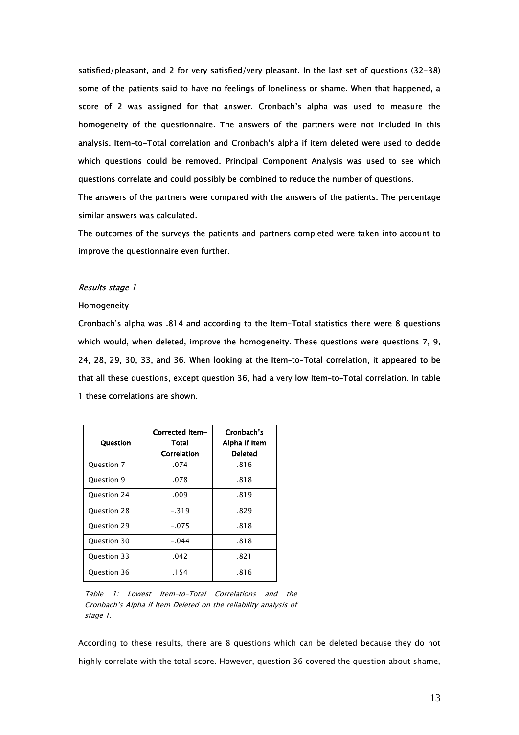satisfied/pleasant, and 2 for very satisfied/very pleasant. In the last set of questions (32-38) some of the patients said to have no feelings of loneliness or shame. When that happened, a score of 2 was assigned for that answer. Cronbach's alpha was used to measure the homogeneity of the questionnaire. The answers of the partners were not included in this analysis. Item-to-Total correlation and Cronbach's alpha if item deleted were used to decide which questions could be removed. Principal Component Analysis was used to see which questions correlate and could possibly be combined to reduce the number of questions.

The answers of the partners were compared with the answers of the patients. The percentage similar answers was calculated.

The outcomes of the surveys the patients and partners completed were taken into account to improve the questionnaire even further.

*Results stage 1*

Homogeneity

Cronbach's alpha was .814 and according to the Item-Total statistics there were 8 questions which would, when deleted, improve the homogeneity. These questions were questions 7, 9, 24, 28, 29, 30, 33, and 36. When looking at the Item-to-Total correlation, it appeared to be that all these questions, except question 36, had a very low Item-to-Total correlation. In table 1 these correlations are shown.

| Question | Corrected Item-Total Correlation | Cronbach's Alpha if Item Deleted |
|---|---|---|
| Question 7 | .074 | .816 |
| Question 9 | .078 | .818 |
| Question 24 | .009 | .819 |
| Question 28 | -.319 | .829 |
| Question 29 | -.075 | .818 |
| Question 30 | -.044 | .818 |
| Question 33 | .042 | .821 |
| Question 36 | .154 | .816 |

*Table 1: Lowest Item-to-Total Correlations and the Cronbach's Alpha if Item Deleted on the reliability analysis of stage 1.*

According to these results, there are 8 questions which can be deleted because they do not highly correlate with the total score. However, question 36 covered the question about shame,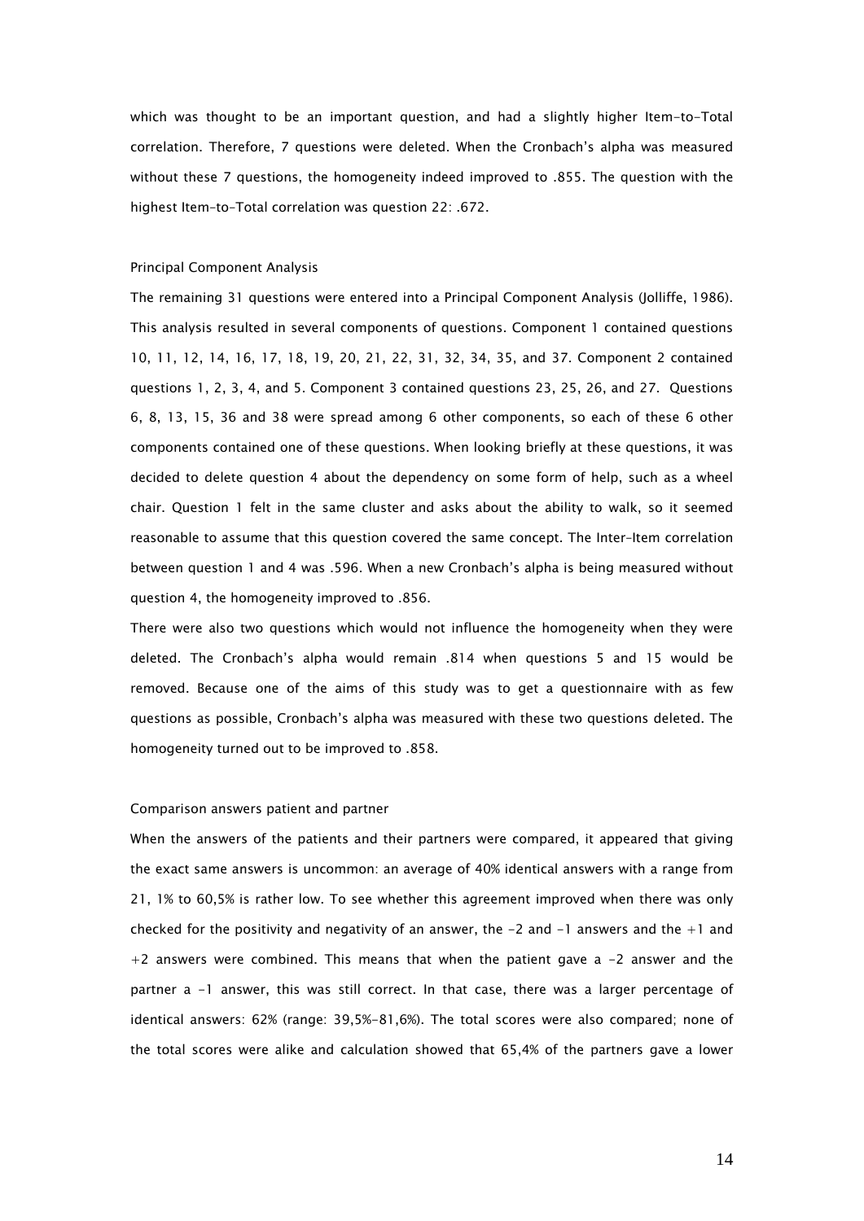which was thought to be an important question, and had a slightly higher Item-to-Total correlation. Therefore, 7 questions were deleted. When the Cronbach's alpha was measured without these 7 questions, the homogeneity indeed improved to .855. The question with the highest Item-to-Total correlation was question 22: .672.

### Principal Component Analysis

The remaining 31 questions were entered into a Principal Component Analysis (Jolliffe, 1986). This analysis resulted in several components of questions. Component 1 contained questions 10, 11, 12, 14, 16, 17, 18, 19, 20, 21, 22, 31, 32, 34, 35, and 37. Component 2 contained questions 1, 2, 3, 4, and 5. Component 3 contained questions 23, 25, 26, and 27. Questions 6, 8, 13, 15, 36 and 38 were spread among 6 other components, so each of these 6 other components contained one of these questions. When looking briefly at these questions, it was decided to delete question 4 about the dependency on some form of help, such as a wheel chair. Question 1 felt in the same cluster and asks about the ability to walk, so it seemed reasonable to assume that this question covered the same concept. The Inter-Item correlation between question 1 and 4 was .596. When a new Cronbach's alpha is being measured without question 4, the homogeneity improved to .856.

There were also two questions which would not influence the homogeneity when they were deleted. The Cronbach's alpha would remain .814 when questions 5 and 15 would be removed. Because one of the aims of this study was to get a questionnaire with as few questions as possible, Cronbach's alpha was measured with these two questions deleted. The homogeneity turned out to be improved to .858.

### Comparison answers patient and partner

When the answers of the patients and their partners were compared, it appeared that giving the exact same answers is uncommon: an average of 40% identical answers with a range from 21, 1% to 60,5% is rather low. To see whether this agreement improved when there was only checked for the positivity and negativity of an answer, the -2 and -1 answers and the +1 and +2 answers were combined. This means that when the patient gave a -2 answer and the partner a -1 answer, this was still correct. In that case, there was a larger percentage of identical answers: 62% (range: 39,5%-81,6%). The total scores were also compared; none of the total scores were alike and calculation showed that 65,4% of the partners gave a lower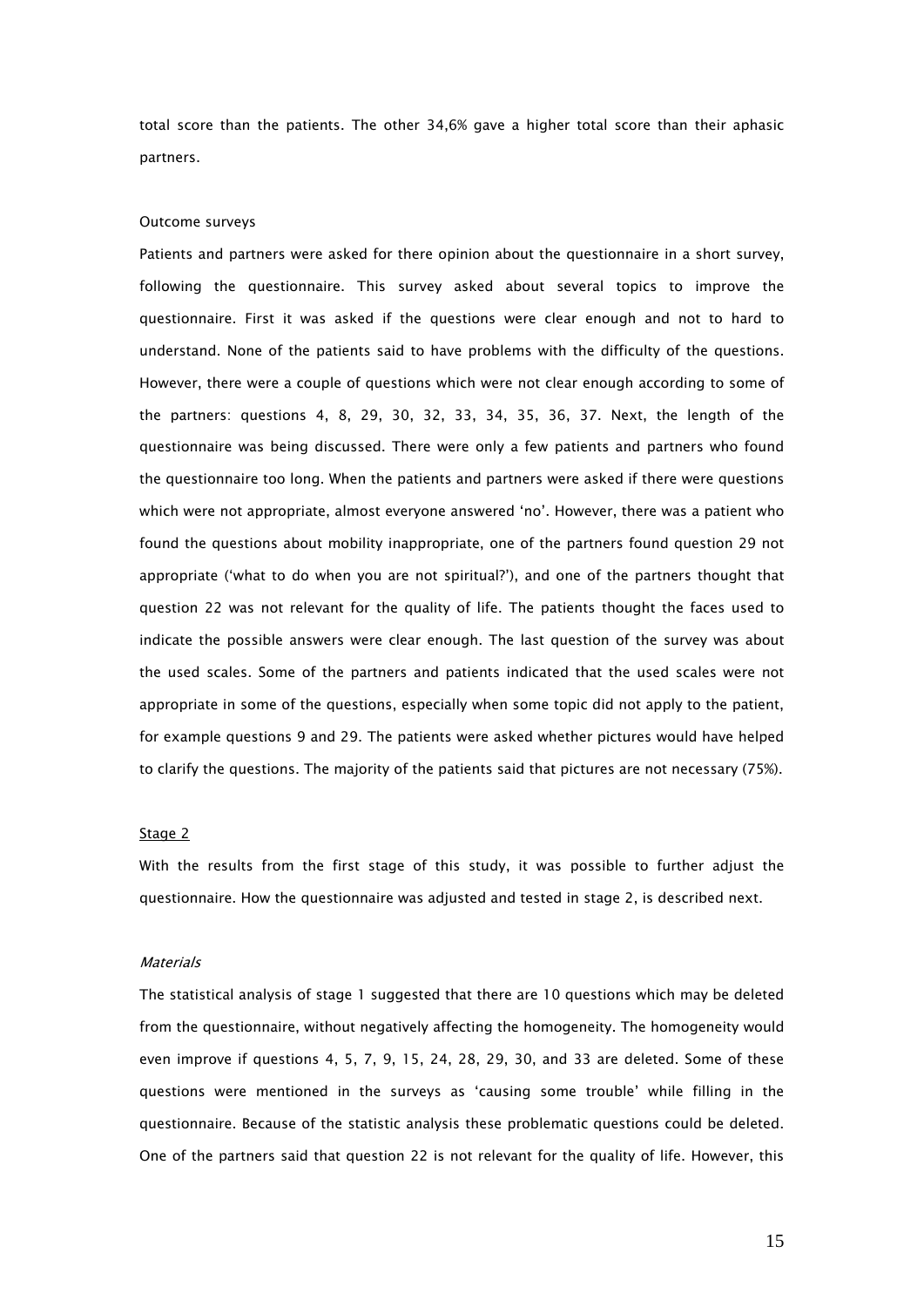total score than the patients. The other 34,6% gave a higher total score than their aphasic partners.

Outcome surveys

Patients and partners were asked for there opinion about the questionnaire in a short survey, following the questionnaire. This survey asked about several topics to improve the questionnaire. First it was asked if the questions were clear enough and not to hard to understand. None of the patients said to have problems with the difficulty of the questions. However, there were a couple of questions which were not clear enough according to some of the partners: questions 4, 8, 29, 30, 32, 33, 34, 35, 36, 37. Next, the length of the questionnaire was being discussed. There were only a few patients and partners who found the questionnaire too long. When the patients and partners were asked if there were questions which were not appropriate, almost everyone answered 'no'. However, there was a patient who found the questions about mobility inappropriate, one of the partners found question 29 not appropriate ('what to do when you are not spiritual?'), and one of the partners thought that question 22 was not relevant for the quality of life. The patients thought the faces used to indicate the possible answers were clear enough. The last question of the survey was about the used scales. Some of the partners and patients indicated that the used scales were not appropriate in some of the questions, especially when some topic did not apply to the patient, for example questions 9 and 29. The patients were asked whether pictures would have helped to clarify the questions. The majority of the patients said that pictures are not necessary (75%).

<u>Stage 2</u>

With the results from the first stage of this study, it was possible to further adjust the questionnaire. How the questionnaire was adjusted and tested in stage 2, is described next.

*Materials*

The statistical analysis of stage 1 suggested that there are 10 questions which may be deleted from the questionnaire, without negatively affecting the homogeneity. The homogeneity would even improve if questions 4, 5, 7, 9, 15, 24, 28, 29, 30, and 33 are deleted. Some of these questions were mentioned in the surveys as 'causing some trouble' while filling in the questionnaire. Because of the statistic analysis these problematic questions could be deleted. One of the partners said that question 22 is not relevant for the quality of life. However, this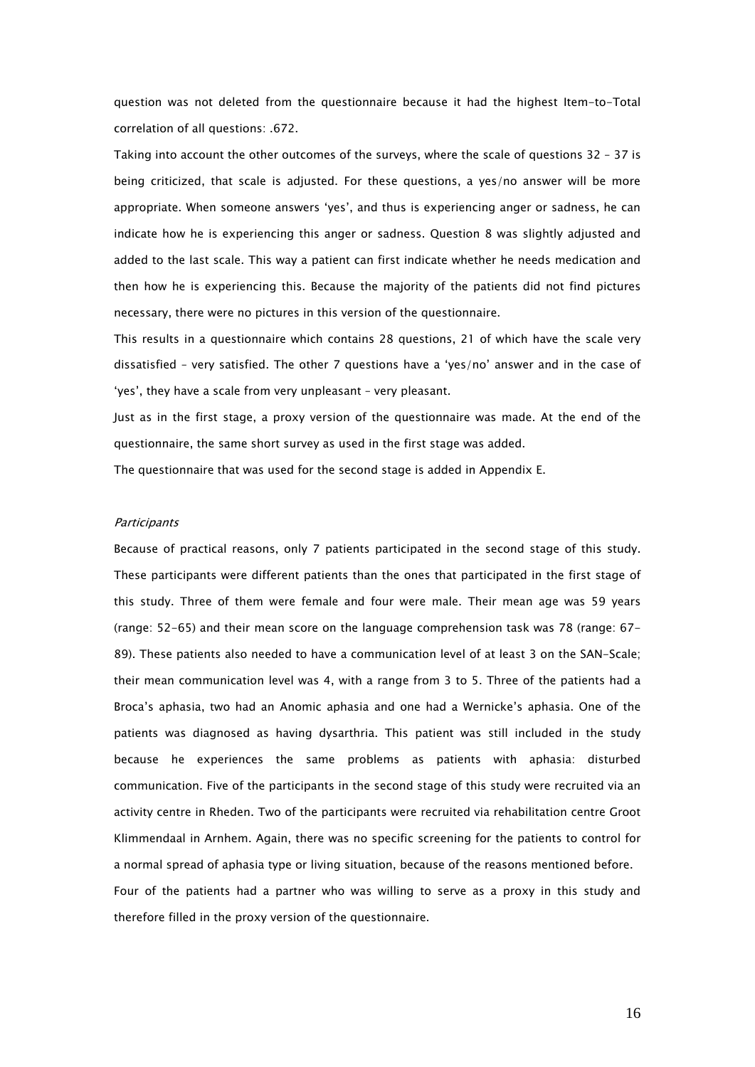question was not deleted from the questionnaire because it had the highest Item-to-Total correlation of all questions: .672.

Taking into account the other outcomes of the surveys, where the scale of questions 32 – 37 is being criticized, that scale is adjusted. For these questions, a yes/no answer will be more appropriate. When someone answers 'yes', and thus is experiencing anger or sadness, he can indicate how he is experiencing this anger or sadness. Question 8 was slightly adjusted and added to the last scale. This way a patient can first indicate whether he needs medication and then how he is experiencing this. Because the majority of the patients did not find pictures necessary, there were no pictures in this version of the questionnaire.

This results in a questionnaire which contains 28 questions, 21 of which have the scale very dissatisfied – very satisfied. The other 7 questions have a 'yes/no' answer and in the case of 'yes', they have a scale from very unpleasant – very pleasant.

Just as in the first stage, a proxy version of the questionnaire was made. At the end of the questionnaire, the same short survey as used in the first stage was added.

The questionnaire that was used for the second stage is added in Appendix E.

*Participants*

Because of practical reasons, only 7 patients participated in the second stage of this study. These participants were different patients than the ones that participated in the first stage of this study. Three of them were female and four were male. Their mean age was 59 years (range: 52-65) and their mean score on the language comprehension task was 78 (range: 67-89). These patients also needed to have a communication level of at least 3 on the SAN-Scale; their mean communication level was 4, with a range from 3 to 5. Three of the patients had a Broca's aphasia, two had an Anomic aphasia and one had a Wernicke's aphasia. One of the patients was diagnosed as having dysarthria. This patient was still included in the study because he experiences the same problems as patients with aphasia: disturbed communication. Five of the participants in the second stage of this study were recruited via an activity centre in Rheden. Two of the participants were recruited via rehabilitation centre Groot Klimmendaal in Arnhem. Again, there was no specific screening for the patients to control for a normal spread of aphasia type or living situation, because of the reasons mentioned before.

Four of the patients had a partner who was willing to serve as a proxy in this study and therefore filled in the proxy version of the questionnaire.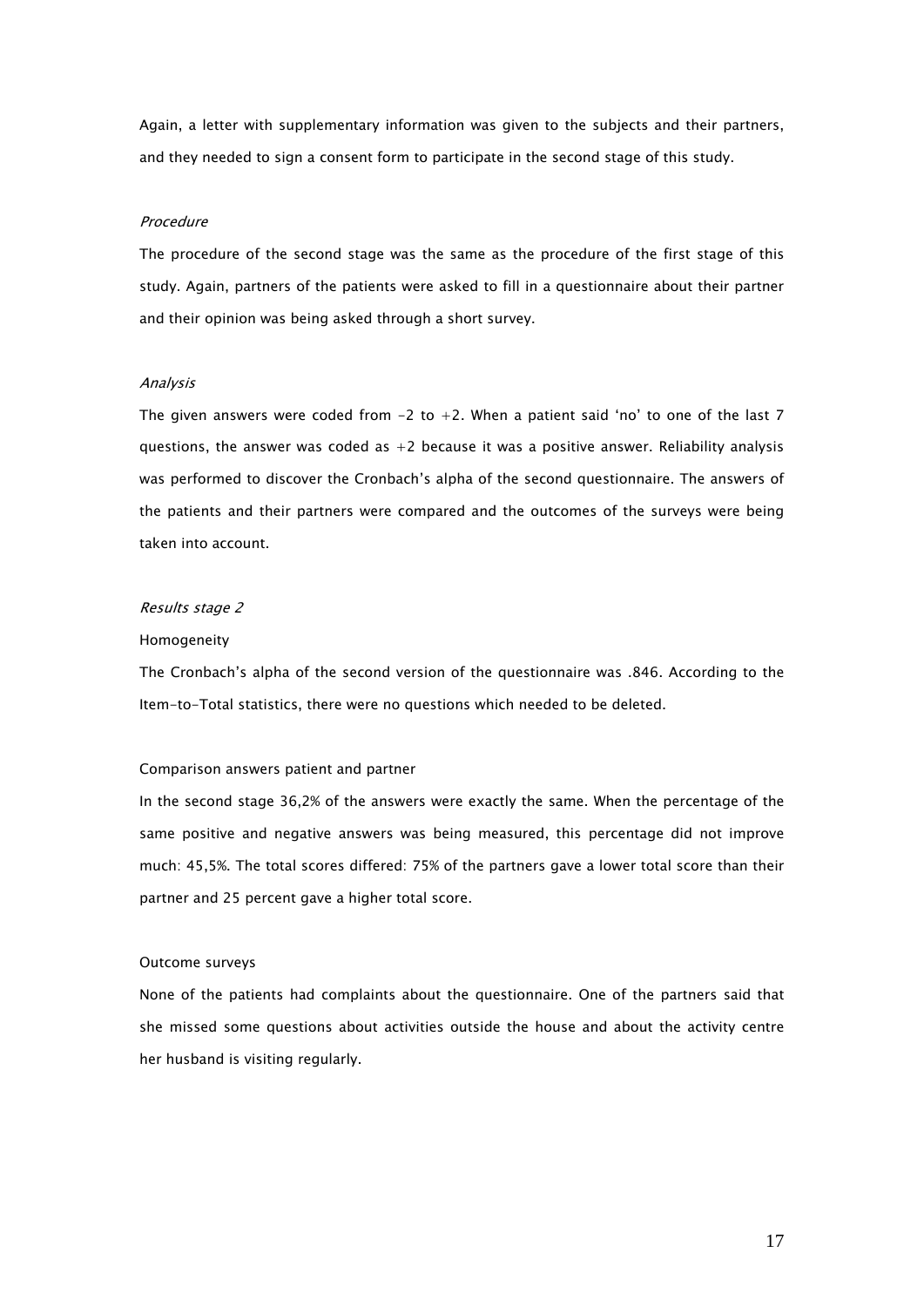Again, a letter with supplementary information was given to the subjects and their partners, and they needed to sign a consent form to participate in the second stage of this study.

*Procedure*

The procedure of the second stage was the same as the procedure of the first stage of this study. Again, partners of the patients were asked to fill in a questionnaire about their partner and their opinion was being asked through a short survey.

*Analysis*

The given answers were coded from -2 to +2. When a patient said 'no' to one of the last 7 questions, the answer was coded as +2 because it was a positive answer. Reliability analysis was performed to discover the Cronbach's alpha of the second questionnaire. The answers of the patients and their partners were compared and the outcomes of the surveys were being taken into account.

*Results stage 2*

Homogeneity

The Cronbach's alpha of the second version of the questionnaire was .846. According to the Item-to-Total statistics, there were no questions which needed to be deleted.

Comparison answers patient and partner

In the second stage 36,2% of the answers were exactly the same. When the percentage of the same positive and negative answers was being measured, this percentage did not improve much: 45,5%. The total scores differed: 75% of the partners gave a lower total score than their partner and 25 percent gave a higher total score.

Outcome surveys

None of the patients had complaints about the questionnaire. One of the partners said that she missed some questions about activities outside the house and about the activity centre her husband is visiting regularly.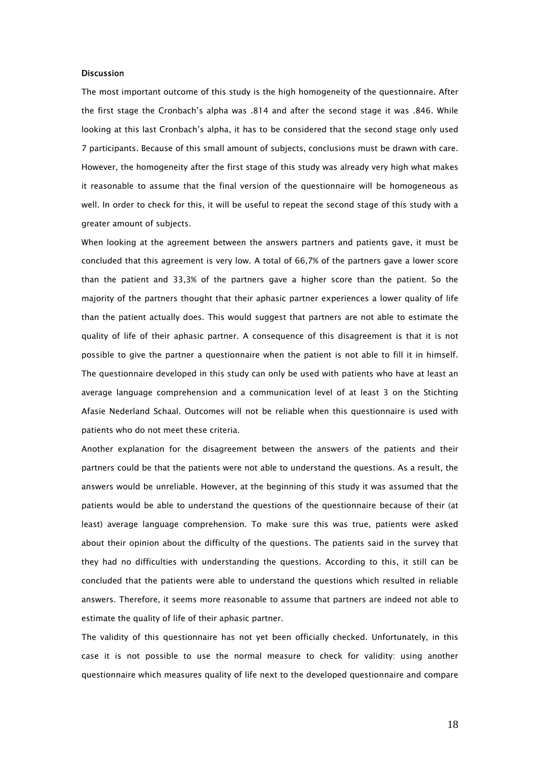#### Discussion

The most important outcome of this study is the high homogeneity of the questionnaire. After the first stage the Cronbach's alpha was .814 and after the second stage it was .846. While looking at this last Cronbach's alpha, it has to be considered that the second stage only used 7 participants. Because of this small amount of subjects, conclusions must be drawn with care. However, the homogeneity after the first stage of this study was already very high what makes it reasonable to assume that the final version of the questionnaire will be homogeneous as well. In order to check for this, it will be useful to repeat the second stage of this study with a greater amount of subjects.

When looking at the agreement between the answers partners and patients gave, it must be concluded that this agreement is very low. A total of 66,7% of the partners gave a lower score than the patient and 33,3% of the partners gave a higher score than the patient. So the majority of the partners thought that their aphasic partner experiences a lower quality of life than the patient actually does. This would suggest that partners are not able to estimate the quality of life of their aphasic partner. A consequence of this disagreement is that it is not possible to give the partner a questionnaire when the patient is not able to fill it in himself. The questionnaire developed in this study can only be used with patients who have at least an average language comprehension and a communication level of at least 3 on the Stichting Afasie Nederland Schaal. Outcomes will not be reliable when this questionnaire is used with patients who do not meet these criteria.

Another explanation for the disagreement between the answers of the patients and their partners could be that the patients were not able to understand the questions. As a result, the answers would be unreliable. However, at the beginning of this study it was assumed that the patients would be able to understand the questions of the questionnaire because of their (at least) average language comprehension. To make sure this was true, patients were asked about their opinion about the difficulty of the questions. The patients said in the survey that they had no difficulties with understanding the questions. According to this, it still can be concluded that the patients were able to understand the questions which resulted in reliable answers. Therefore, it seems more reasonable to assume that partners are indeed not able to estimate the quality of life of their aphasic partner.

The validity of this questionnaire has not yet been officially checked. Unfortunately, in this case it is not possible to use the normal measure to check for validity: using another questionnaire which measures quality of life next to the developed questionnaire and compare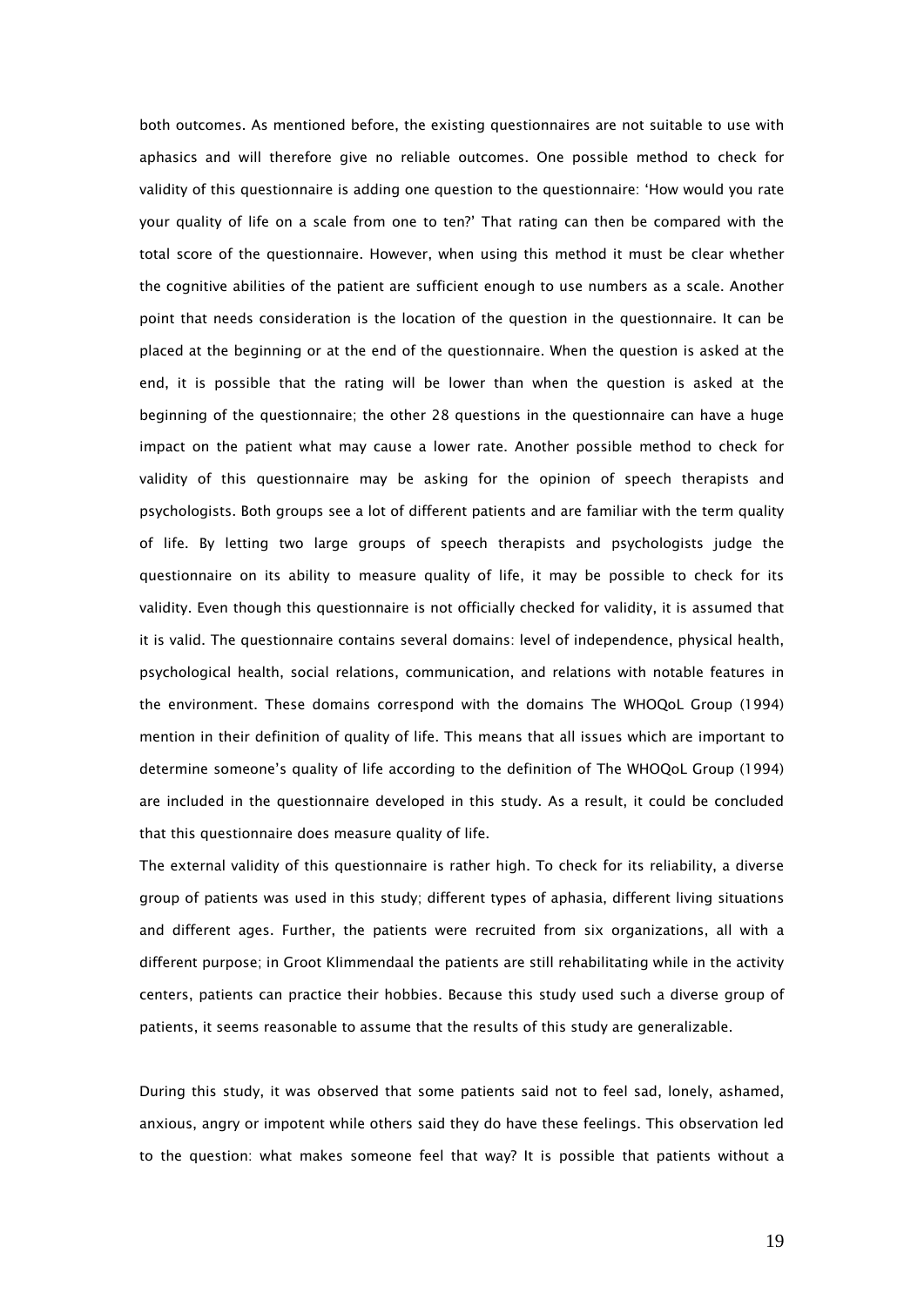both outcomes. As mentioned before, the existing questionnaires are not suitable to use with aphasics and will therefore give no reliable outcomes. One possible method to check for validity of this questionnaire is adding one question to the questionnaire: 'How would you rate your quality of life on a scale from one to ten?' That rating can then be compared with the total score of the questionnaire. However, when using this method it must be clear whether the cognitive abilities of the patient are sufficient enough to use numbers as a scale. Another point that needs consideration is the location of the question in the questionnaire. It can be placed at the beginning or at the end of the questionnaire. When the question is asked at the end, it is possible that the rating will be lower than when the question is asked at the beginning of the questionnaire; the other 28 questions in the questionnaire can have a huge impact on the patient what may cause a lower rate. Another possible method to check for validity of this questionnaire may be asking for the opinion of speech therapists and psychologists. Both groups see a lot of different patients and are familiar with the term quality of life. By letting two large groups of speech therapists and psychologists judge the questionnaire on its ability to measure quality of life, it may be possible to check for its validity. Even though this questionnaire is not officially checked for validity, it is assumed that it is valid. The questionnaire contains several domains: level of independence, physical health, psychological health, social relations, communication, and relations with notable features in the environment. These domains correspond with the domains The WHOQoL Group (1994) mention in their definition of quality of life. This means that all issues which are important to determine someone's quality of life according to the definition of The WHOQoL Group (1994) are included in the questionnaire developed in this study. As a result, it could be concluded that this questionnaire does measure quality of life.

The external validity of this questionnaire is rather high. To check for its reliability, a diverse group of patients was used in this study; different types of aphasia, different living situations and different ages. Further, the patients were recruited from six organizations, all with a different purpose; in Groot Klimmendaal the patients are still rehabilitating while in the activity centers, patients can practice their hobbies. Because this study used such a diverse group of patients, it seems reasonable to assume that the results of this study are generalizable.

During this study, it was observed that some patients said not to feel sad, lonely, ashamed, anxious, angry or impotent while others said they do have these feelings. This observation led to the question: what makes someone feel that way? It is possible that patients without a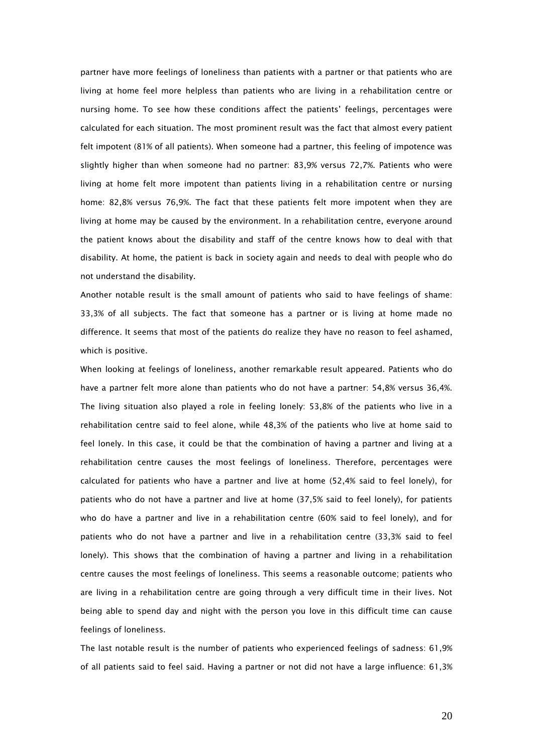partner have more feelings of loneliness than patients with a partner or that patients who are living at home feel more helpless than patients who are living in a rehabilitation centre or nursing home. To see how these conditions affect the patients' feelings, percentages were calculated for each situation. The most prominent result was the fact that almost every patient felt impotent (81% of all patients). When someone had a partner, this feeling of impotence was slightly higher than when someone had no partner: 83,9% versus 72,7%. Patients who were living at home felt more impotent than patients living in a rehabilitation centre or nursing home: 82,8% versus 76,9%. The fact that these patients felt more impotent when they are living at home may be caused by the environment. In a rehabilitation centre, everyone around the patient knows about the disability and staff of the centre knows how to deal with that disability. At home, the patient is back in society again and needs to deal with people who do not understand the disability.

Another notable result is the small amount of patients who said to have feelings of shame: 33,3% of all subjects. The fact that someone has a partner or is living at home made no difference. It seems that most of the patients do realize they have no reason to feel ashamed, which is positive.

When looking at feelings of loneliness, another remarkable result appeared. Patients who do have a partner felt more alone than patients who do not have a partner: 54,8% versus 36,4%. The living situation also played a role in feeling lonely: 53,8% of the patients who live in a rehabilitation centre said to feel alone, while 48,3% of the patients who live at home said to feel lonely. In this case, it could be that the combination of having a partner and living at a rehabilitation centre causes the most feelings of loneliness. Therefore, percentages were calculated for patients who have a partner and live at home (52,4% said to feel lonely), for patients who do not have a partner and live at home (37,5% said to feel lonely), for patients who do have a partner and live in a rehabilitation centre (60% said to feel lonely), and for patients who do not have a partner and live in a rehabilitation centre (33,3% said to feel lonely). This shows that the combination of having a partner and living in a rehabilitation centre causes the most feelings of loneliness. This seems a reasonable outcome; patients who are living in a rehabilitation centre are going through a very difficult time in their lives. Not being able to spend day and night with the person you love in this difficult time can cause feelings of loneliness.

The last notable result is the number of patients who experienced feelings of sadness: 61,9% of all patients said to feel said. Having a partner or not did not have a large influence: 61,3%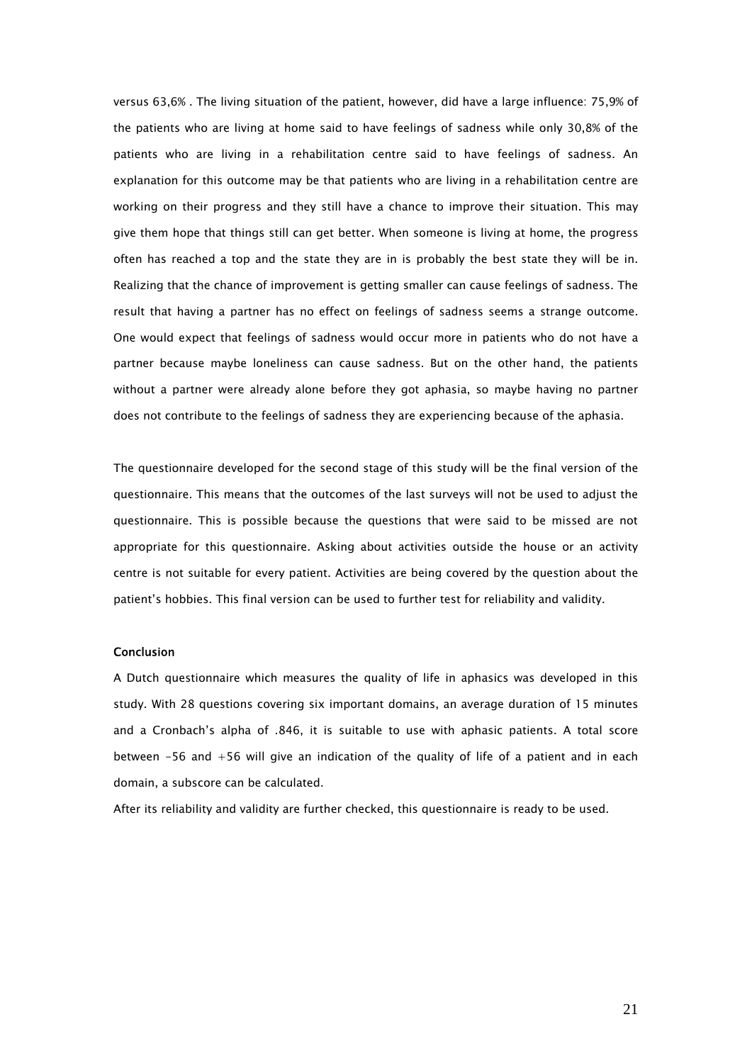versus 63,6% . The living situation of the patient, however, did have a large influence: 75,9% of the patients who are living at home said to have feelings of sadness while only 30,8% of the patients who are living in a rehabilitation centre said to have feelings of sadness. An explanation for this outcome may be that patients who are living in a rehabilitation centre are working on their progress and they still have a chance to improve their situation. This may give them hope that things still can get better. When someone is living at home, the progress often has reached a top and the state they are in is probably the best state they will be in. Realizing that the chance of improvement is getting smaller can cause feelings of sadness. The result that having a partner has no effect on feelings of sadness seems a strange outcome. One would expect that feelings of sadness would occur more in patients who do not have a partner because maybe loneliness can cause sadness. But on the other hand, the patients without a partner were already alone before they got aphasia, so maybe having no partner does not contribute to the feelings of sadness they are experiencing because of the aphasia.

The questionnaire developed for the second stage of this study will be the final version of the questionnaire. This means that the outcomes of the last surveys will not be used to adjust the questionnaire. This is possible because the questions that were said to be missed are not appropriate for this questionnaire. Asking about activities outside the house or an activity centre is not suitable for every patient. Activities are being covered by the question about the patient's hobbies. This final version can be used to further test for reliability and validity.

### Conclusion

A Dutch questionnaire which measures the quality of life in aphasics was developed in this study. With 28 questions covering six important domains, an average duration of 15 minutes and a Cronbach's alpha of .846, it is suitable to use with aphasic patients. A total score between -56 and +56 will give an indication of the quality of life of a patient and in each domain, a subscore can be calculated.

After its reliability and validity are further checked, this questionnaire is ready to be used.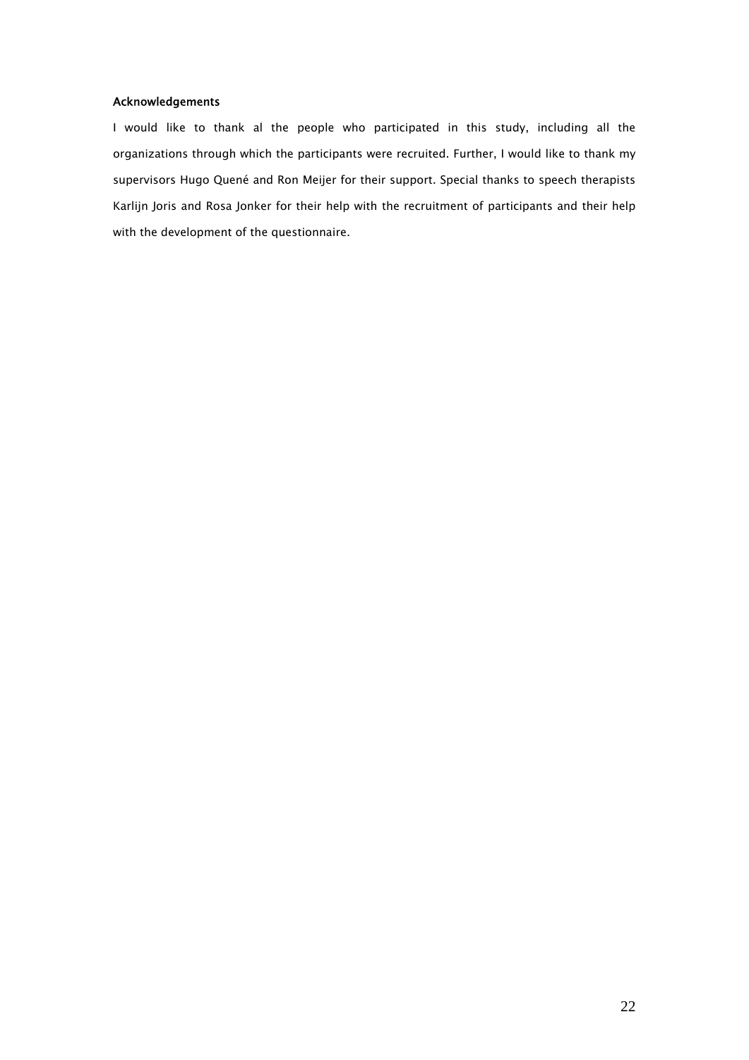### Acknowledgements

I would like to thank al the people who participated in this study, including all the organizations through which the participants were recruited. Further, I would like to thank my supervisors Hugo Quené and Ron Meijer for their support. Special thanks to speech therapists Karlijn Joris and Rosa Jonker for their help with the recruitment of participants and their help with the development of the questionnaire.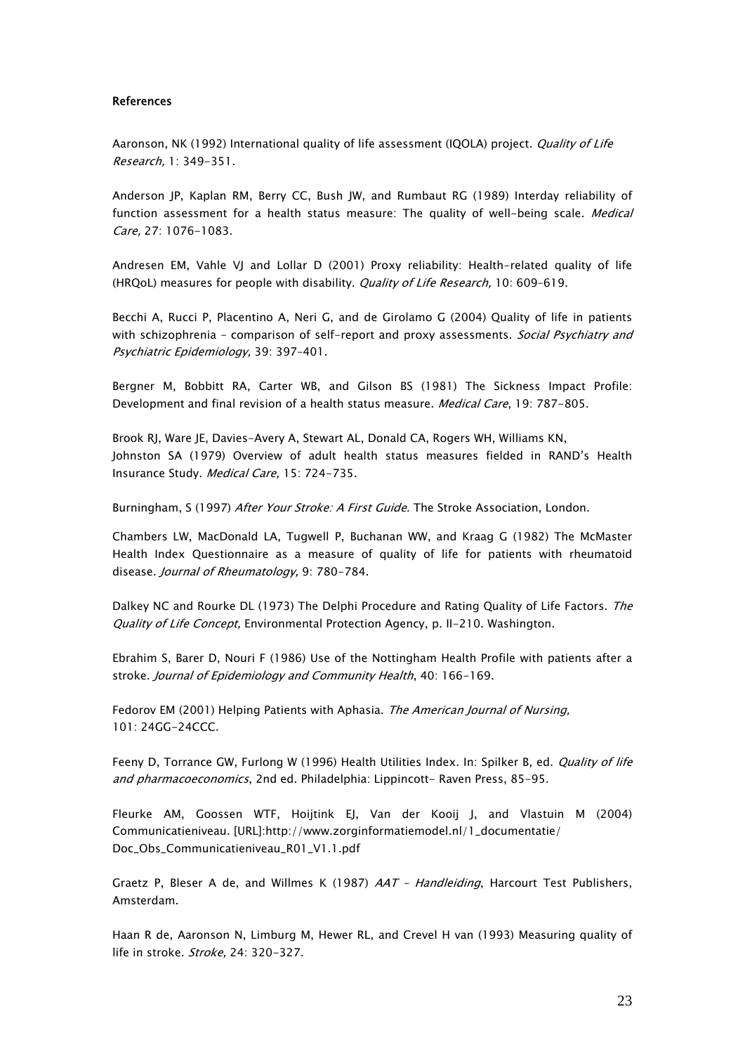**References**

Aaronson, NK (1992) International quality of life assessment (IQOLA) project. *Quality of Life Research,* 1: 349-351.

Anderson JP, Kaplan RM, Berry CC, Bush JW, and Rumbaut RG (1989) Interday reliability of function assessment for a health status measure: The quality of well-being scale. *Medical Care,* 27: 1076-1083.

Andresen EM, Vahle VJ and Lollar D (2001) Proxy reliability: Health-related quality of life (HRQoL) measures for people with disability. *Quality of Life Research,* 10: 609–619.

Becchi A, Rucci P, Placentino A, Neri G, and de Girolamo G (2004) Quality of life in patients with schizophrenia – comparison of self-report and proxy assessments. *Social Psychiatry and Psychiatric Epidemiology,* 39: 397–401.

Bergner M, Bobbitt RA, Carter WB, and Gilson BS (1981) The Sickness Impact Profile: Development and final revision of a health status measure. *Medical Care*, 19: 787-805.

Brook RJ, Ware JE, Davies-Avery A, Stewart AL, Donald CA, Rogers WH, Williams KN, Johnston SA (1979) Overview of adult health status measures fielded in RAND's Health Insurance Study. *Medical Care,* 15: 724-735.

Burningham, S (1997) *After Your Stroke: A First Guide.* The Stroke Association, London.

Chambers LW, MacDonald LA, Tugwell P, Buchanan WW, and Kraag G (1982) The McMaster Health Index Questionnaire as a measure of quality of life for patients with rheumatoid disease. *Journal of Rheumatology,* 9: 780-784.

Dalkey NC and Rourke DL (1973) The Delphi Procedure and Rating Quality of Life Factors. *The Quality of Life Concept,* Environmental Protection Agency, p. II-210. Washington.

Ebrahim S, Barer D, Nouri F (1986) Use of the Nottingham Health Profile with patients after a stroke. *Journal of Epidemiology and Community Health*, 40: 166-169.

Fedorov EM (2001) Helping Patients with Aphasia. *The American Journal of Nursing,* 101: 24GG-24CCC.

Feeny D, Torrance GW, Furlong W (1996) Health Utilities Index. In: Spilker B, ed. *Quality of life and pharmacoeconomics*, 2nd ed. Philadelphia: Lippincott- Raven Press, 85-95.

Fleurke AM, Goossen WTF, Hoijtink EJ, Van der Kooij J, and Vlastuin M (2004) Communicatieniveau. [URL]:http://www.zorginformatiemodel.nl/1_documentatie/Doc_Obs_Communicatieniveau_R01_V1.1.pdf

Graetz P, Bleser A de, and Willmes K (1987) *AAT – Handleiding*, Harcourt Test Publishers, Amsterdam.

Haan R de, Aaronson N, Limburg M, Hewer RL, and Crevel H van (1993) Measuring quality of life in stroke. *Stroke,* 24: 320-327.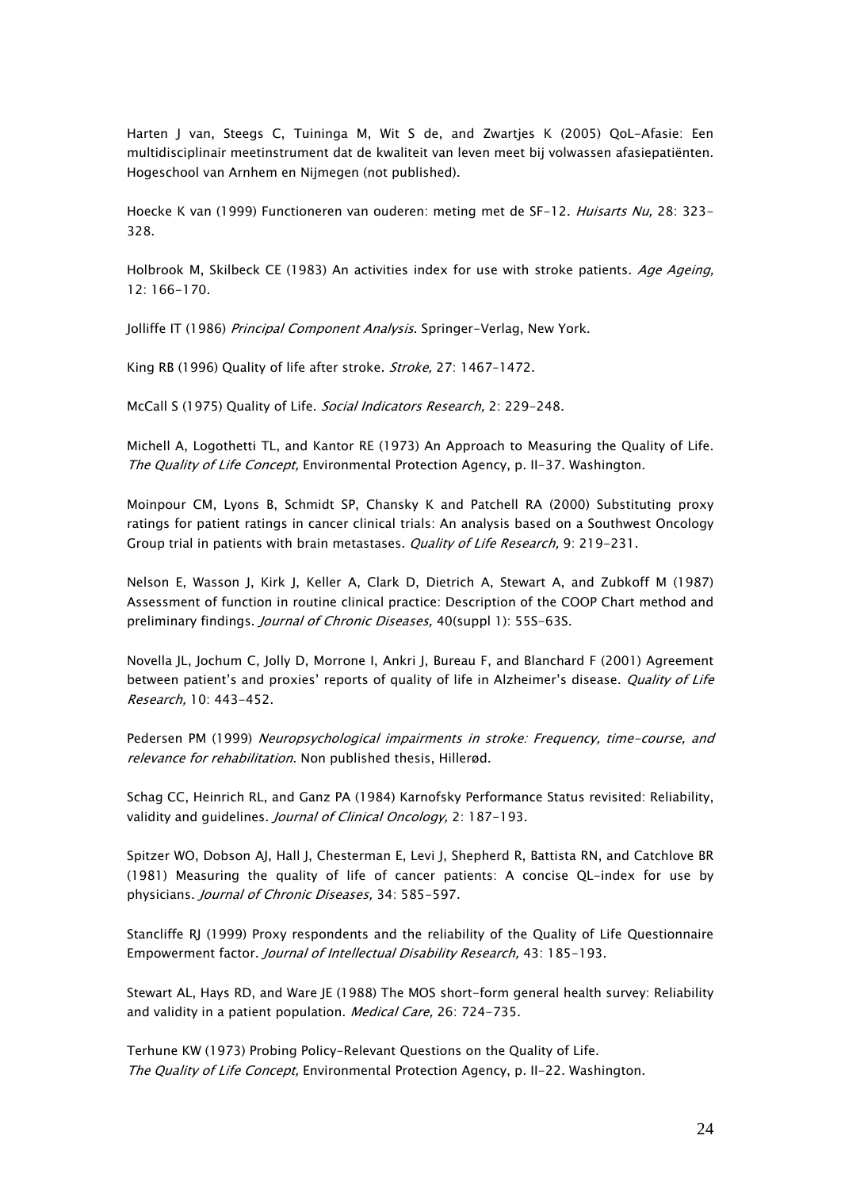Harten J van, Steegs C, Tuininga M, Wit S de, and Zwartjes K (2005) QoL-Afasie: Een multidisciplinair meetinstrument dat de kwaliteit van leven meet bij volwassen afasiepatiënten. Hogeschool van Arnhem en Nijmegen (not published).

Hoecke K van (1999) Functioneren van ouderen: meting met de SF-12. *Huisarts Nu,* 28: 323-328.

Holbrook M, Skilbeck CE (1983) An activities index for use with stroke patients. *Age Ageing,* 12: 166-170.

Jolliffe IT (1986) *Principal Component Analysis*. Springer-Verlag, New York.

King RB (1996) Quality of life after stroke. *Stroke,* 27: 1467–1472.

McCall S (1975) Quality of Life. *Social Indicators Research,* 2: 229-248.

Michell A, Logothetti TL, and Kantor RE (1973) An Approach to Measuring the Quality of Life. *The Quality of Life Concept,* Environmental Protection Agency, p. II-37. Washington.

Moinpour CM, Lyons B, Schmidt SP, Chansky K and Patchell RA (2000) Substituting proxy ratings for patient ratings in cancer clinical trials: An analysis based on a Southwest Oncology Group trial in patients with brain metastases. *Quality of Life Research,* 9: 219-231.

Nelson E, Wasson J, Kirk J, Keller A, Clark D, Dietrich A, Stewart A, and Zubkoff M (1987) Assessment of function in routine clinical practice: Description of the COOP Chart method and preliminary findings. *Journal of Chronic Diseases,* 40(suppl 1): 55S-63S.

Novella JL, Jochum C, Jolly D, Morrone I, Ankri J, Bureau F, and Blanchard F (2001) Agreement between patient's and proxies' reports of quality of life in Alzheimer's disease. *Quality of Life Research,* 10: 443-452.

Pedersen PM (1999) *Neuropsychological impairments in stroke: Frequency, time-course, and relevance for rehabilitation*. Non published thesis, Hillerød.

Schag CC, Heinrich RL, and Ganz PA (1984) Karnofsky Performance Status revisited: Reliability, validity and guidelines. *Journal of Clinical Oncology,* 2: 187-193.

Spitzer WO, Dobson AJ, Hall J, Chesterman E, Levi J, Shepherd R, Battista RN, and Catchlove BR (1981) Measuring the quality of life of cancer patients: A concise QL-index for use by physicians. *Journal of Chronic Diseases,* 34: 585-597.

Stancliffe RJ (1999) Proxy respondents and the reliability of the Quality of Life Questionnaire Empowerment factor. *Journal of Intellectual Disability Research,* 43: 185-193.

Stewart AL, Hays RD, and Ware JE (1988) The MOS short-form general health survey: Reliability and validity in a patient population. *Medical Care,* 26: 724-735.

Terhune KW (1973) Probing Policy-Relevant Questions on the Quality of Life. *The Quality of Life Concept,* Environmental Protection Agency, p. II-22. Washington.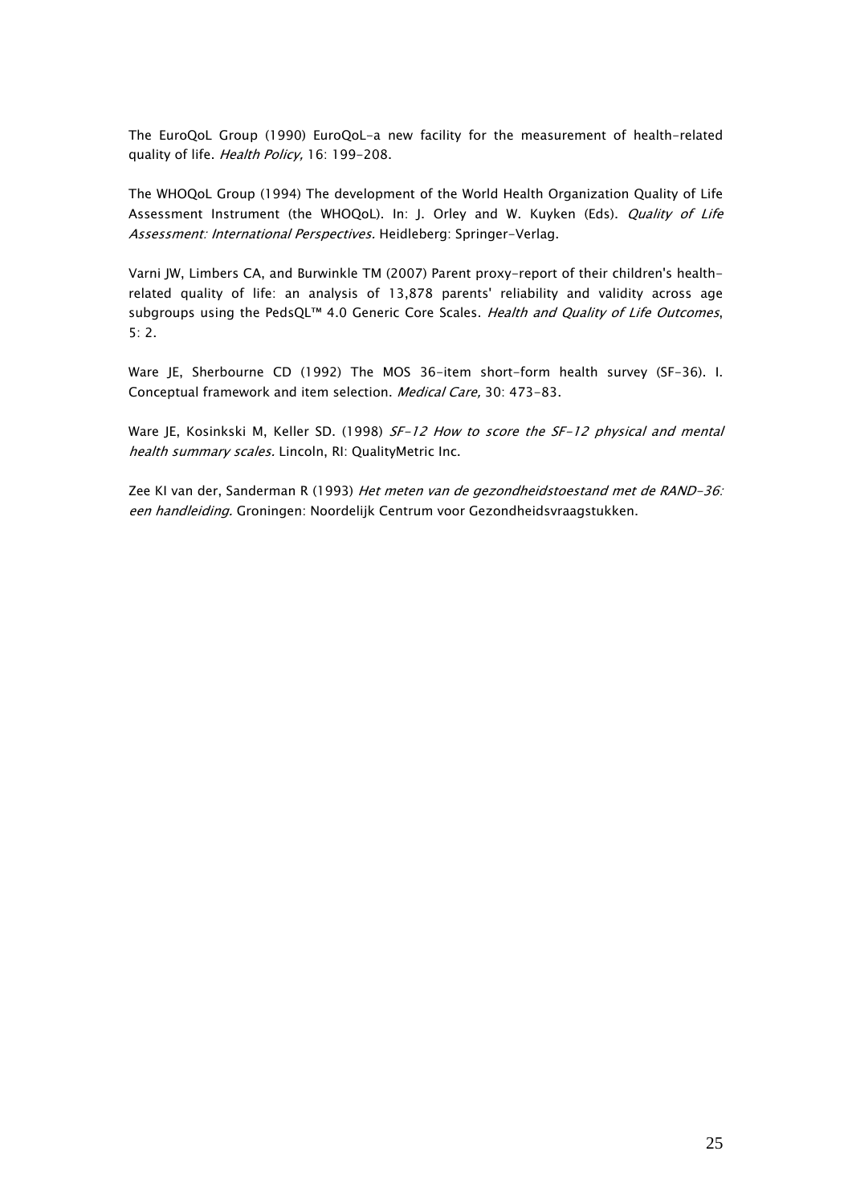The EuroQoL Group (1990) EuroQoL-a new facility for the measurement of health-related quality of life. *Health Policy,* 16: 199-208.

The WHOQoL Group (1994) The development of the World Health Organization Quality of Life Assessment Instrument (the WHOQoL). In: J. Orley and W. Kuyken (Eds). *Quality of Life Assessment: International Perspectives.* Heidleberg: Springer-Verlag.

Varni JW, Limbers CA, and Burwinkle TM (2007) Parent proxy-report of their children's health-related quality of life: an analysis of 13,878 parents' reliability and validity across age subgroups using the PedsQL™ 4.0 Generic Core Scales. *Health and Quality of Life Outcomes*, 5: 2.

Ware JE, Sherbourne CD (1992) The MOS 36-item short-form health survey (SF-36). I. Conceptual framework and item selection. *Medical Care,* 30: 473-83.

Ware JE, Kosinkski M, Keller SD. (1998) *SF-12 How to score the SF-12 physical and mental health summary scales.* Lincoln, RI: QualityMetric Inc.

Zee KI van der, Sanderman R (1993) *Het meten van de gezondheidstoestand met de RAND-36: een handleiding.* Groningen: Noordelijk Centrum voor Gezondheidsvraagstukken.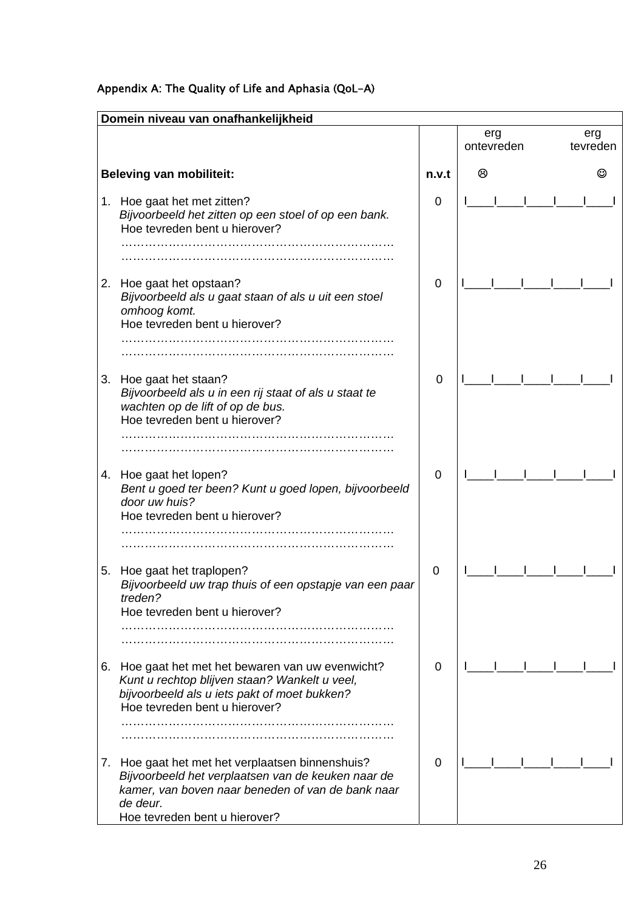Appendix A: The Quality of Life and Aphasia (QoL-A)

| Domein niveau van onafhankelijkheid | | |
|---|---|---|
| | | erg ontevreden ☹ — erg tevreden ☺ |
| **Beleving van mobiliteit:** | **n.v.t** | |
| 1. Hoe gaat het met zitten?<br>*Bijvoorbeeld het zitten op een stoel of op een bank.*<br>Hoe tevreden bent u hierover?<br>……………………………………………………………<br>…………………………………………………………… | 0 | I____I____I____I____I____I |
| 2. Hoe gaat het opstaan?<br>*Bijvoorbeeld als u gaat staan of als u uit een stoel omhoog komt.*<br>Hoe tevreden bent u hierover?<br>……………………………………………………………<br>…………………………………………………………… | 0 | I____I____I____I____I____I |
| 3. Hoe gaat het staan?<br>*Bijvoorbeeld als u in een rij staat of als u staat te wachten op de lift of op de bus.*<br>Hoe tevreden bent u hierover?<br>……………………………………………………………<br>…………………………………………………………… | 0 | I____I____I____I____I____I |
| 4. Hoe gaat het lopen?<br>*Bent u goed ter been? Kunt u goed lopen, bijvoorbeeld door uw huis?*<br>Hoe tevreden bent u hierover?<br>……………………………………………………………<br>…………………………………………………………… | 0 | I____I____I____I____I____I |
| 5. Hoe gaat het traplopen?<br>*Bijvoorbeeld uw trap thuis of een opstapje van een paar treden?*<br>Hoe tevreden bent u hierover?<br>……………………………………………………………<br>…………………………………………………………… | 0 | I____I____I____I____I____I |
| 6. Hoe gaat het met het bewaren van uw evenwicht?<br>*Kunt u rechtop blijven staan? Wankelt u veel, bijvoorbeeld als u iets pakt of moet bukken?*<br>Hoe tevreden bent u hierover?<br>……………………………………………………………<br>…………………………………………………………… | 0 | I____I____I____I____I____I |
| 7. Hoe gaat het met het verplaatsen binnenshuis?<br>*Bijvoorbeeld het verplaatsen van de keuken naar de kamer, van boven naar beneden of van de bank naar de deur.*<br>Hoe tevreden bent u hierover? | 0 | I____I____I____I____I____I |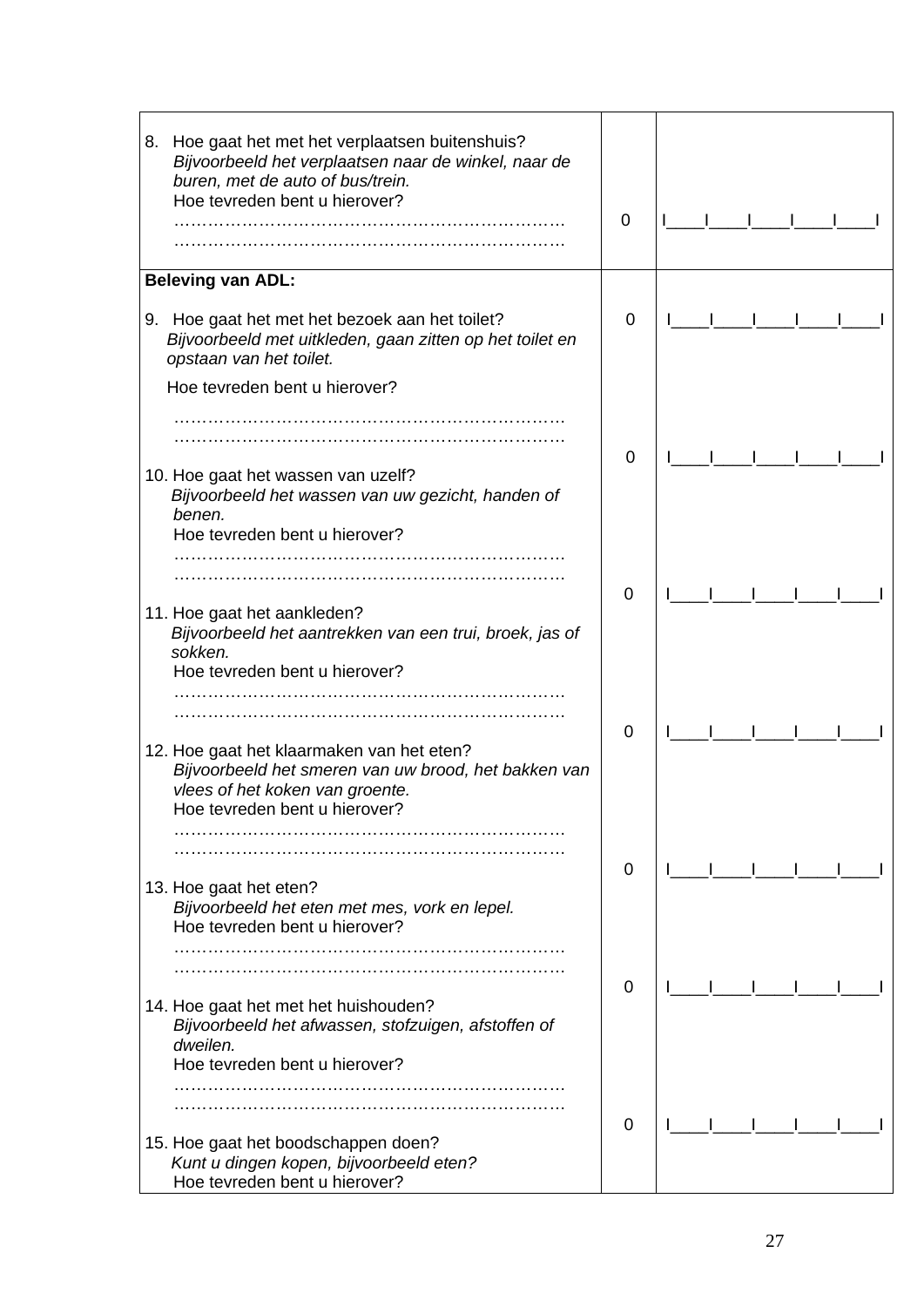| | | |
|---|---|---|
| 8. Hoe gaat het met het verplaatsen buitenshuis?<br>*Bijvoorbeeld het verplaatsen naar de winkel, naar de buren, met de auto of bus/trein.*<br>Hoe tevreden bent u hierover?<br>……………………………………………………………<br>…………………………………………………………… | 0 | I____I____I____I____I____I |
| **Beleving van ADL:**<br><br>9. Hoe gaat het met het bezoek aan het toilet?<br>*Bijvoorbeeld met uitkleden, gaan zitten op het toilet en opstaan van het toilet.*<br>Hoe tevreden bent u hierover?<br>……………………………………………………………<br>…………………………………………………………… | 0 | I____I____I____I____I____I |
| 10. Hoe gaat het wassen van uzelf?<br>*Bijvoorbeeld het wassen van uw gezicht, handen of benen.*<br>Hoe tevreden bent u hierover?<br>……………………………………………………………<br>…………………………………………………………… | 0 | I____I____I____I____I____I |
| 11. Hoe gaat het aankleden?<br>*Bijvoorbeeld het aantrekken van een trui, broek, jas of sokken.*<br>Hoe tevreden bent u hierover?<br>……………………………………………………………<br>…………………………………………………………… | 0 | I____I____I____I____I____I |
| 12. Hoe gaat het klaarmaken van het eten?<br>*Bijvoorbeeld het smeren van uw brood, het bakken van vlees of het koken van groente.*<br>Hoe tevreden bent u hierover?<br>……………………………………………………………<br>…………………………………………………………… | 0 | I____I____I____I____I____I |
| 13. Hoe gaat het eten?<br>*Bijvoorbeeld het eten met mes, vork en lepel.*<br>Hoe tevreden bent u hierover?<br>……………………………………………………………<br>…………………………………………………………… | 0 | I____I____I____I____I____I |
| 14. Hoe gaat het met het huishouden?<br>*Bijvoorbeeld het afwassen, stofzuigen, afstoffen of dweilen.*<br>Hoe tevreden bent u hierover?<br>……………………………………………………………<br>…………………………………………………………… | 0 | I____I____I____I____I____I |
| 15. Hoe gaat het boodschappen doen?<br>*Kunt u dingen kopen, bijvoorbeeld eten?*<br>Hoe tevreden bent u hierover? | 0 | I____I____I____I____I____I |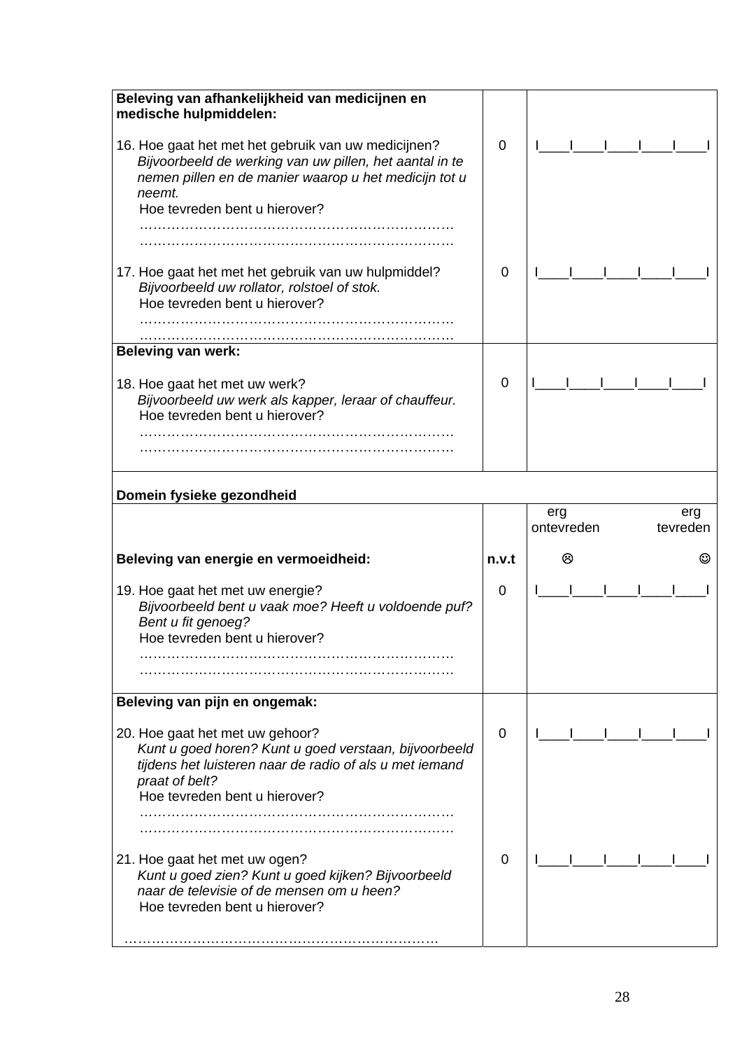| **Beleving van afhankelijkheid van medicijnen en medische hulpmiddelen:** | | |
|---|---|---|
| 16. Hoe gaat het met het gebruik van uw medicijnen? *Bijvoorbeeld de werking van uw pillen, het aantal in te nemen pillen en de manier waarop u het medicijn tot u neemt.* Hoe tevreden bent u hierover? …………………………………………………………… …………………………………………………………… | 0 | I____I____I____I____I____I |
| 17. Hoe gaat het met het gebruik van uw hulpmiddel? *Bijvoorbeeld uw rollator, rolstoel of stok.* Hoe tevreden bent u hierover? …………………………………………………………… …………………………………………………………… | 0 | I____I____I____I____I____I |
| **Beleving van werk:** | | |
| 18. Hoe gaat het met uw werk? *Bijvoorbeeld uw werk als kapper, leraar of chauffeur.* Hoe tevreden bent u hierover? …………………………………………………………… …………………………………………………………… | 0 | I____I____I____I____I____I |
| **Domein fysieke gezondheid** | | |
| | | erg ontevreden — erg tevreden |
| **Beleving van energie en vermoeidheid:** | **n.v.t** | ☹ — ☺ |
| 19. Hoe gaat het met uw energie? *Bijvoorbeeld bent u vaak moe? Heeft u voldoende puf? Bent u fit genoeg?* Hoe tevreden bent u hierover? …………………………………………………………… …………………………………………………………… | 0 | I____I____I____I____I____I |
| **Beleving van pijn en ongemak:** | | |
| 20. Hoe gaat het met uw gehoor? *Kunt u goed horen? Kunt u goed verstaan, bijvoorbeeld tijdens het luisteren naar de radio of als u met iemand praat of belt?* Hoe tevreden bent u hierover? …………………………………………………………… …………………………………………………………… | 0 | I____I____I____I____I____I |
| 21. Hoe gaat het met uw ogen? *Kunt u goed zien? Kunt u goed kijken? Bijvoorbeeld naar de televisie of de mensen om u heen?* Hoe tevreden bent u hierover? …………………………………………………………… | 0 | I____I____I____I____I____I |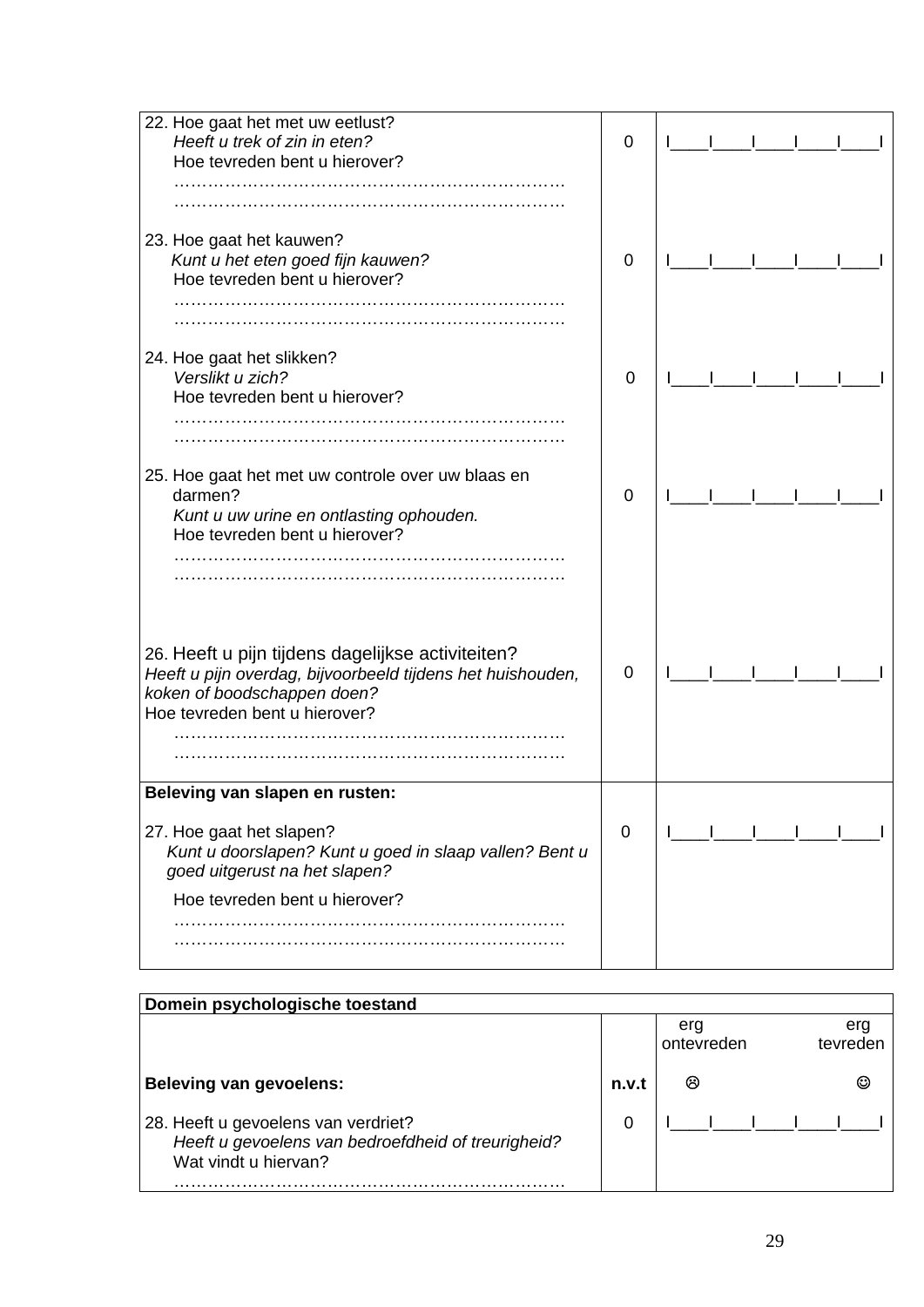| | | |
|---|---|---|
| 22. Hoe gaat het met uw eetlust?<br>*Heeft u trek of zin in eten?*<br>Hoe tevreden bent u hierover?<br>……………………………………………………………<br>…………………………………………………………… | 0 | I____I____I____I____I____I |
| 23. Hoe gaat het kauwen?<br>*Kunt u het eten goed fijn kauwen?*<br>Hoe tevreden bent u hierover?<br>……………………………………………………………<br>…………………………………………………………… | 0 | I____I____I____I____I____I |
| 24. Hoe gaat het slikken?<br>*Verslikt u zich?*<br>Hoe tevreden bent u hierover?<br>……………………………………………………………<br>…………………………………………………………… | 0 | I____I____I____I____I____I |
| 25. Hoe gaat het met uw controle over uw blaas en darmen?<br>*Kunt u uw urine en ontlasting ophouden.*<br>Hoe tevreden bent u hierover?<br>……………………………………………………………<br>…………………………………………………………… | 0 | I____I____I____I____I____I |
| 26. Heeft u pijn tijdens dagelijkse activiteiten?<br>*Heeft u pijn overdag, bijvoorbeeld tijdens het huishouden, koken of boodschappen doen?*<br>Hoe tevreden bent u hierover?<br>……………………………………………………………<br>…………………………………………………………… | 0 | I____I____I____I____I____I |
| **Beleving van slapen en rusten:**<br><br>27. Hoe gaat het slapen?<br>*Kunt u doorslapen? Kunt u goed in slaap vallen? Bent u goed uitgerust na het slapen?*<br>Hoe tevreden bent u hierover?<br>……………………………………………………………<br>…………………………………………………………… | 0 | I____I____I____I____I____I |

| **Domein psychologische toestand** | | |
|---|---|---|
| | | erg ontevreden ☹ — erg tevreden ☺ |
| **Beleving van gevoelens:** | **n.v.t** | |
| 28. Heeft u gevoelens van verdriet?<br>*Heeft u gevoelens van bedroefdheid of treurigheid?*<br>Wat vindt u hiervan?<br>…………………………………………………………… | 0 | I____I____I____I____I____I |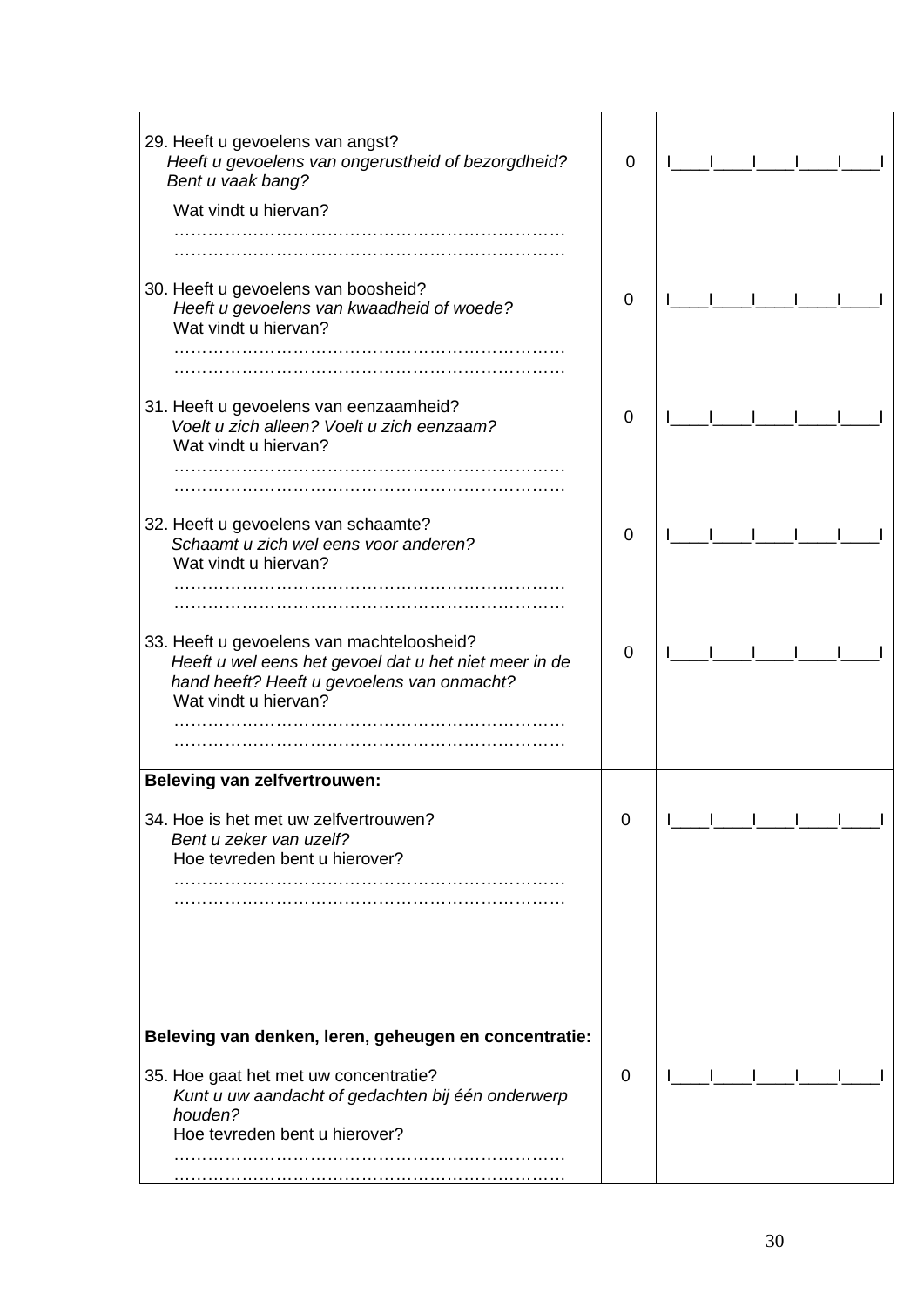| | | |
|---|---|---|
| 29. Heeft u gevoelens van angst?<br>*Heeft u gevoelens van ongerustheid of bezorgdheid? Bent u vaak bang?*<br>Wat vindt u hiervan?<br>……………………………………………………………<br>…………………………………………………………… | 0 | I____I____I____I____I____I |
| 30. Heeft u gevoelens van boosheid?<br>*Heeft u gevoelens van kwaadheid of woede?*<br>Wat vindt u hiervan?<br>……………………………………………………………<br>…………………………………………………………… | 0 | I____I____I____I____I____I |
| 31. Heeft u gevoelens van eenzaamheid?<br>*Voelt u zich alleen? Voelt u zich eenzaam?*<br>Wat vindt u hiervan?<br>……………………………………………………………<br>…………………………………………………………… | 0 | I____I____I____I____I____I |
| 32. Heeft u gevoelens van schaamte?<br>*Schaamt u zich wel eens voor anderen?*<br>Wat vindt u hiervan?<br>……………………………………………………………<br>…………………………………………………………… | 0 | I____I____I____I____I____I |
| 33. Heeft u gevoelens van machteloosheid?<br>*Heeft u wel eens het gevoel dat u het niet meer in de hand heeft? Heeft u gevoelens van onmacht?*<br>Wat vindt u hiervan?<br>……………………………………………………………<br>…………………………………………………………… | 0 | I____I____I____I____I____I |
| **Beleving van zelfvertrouwen:** | | |
| 34. Hoe is het met uw zelfvertrouwen?<br>*Bent u zeker van uzelf?*<br>Hoe tevreden bent u hierover?<br>……………………………………………………………<br>…………………………………………………………… | 0 | I____I____I____I____I____I |
| **Beleving van denken, leren, geheugen en concentratie:** | | |
| 35. Hoe gaat het met uw concentratie?<br>*Kunt u uw aandacht of gedachten bij één onderwerp houden?*<br>Hoe tevreden bent u hierover?<br>……………………………………………………………<br>…………………………………………………………… | 0 | I____I____I____I____I____I |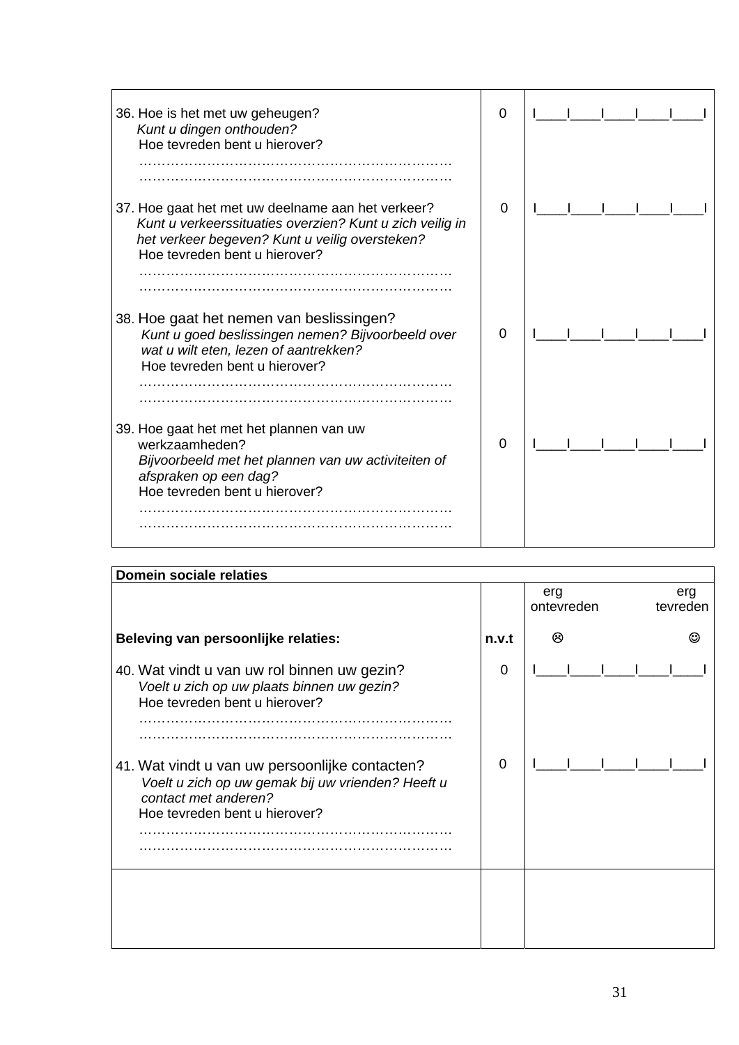| | | |
|---|---|---|
| 36. Hoe is het met uw geheugen?<br>*Kunt u dingen onthouden?*<br>Hoe tevreden bent u hierover?<br>………………………………………………………………<br>……………………………………………………………… | 0 | I\_\_\_\_I\_\_\_\_I\_\_\_\_I\_\_\_\_I\_\_\_\_I |
| 37. Hoe gaat het met uw deelname aan het verkeer?<br>*Kunt u verkeerssituaties overzien? Kunt u zich veilig in het verkeer begeven? Kunt u veilig oversteken?*<br>Hoe tevreden bent u hierover?<br>………………………………………………………………<br>……………………………………………………………… | 0 | I\_\_\_\_I\_\_\_\_I\_\_\_\_I\_\_\_\_I\_\_\_\_I |
| 38. Hoe gaat het nemen van beslissingen?<br>*Kunt u goed beslissingen nemen? Bijvoorbeeld over wat u wilt eten, lezen of aantrekken?*<br>Hoe tevreden bent u hierover?<br>………………………………………………………………<br>……………………………………………………………… | 0 | I\_\_\_\_I\_\_\_\_I\_\_\_\_I\_\_\_\_I\_\_\_\_I |
| 39. Hoe gaat het met het plannen van uw werkzaamheden?<br>*Bijvoorbeeld met het plannen van uw activiteiten of afspraken op een dag?*<br>Hoe tevreden bent u hierover?<br>………………………………………………………………<br>……………………………………………………………… | 0 | I\_\_\_\_I\_\_\_\_I\_\_\_\_I\_\_\_\_I\_\_\_\_I |

| **Domein sociale relaties** | | |
|---|---|---|
| | | erg ontevreden — erg tevreden |
| **Beleving van persoonlijke relaties:** | **n.v.t** | ☹ ☺ |
| 40. Wat vindt u van uw rol binnen uw gezin?<br>*Voelt u zich op uw plaats binnen uw gezin?*<br>Hoe tevreden bent u hierover?<br>………………………………………………………………<br>……………………………………………………………… | 0 | I\_\_\_\_I\_\_\_\_I\_\_\_\_I\_\_\_\_I\_\_\_\_I |
| 41. Wat vindt u van uw persoonlijke contacten?<br>*Voelt u zich op uw gemak bij uw vrienden? Heeft u contact met anderen?*<br>Hoe tevreden bent u hierover?<br>………………………………………………………………<br>……………………………………………………………… | 0 | I\_\_\_\_I\_\_\_\_I\_\_\_\_I\_\_\_\_I\_\_\_\_I |
| | | |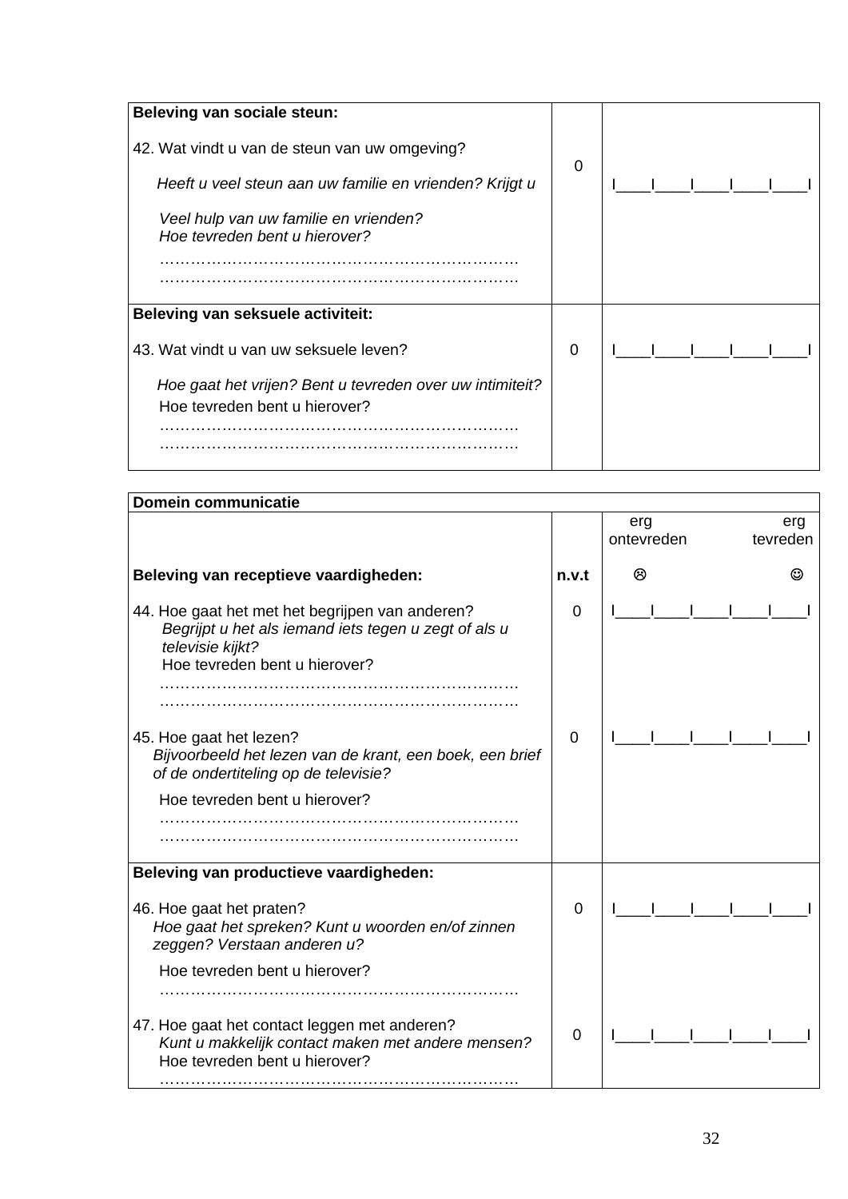| **Beleving van sociale steun:**<br><br>42. Wat vindt u van de steun van uw omgeving?<br><br>*Heeft u veel steun aan uw familie en vrienden? Krijgt u*<br><br>*Veel hulp van uw familie en vrienden?*<br>*Hoe tevreden bent u hierover?*<br>……………………………………………………………<br>…………………………………………………………… | 0 | I____I____I____I____I____I |
|---|---|---|
| **Beleving van seksuele activiteit:**<br><br>43. Wat vindt u van uw seksuele leven?<br><br>*Hoe gaat het vrijen? Bent u tevreden over uw intimiteit?*<br>Hoe tevreden bent u hierover?<br>……………………………………………………………<br>…………………………………………………………… | 0 | I____I____I____I____I____I |

| **Domein communicatie** | | |
|---|---|---|
| | | erg ontevreden ... erg tevreden |
| **Beleving van receptieve vaardigheden:** | **n.v.t** | ☹ ... ☺ |
| 44. Hoe gaat het met het begrijpen van anderen?<br>*Begrijpt u het als iemand iets tegen u zegt of als u televisie kijkt?*<br>Hoe tevreden bent u hierover?<br>……………………………………………………………<br>…………………………………………………………… | 0 | I____I____I____I____I____I |
| 45. Hoe gaat het lezen?<br>*Bijvoorbeeld het lezen van de krant, een boek, een brief of de ondertiteling op de televisie?*<br><br>Hoe tevreden bent u hierover?<br>……………………………………………………………<br>…………………………………………………………… | 0 | I____I____I____I____I____I |
| **Beleving van productieve vaardigheden:** | | |
| 46. Hoe gaat het praten?<br>*Hoe gaat het spreken? Kunt u woorden en/of zinnen zeggen? Verstaan anderen u?*<br><br>Hoe tevreden bent u hierover?<br>…………………………………………………………… | 0 | I____I____I____I____I____I |
| 47. Hoe gaat het contact leggen met anderen?<br>*Kunt u makkelijk contact maken met andere mensen?*<br>Hoe tevreden bent u hierover?<br>…………………………………………………………… | 0 | I____I____I____I____I____I |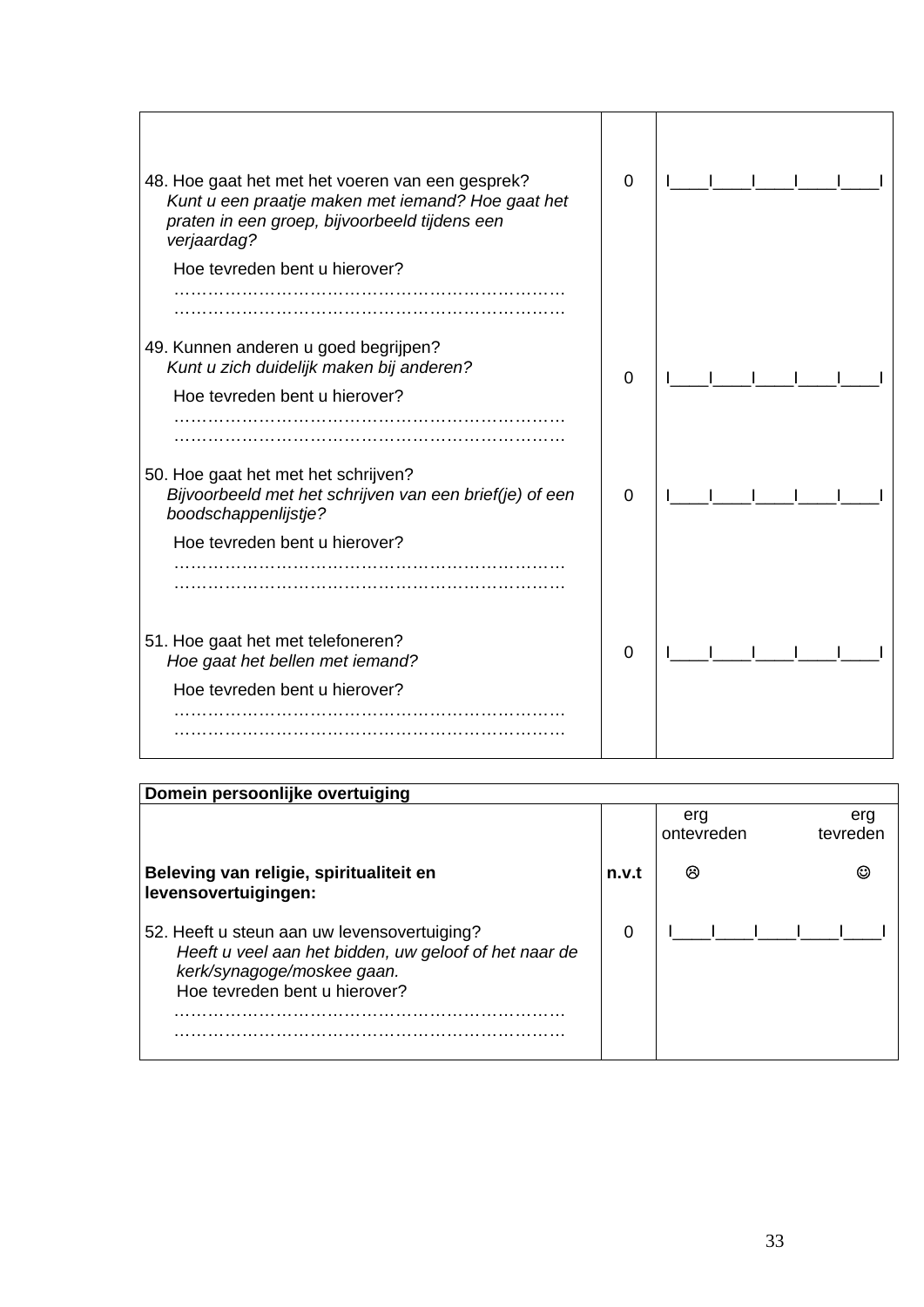| | | |
|---|---|---|
| 48. Hoe gaat het met het voeren van een gesprek?<br>*Kunt u een praatje maken met iemand? Hoe gaat het praten in een groep, bijvoorbeeld tijdens een verjaardag?*<br>Hoe tevreden bent u hierover?<br>……………………………………………………………<br>…………………………………………………………… | 0 | I\_\_\_\_I\_\_\_\_I\_\_\_\_I\_\_\_\_I\_\_\_\_I |
| 49. Kunnen anderen u goed begrijpen?<br>*Kunt u zich duidelijk maken bij anderen?*<br>Hoe tevreden bent u hierover?<br>……………………………………………………………<br>…………………………………………………………… | 0 | I\_\_\_\_I\_\_\_\_I\_\_\_\_I\_\_\_\_I\_\_\_\_I |
| 50. Hoe gaat het met het schrijven?<br>*Bijvoorbeeld met het schrijven van een brief(je) of een boodschappenlijstje?*<br>Hoe tevreden bent u hierover?<br>……………………………………………………………<br>…………………………………………………………… | 0 | I\_\_\_\_I\_\_\_\_I\_\_\_\_I\_\_\_\_I\_\_\_\_I |
| 51. Hoe gaat het met telefoneren?<br>*Hoe gaat het bellen met iemand?*<br>Hoe tevreden bent u hierover?<br>……………………………………………………………<br>…………………………………………………………… | 0 | I\_\_\_\_I\_\_\_\_I\_\_\_\_I\_\_\_\_I\_\_\_\_I |

| **Domein persoonlijke overtuiging** | | |
|---|---|---|
| | | erg ontevreden ... erg tevreden |
| **Beleving van religie, spiritualiteit en levensovertuigingen:** | **n.v.t** | ☹ ... ☺ |
| 52. Heeft u steun aan uw levensovertuiging?<br>*Heeft u veel aan het bidden, uw geloof of het naar de kerk/synagoge/moskee gaan.*<br>Hoe tevreden bent u hierover?<br>……………………………………………………………<br>…………………………………………………………… | 0 | I\_\_\_\_I\_\_\_\_I\_\_\_\_I\_\_\_\_I\_\_\_\_I |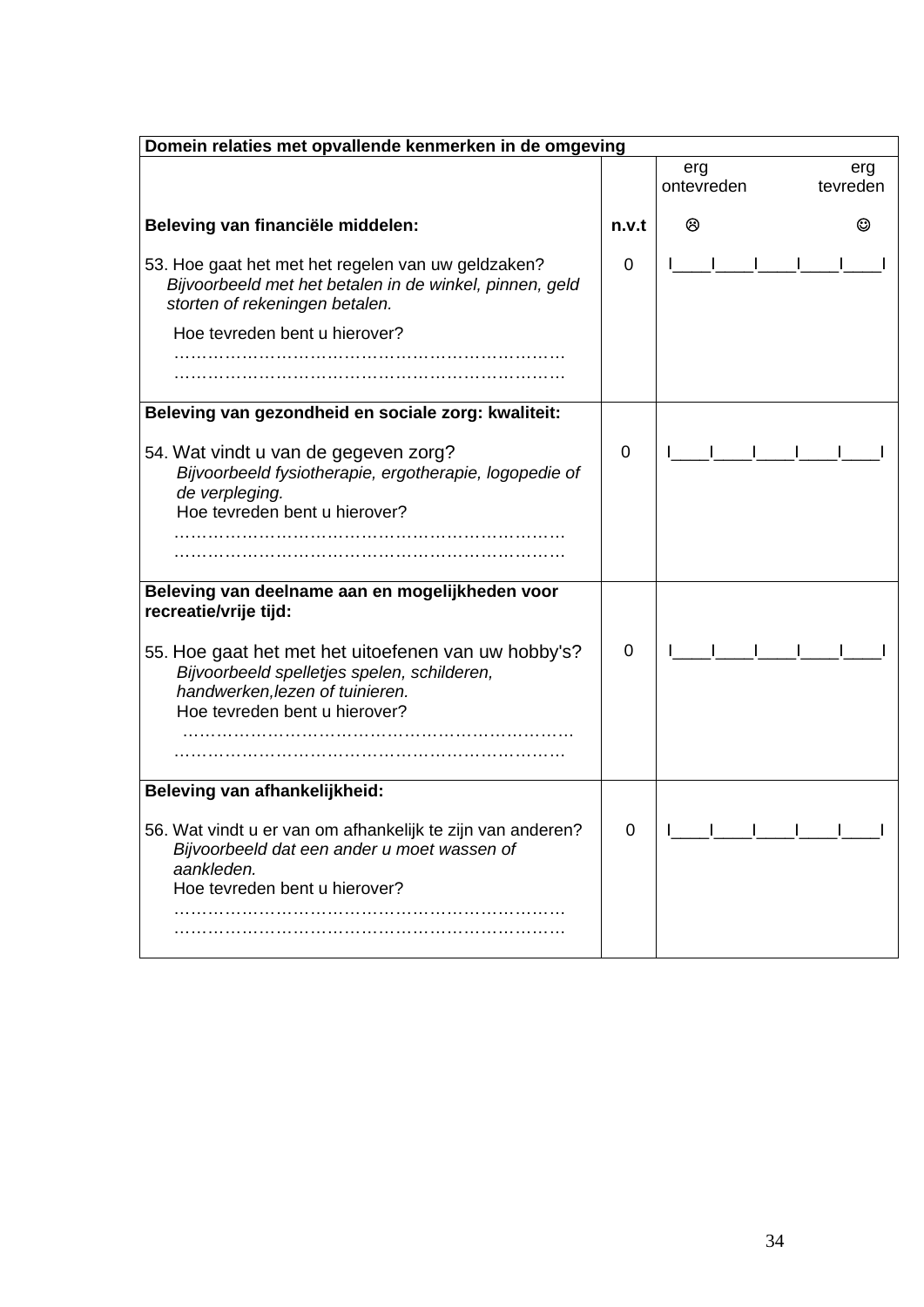| Domein relaties met opvallende kenmerken in de omgeving | | |
|---|---|---|
| | | erg ontevreden &nbsp;&nbsp;&nbsp;&nbsp; erg tevreden |
| **Beleving van financiële middelen:** | **n.v.t** | ☹ &nbsp;&nbsp;&nbsp;&nbsp; ☺ |
| 53. Hoe gaat het met het regelen van uw geldzaken? *Bijvoorbeeld met het betalen in de winkel, pinnen, geld storten of rekeningen betalen.* Hoe tevreden bent u hierover? …………………………………………………………… …………………………………………………………… | 0 | I____I____I____I____I____I |
| **Beleving van gezondheid en sociale zorg: kwaliteit:** 54. Wat vindt u van de gegeven zorg? *Bijvoorbeeld fysiotherapie, ergotherapie, logopedie of de verpleging.* Hoe tevreden bent u hierover? …………………………………………………………… …………………………………………………………… | 0 | I____I____I____I____I____I |
| **Beleving van deelname aan en mogelijkheden voor recreatie/vrije tijd:** 55. Hoe gaat het met het uitoefenen van uw hobby's? *Bijvoorbeeld spelletjes spelen, schilderen, handwerken,lezen of tuinieren.* Hoe tevreden bent u hierover? …………………………………………………………… …………………………………………………………… | 0 | I____I____I____I____I____I |
| **Beleving van afhankelijkheid:** 56. Wat vindt u er van om afhankelijk te zijn van anderen? *Bijvoorbeeld dat een ander u moet wassen of aankleden.* Hoe tevreden bent u hierover? …………………………………………………………… …………………………………………………………… | 0 | I____I____I____I____I____I |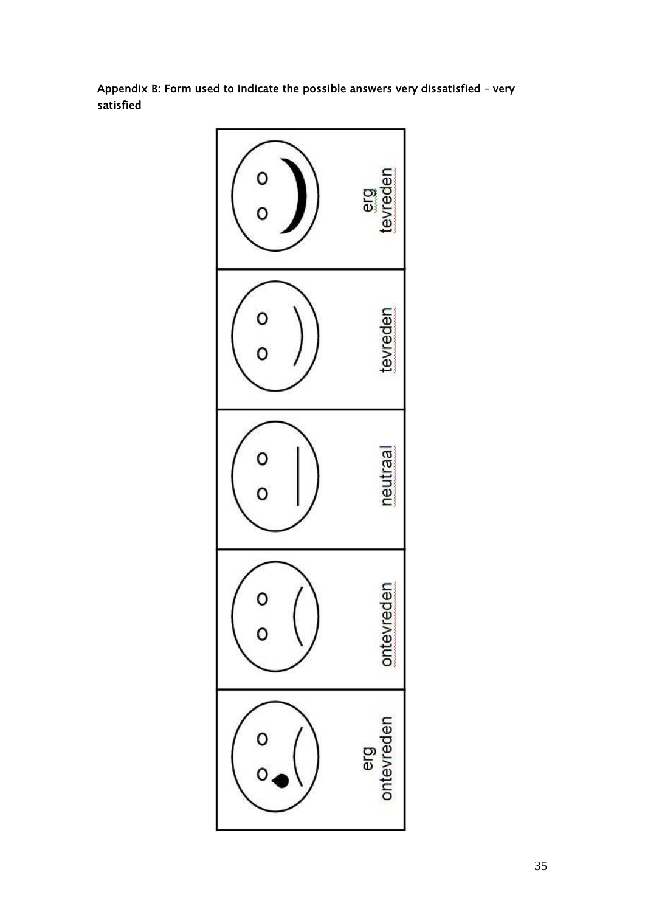**Appendix B: Form used to indicate the possible answers very dissatisfied – very satisfied**

erg tevreden

tevreden

neutraal

ontevreden

erg ontevreden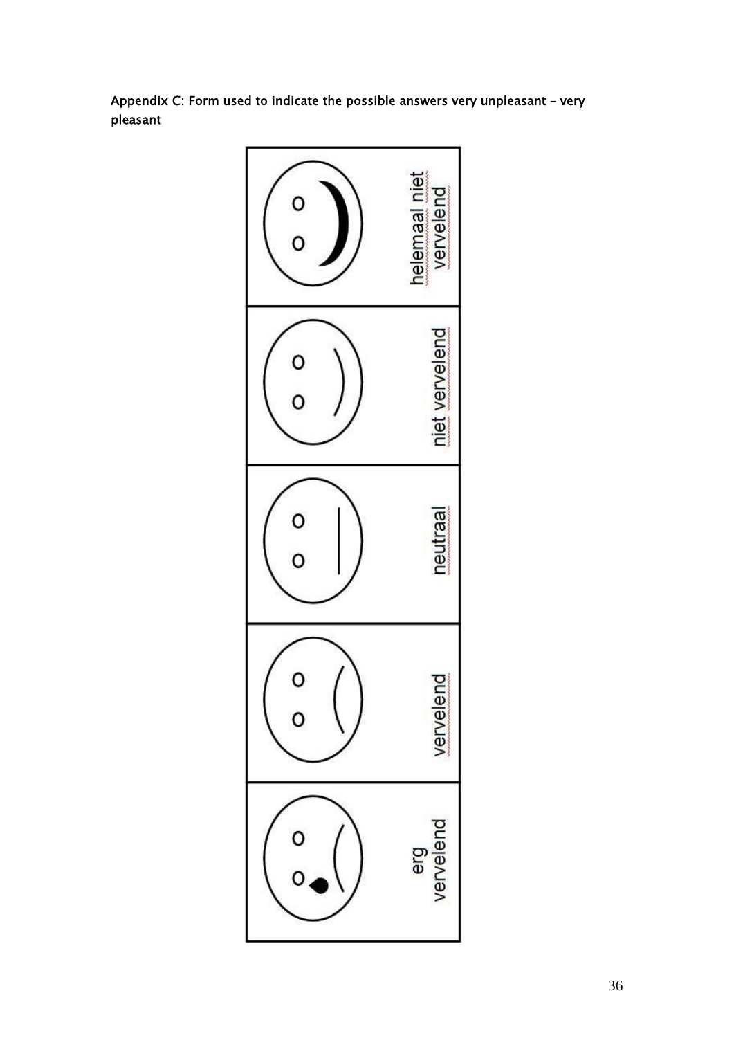**Appendix C: Form used to indicate the possible answers very unpleasant – very pleasant**

| helemaal niet vervelend | niet vervelend | neutraal | vervelend | erg vervelend |
|---|---|---|---|---|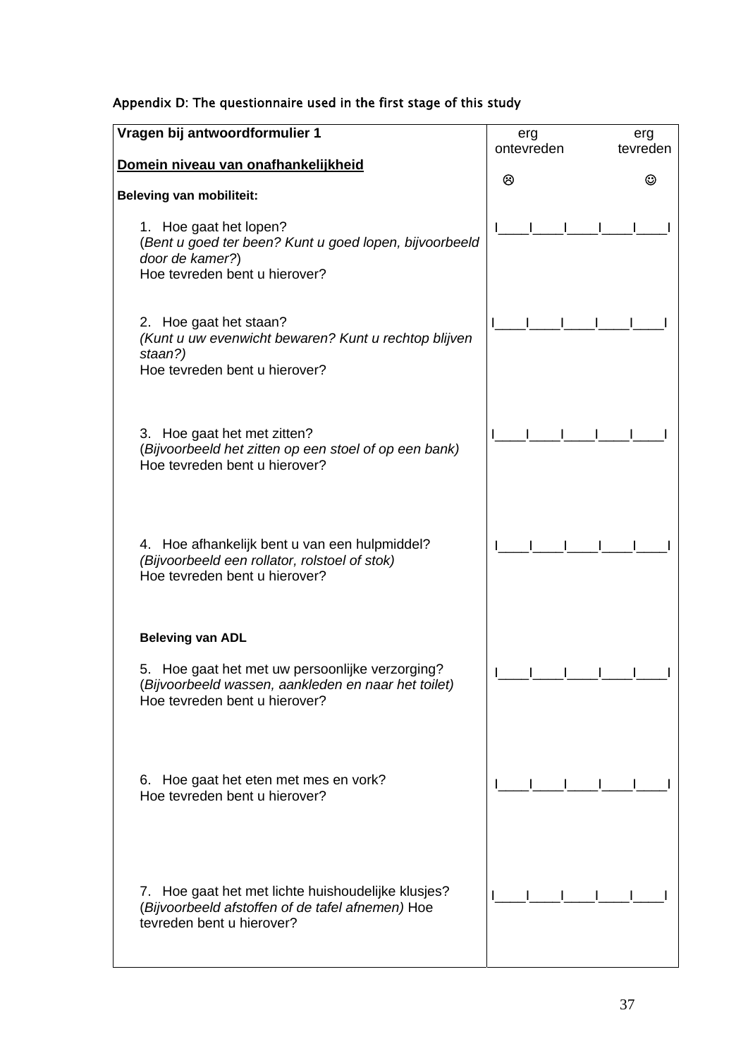Appendix D: The questionnaire used in the first stage of this study

| **Vragen bij antwoordformulier 1**<br><br>**<u>Domein niveau van onafhankelijkheid</u>**<br><br>**Beleving van mobiliteit:** | erg ontevreden ☹ &nbsp;&nbsp;&nbsp;&nbsp; erg tevreden ☺ |
|---|---|
| 1. Hoe gaat het lopen?<br>(*Bent u goed ter been? Kunt u goed lopen, bijvoorbeeld door de kamer?*)<br>Hoe tevreden bent u hierover? | I____I____I____I____I____I |
| 2. Hoe gaat het staan?<br>*(Kunt u uw evenwicht bewaren? Kunt u rechtop blijven staan?)*<br>Hoe tevreden bent u hierover? | I____I____I____I____I____I |
| 3. Hoe gaat het met zitten?<br>(*Bijvoorbeeld het zitten op een stoel of op een bank)*<br>Hoe tevreden bent u hierover? | I____I____I____I____I____I |
| 4. Hoe afhankelijk bent u van een hulpmiddel?<br>*(Bijvoorbeeld een rollator, rolstoel of stok)*<br>Hoe tevreden bent u hierover? | I____I____I____I____I____I |
| **Beleving van ADL** | |
| 5. Hoe gaat het met uw persoonlijke verzorging?<br>(*Bijvoorbeeld wassen, aankleden en naar het toilet)*<br>Hoe tevreden bent u hierover? | I____I____I____I____I____I |
| 6. Hoe gaat het eten met mes en vork?<br>Hoe tevreden bent u hierover? | I____I____I____I____I____I |
| 7. Hoe gaat het met lichte huishoudelijke klusjes?<br>(*Bijvoorbeeld afstoffen of de tafel afnemen)* Hoe tevreden bent u hierover? | I____I____I____I____I____I |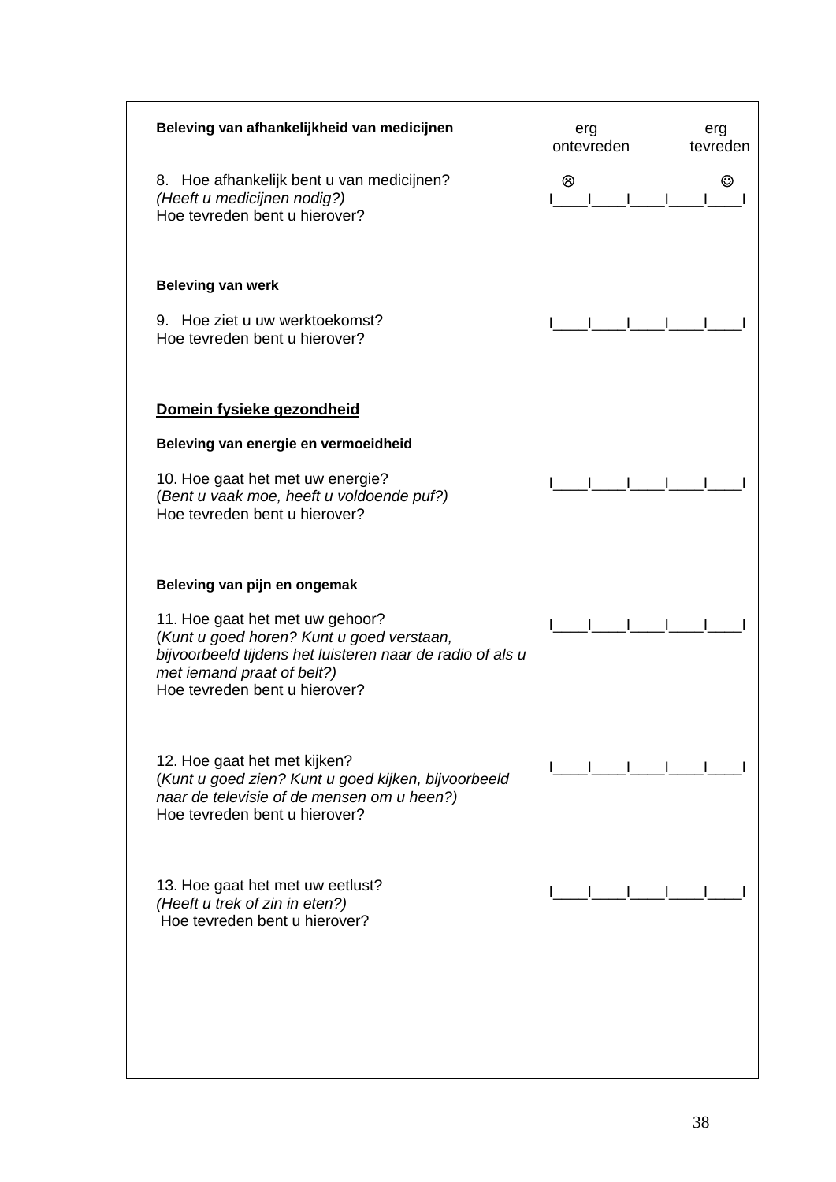| | |
|---|---|
| **Beleving van afhankelijkheid van medicijnen** | erg ontevreden &nbsp;&nbsp;&nbsp;&nbsp; erg tevreden |
| 8. Hoe afhankelijk bent u van medicijnen?<br>*(Heeft u medicijnen nodig?)*<br>Hoe tevreden bent u hierover? | ☹ &nbsp;&nbsp;&nbsp;&nbsp;&nbsp;&nbsp;&nbsp;&nbsp; ☺<br>I____I____I____I____I____I |
| **Beleving van werk** | |
| 9. Hoe ziet u uw werktoekomst?<br>Hoe tevreden bent u hierover? | I____I____I____I____I____I |
| **<u>Domein fysieke gezondheid</u>** | |
| **Beleving van energie en vermoeidheid** | |
| 10. Hoe gaat het met uw energie?<br>(*Bent u vaak moe, heeft u voldoende puf?)*<br>Hoe tevreden bent u hierover? | I____I____I____I____I____I |
| **Beleving van pijn en ongemak** | |
| 11. Hoe gaat het met uw gehoor?<br>(*Kunt u goed horen? Kunt u goed verstaan, bijvoorbeeld tijdens het luisteren naar de radio of als u met iemand praat of belt?)*<br>Hoe tevreden bent u hierover? | I____I____I____I____I____I |
| 12. Hoe gaat het met kijken?<br>(*Kunt u goed zien? Kunt u goed kijken, bijvoorbeeld naar de televisie of de mensen om u heen?)*<br>Hoe tevreden bent u hierover? | I____I____I____I____I____I |
| 13. Hoe gaat het met uw eetlust?<br>*(Heeft u trek of zin in eten?)*<br>Hoe tevreden bent u hierover? | I____I____I____I____I____I |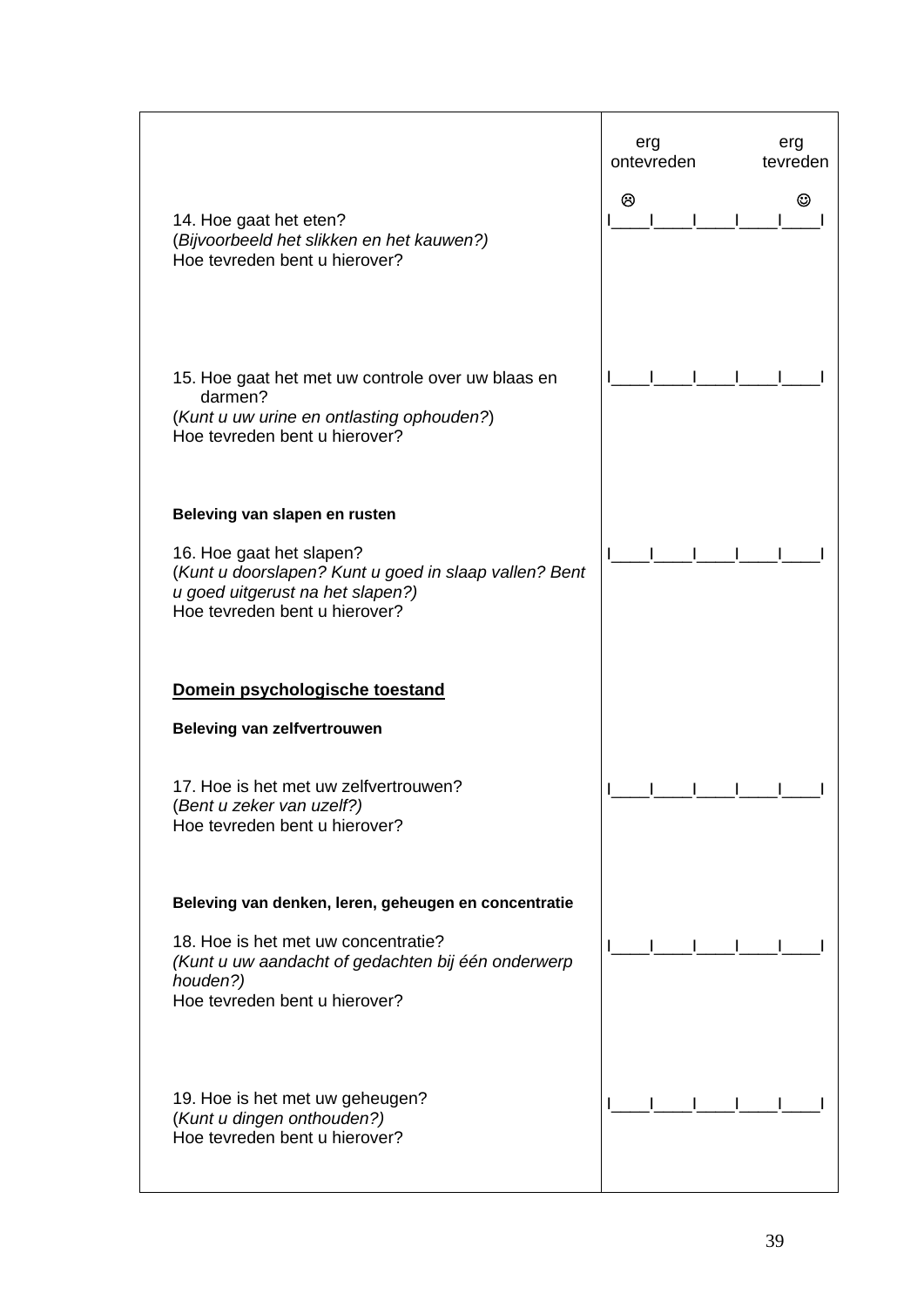| | erg ontevreden ☹ &nbsp;&nbsp;&nbsp;&nbsp;&nbsp;&nbsp;&nbsp;&nbsp; erg tevreden ☺ |
|---|---|
| 14. Hoe gaat het eten?<br>(*Bijvoorbeeld het slikken en het kauwen?)*<br>Hoe tevreden bent u hierover? | I____I____I____I____I____I |
| 15. Hoe gaat het met uw controle over uw blaas en darmen?<br>(*Kunt u uw urine en ontlasting ophouden?*)<br>Hoe tevreden bent u hierover? | I____I____I____I____I____I |
| **Beleving van slapen en rusten**<br><br>16. Hoe gaat het slapen?<br>(*Kunt u doorslapen? Kunt u goed in slaap vallen? Bent u goed uitgerust na het slapen?)*<br>Hoe tevreden bent u hierover? | I____I____I____I____I____I |
| **<u>Domein psychologische toestand</u>**<br><br>**Beleving van zelfvertrouwen**<br><br>17. Hoe is het met uw zelfvertrouwen?<br>(*Bent u zeker van uzelf?)*<br>Hoe tevreden bent u hierover? | I____I____I____I____I____I |
| **Beleving van denken, leren, geheugen en concentratie**<br><br>18. Hoe is het met uw concentratie?<br>*(Kunt u uw aandacht of gedachten bij één onderwerp houden?)*<br>Hoe tevreden bent u hierover? | I____I____I____I____I____I |
| 19. Hoe is het met uw geheugen?<br>(*Kunt u dingen onthouden?)*<br>Hoe tevreden bent u hierover? | I____I____I____I____I____I |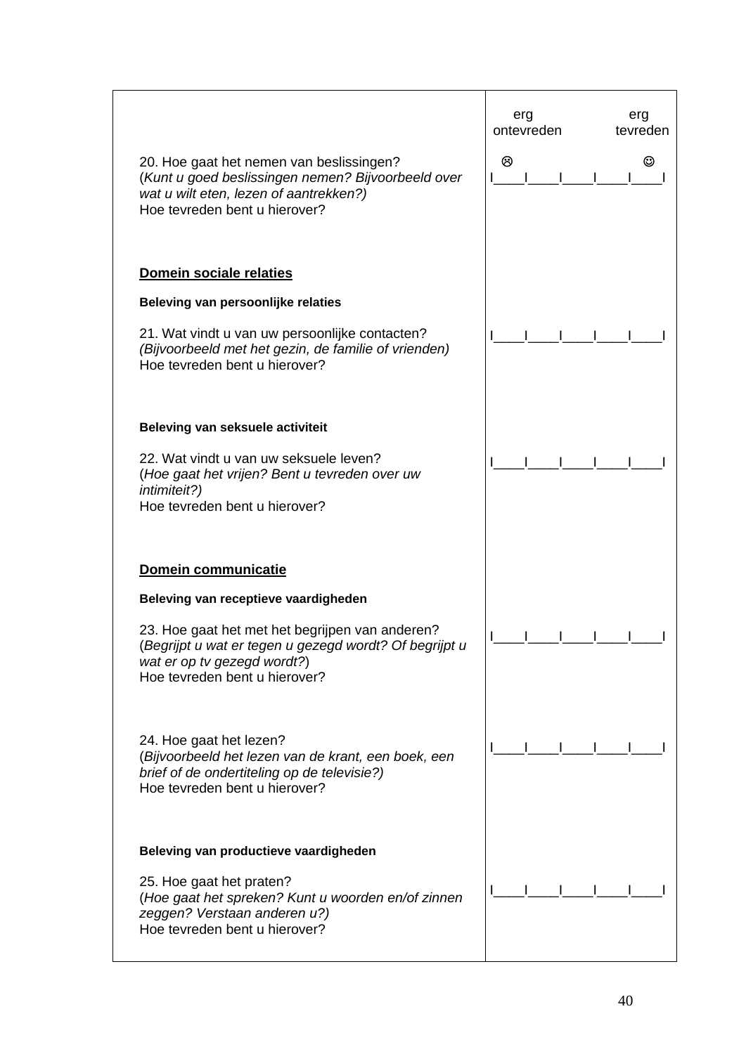| | erg ontevreden &nbsp;&nbsp;&nbsp;&nbsp; erg tevreden |
|---|---|
| 20. Hoe gaat het nemen van beslissingen?<br>(*Kunt u goed beslissingen nemen? Bijvoorbeeld over wat u wilt eten, lezen of aantrekken?)*<br>Hoe tevreden bent u hierover? | ☹ &nbsp;&nbsp;&nbsp;&nbsp;&nbsp;&nbsp;&nbsp;&nbsp; ☺<br>I____I____I____I____I____I |
| **<u>Domein sociale relaties</u>** | |
| **Beleving van persoonlijke relaties** | |
| 21. Wat vindt u van uw persoonlijke contacten?<br>*(Bijvoorbeeld met het gezin, de familie of vrienden)*<br>Hoe tevreden bent u hierover? | I____I____I____I____I____I |
| **Beleving van seksuele activiteit** | |
| 22. Wat vindt u van uw seksuele leven?<br>(*Hoe gaat het vrijen? Bent u tevreden over uw intimiteit?)*<br>Hoe tevreden bent u hierover? | I____I____I____I____I____I |
| **<u>Domein communicatie</u>** | |
| **Beleving van receptieve vaardigheden** | |
| 23. Hoe gaat het met het begrijpen van anderen?<br>(*Begrijpt u wat er tegen u gezegd wordt? Of begrijpt u wat er op tv gezegd wordt?*)<br>Hoe tevreden bent u hierover? | I____I____I____I____I____I |
| 24. Hoe gaat het lezen?<br>(*Bijvoorbeeld het lezen van de krant, een boek, een brief of de ondertiteling op de televisie?)*<br>Hoe tevreden bent u hierover? | I____I____I____I____I____I |
| **Beleving van productieve vaardigheden** | |
| 25. Hoe gaat het praten?<br>(*Hoe gaat het spreken? Kunt u woorden en/of zinnen zeggen? Verstaan anderen u?)*<br>Hoe tevreden bent u hierover? | I____I____I____I____I____I |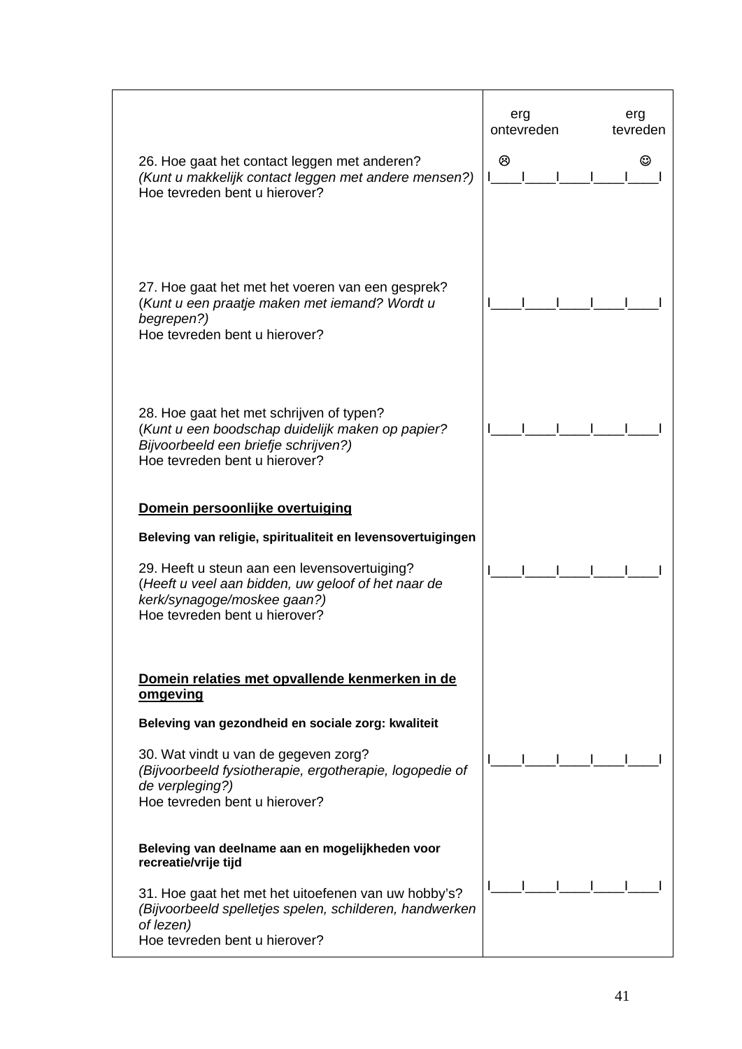| | erg ontevreden ☹ … erg tevreden ☺ |
|---|---|
| 26. Hoe gaat het contact leggen met anderen?<br>*(Kunt u makkelijk contact leggen met andere mensen?)*<br>Hoe tevreden bent u hierover? | I____I____I____I____I____I |
| 27. Hoe gaat het met het voeren van een gesprek?<br>(*Kunt u een praatje maken met iemand? Wordt u begrepen?)*<br>Hoe tevreden bent u hierover? | I____I____I____I____I____I |
| 28. Hoe gaat het met schrijven of typen?<br>(*Kunt u een boodschap duidelijk maken op papier? Bijvoorbeeld een briefje schrijven?)*<br>Hoe tevreden bent u hierover? | I____I____I____I____I____I |
| **<u>Domein persoonlijke overtuiging</u>** | |
| **Beleving van religie, spiritualiteit en levensovertuigingen** | |
| 29. Heeft u steun aan een levensovertuiging?<br>(*Heeft u veel aan bidden, uw geloof of het naar de kerk/synagoge/moskee gaan?)*<br>Hoe tevreden bent u hierover? | I____I____I____I____I____I |
| **<u>Domein relaties met opvallende kenmerken in de omgeving</u>** | |
| **Beleving van gezondheid en sociale zorg: kwaliteit** | |
| 30. Wat vindt u van de gegeven zorg?<br>*(Bijvoorbeeld fysiotherapie, ergotherapie, logopedie of de verpleging?)*<br>Hoe tevreden bent u hierover? | I____I____I____I____I____I |
| **Beleving van deelname aan en mogelijkheden voor recreatie/vrije tijd** | |
| 31. Hoe gaat het met het uitoefenen van uw hobby's?<br>*(Bijvoorbeeld spelletjes spelen, schilderen, handwerken of lezen)*<br>Hoe tevreden bent u hierover? | I____I____I____I____I____I |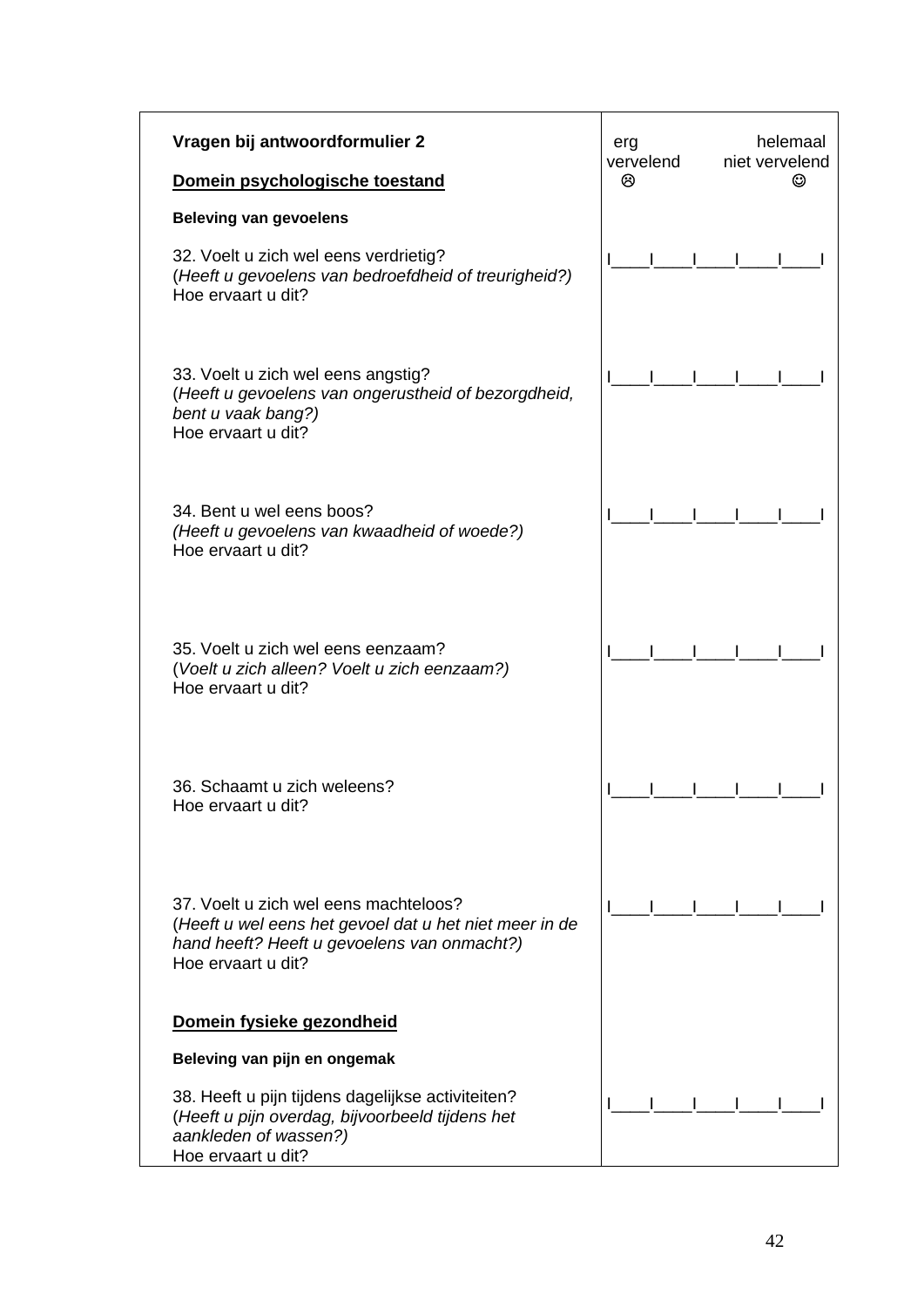| **Vragen bij antwoordformulier 2** <br><br> **Domein psychologische toestand** | erg vervelend ☹ &nbsp;&nbsp;&nbsp;&nbsp; helemaal niet vervelend ☺ |
|---|---|
| **Beleving van gevoelens** | |
| 32. Voelt u zich wel eens verdrietig? <br>(*Heeft u gevoelens van bedroefdheid of treurigheid?)* <br>Hoe ervaart u dit? | I\_\_\_\_I\_\_\_\_I\_\_\_\_I\_\_\_\_I\_\_\_\_I |
| 33. Voelt u zich wel eens angstig? <br>(*Heeft u gevoelens van ongerustheid of bezorgdheid, bent u vaak bang?)* <br>Hoe ervaart u dit? | I\_\_\_\_I\_\_\_\_I\_\_\_\_I\_\_\_\_I\_\_\_\_I |
| 34. Bent u wel eens boos? <br>*(Heeft u gevoelens van kwaadheid of woede?)* <br>Hoe ervaart u dit? | I\_\_\_\_I\_\_\_\_I\_\_\_\_I\_\_\_\_I\_\_\_\_I |
| 35. Voelt u zich wel eens eenzaam? <br>(*Voelt u zich alleen? Voelt u zich eenzaam?)* <br>Hoe ervaart u dit? | I\_\_\_\_I\_\_\_\_I\_\_\_\_I\_\_\_\_I\_\_\_\_I |
| 36. Schaamt u zich weleens? <br>Hoe ervaart u dit? | I\_\_\_\_I\_\_\_\_I\_\_\_\_I\_\_\_\_I\_\_\_\_I |
| 37. Voelt u zich wel eens machteloos? <br>(*Heeft u wel eens het gevoel dat u het niet meer in de hand heeft? Heeft u gevoelens van onmacht?)* <br>Hoe ervaart u dit? | I\_\_\_\_I\_\_\_\_I\_\_\_\_I\_\_\_\_I\_\_\_\_I |
| **Domein fysieke gezondheid** | |
| **Beleving van pijn en ongemak** | |
| 38. Heeft u pijn tijdens dagelijkse activiteiten? <br>(*Heeft u pijn overdag, bijvoorbeeld tijdens het aankleden of wassen?)* <br>Hoe ervaart u dit? | I\_\_\_\_I\_\_\_\_I\_\_\_\_I\_\_\_\_I\_\_\_\_I |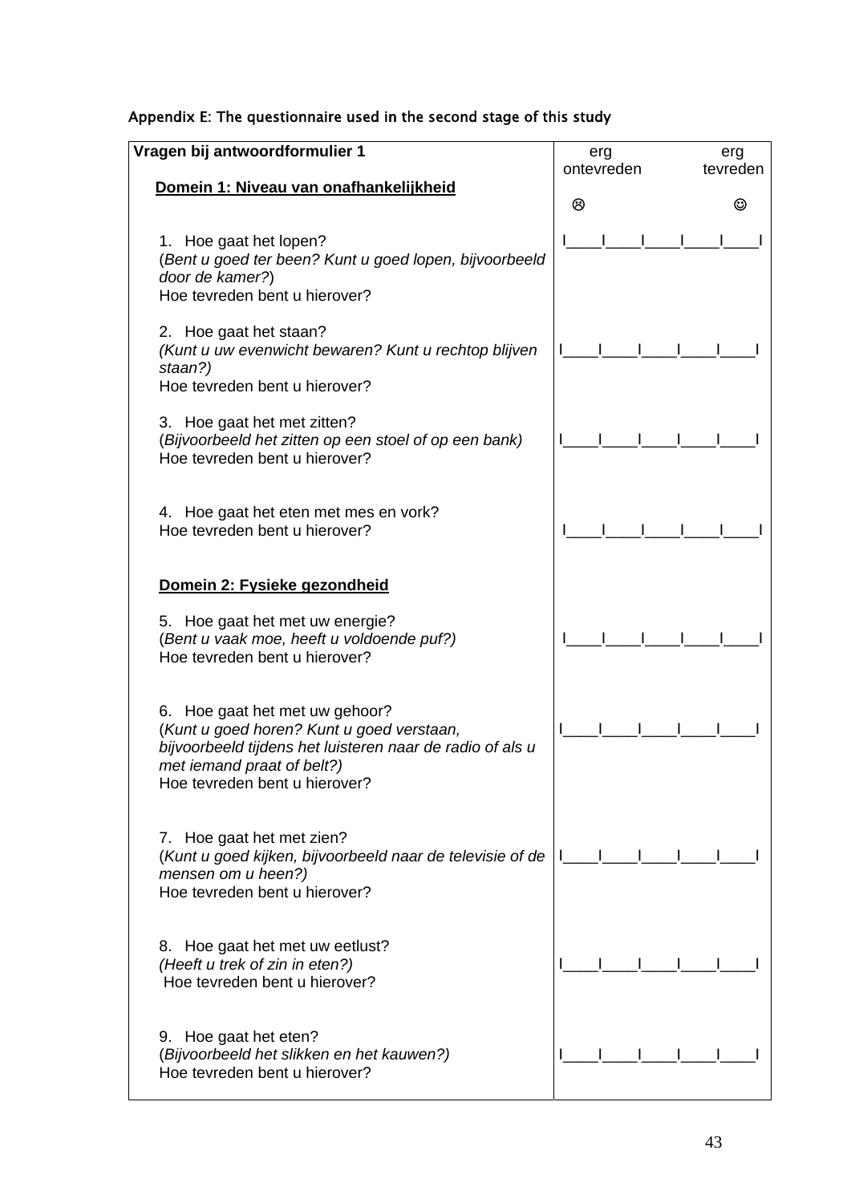Appendix E: The questionnaire used in the second stage of this study

| **Vragen bij antwoordformulier 1**<br><br>**Domein 1: Niveau van onafhankelijkheid** | erg ontevreden ☹ erg tevreden ☺ |
|---|---|
| 1. Hoe gaat het lopen?<br>(*Bent u goed ter been? Kunt u goed lopen, bijvoorbeeld door de kamer?*)<br>Hoe tevreden bent u hierover? | I____I____I____I____I____I |
| 2. Hoe gaat het staan?<br>*(Kunt u uw evenwicht bewaren? Kunt u rechtop blijven staan?)*<br>Hoe tevreden bent u hierover? | I____I____I____I____I____I |
| 3. Hoe gaat het met zitten?<br>(*Bijvoorbeeld het zitten op een stoel of op een bank)*<br>Hoe tevreden bent u hierover? | I____I____I____I____I____I |
| 4. Hoe gaat het eten met mes en vork?<br>Hoe tevreden bent u hierover? | I____I____I____I____I____I |
| **Domein 2: Fysieke gezondheid** | |
| 5. Hoe gaat het met uw energie?<br>(*Bent u vaak moe, heeft u voldoende puf?)*<br>Hoe tevreden bent u hierover? | I____I____I____I____I____I |
| 6. Hoe gaat het met uw gehoor?<br>(*Kunt u goed horen? Kunt u goed verstaan, bijvoorbeeld tijdens het luisteren naar de radio of als u met iemand praat of belt?)*<br>Hoe tevreden bent u hierover? | I____I____I____I____I____I |
| 7. Hoe gaat het met zien?<br>(*Kunt u goed kijken, bijvoorbeeld naar de televisie of de mensen om u heen?)*<br>Hoe tevreden bent u hierover? | I____I____I____I____I____I |
| 8. Hoe gaat het met uw eetlust?<br>*(Heeft u trek of zin in eten?)*<br>Hoe tevreden bent u hierover? | I____I____I____I____I____I |
| 9. Hoe gaat het eten?<br>(*Bijvoorbeeld het slikken en het kauwen?)*<br>Hoe tevreden bent u hierover? | I____I____I____I____I____I |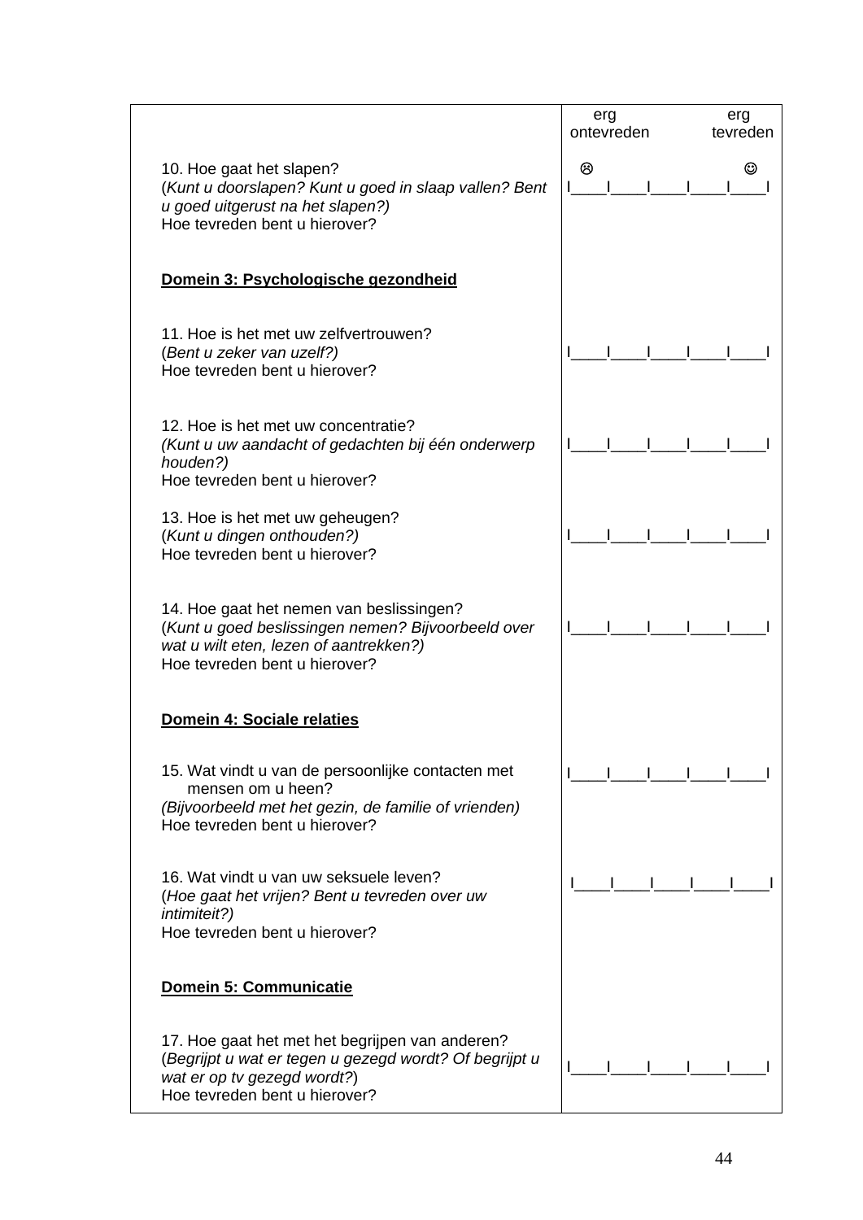| | erg ontevreden ☹ — erg tevreden ☺ |
|---|---|
| 10. Hoe gaat het slapen?<br>(*Kunt u doorslapen? Kunt u goed in slaap vallen? Bent u goed uitgerust na het slapen?)*<br>Hoe tevreden bent u hierover? | I____I____I____I____I____I |
| **<u>Domein 3: Psychologische gezondheid</u>** | |
| 11. Hoe is het met uw zelfvertrouwen?<br>(*Bent u zeker van uzelf?)*<br>Hoe tevreden bent u hierover? | I____I____I____I____I____I |
| 12. Hoe is het met uw concentratie?<br>*(Kunt u uw aandacht of gedachten bij één onderwerp houden?)*<br>Hoe tevreden bent u hierover? | I____I____I____I____I____I |
| 13. Hoe is het met uw geheugen?<br>(*Kunt u dingen onthouden?)*<br>Hoe tevreden bent u hierover? | I____I____I____I____I____I |
| 14. Hoe gaat het nemen van beslissingen?<br>(*Kunt u goed beslissingen nemen? Bijvoorbeeld over wat u wilt eten, lezen of aantrekken?)*<br>Hoe tevreden bent u hierover? | I____I____I____I____I____I |
| **<u>Domein 4: Sociale relaties</u>** | |
| 15. Wat vindt u van de persoonlijke contacten met mensen om u heen?<br>*(Bijvoorbeeld met het gezin, de familie of vrienden)*<br>Hoe tevreden bent u hierover? | I____I____I____I____I____I |
| 16. Wat vindt u van uw seksuele leven?<br>(*Hoe gaat het vrijen? Bent u tevreden over uw intimiteit?)*<br>Hoe tevreden bent u hierover? | I____I____I____I____I____I |
| **<u>Domein 5: Communicatie</u>** | |
| 17. Hoe gaat het met het begrijpen van anderen?<br>(*Begrijpt u wat er tegen u gezegd wordt? Of begrijpt u wat er op tv gezegd wordt?*)<br>Hoe tevreden bent u hierover? | I____I____I____I____I____I |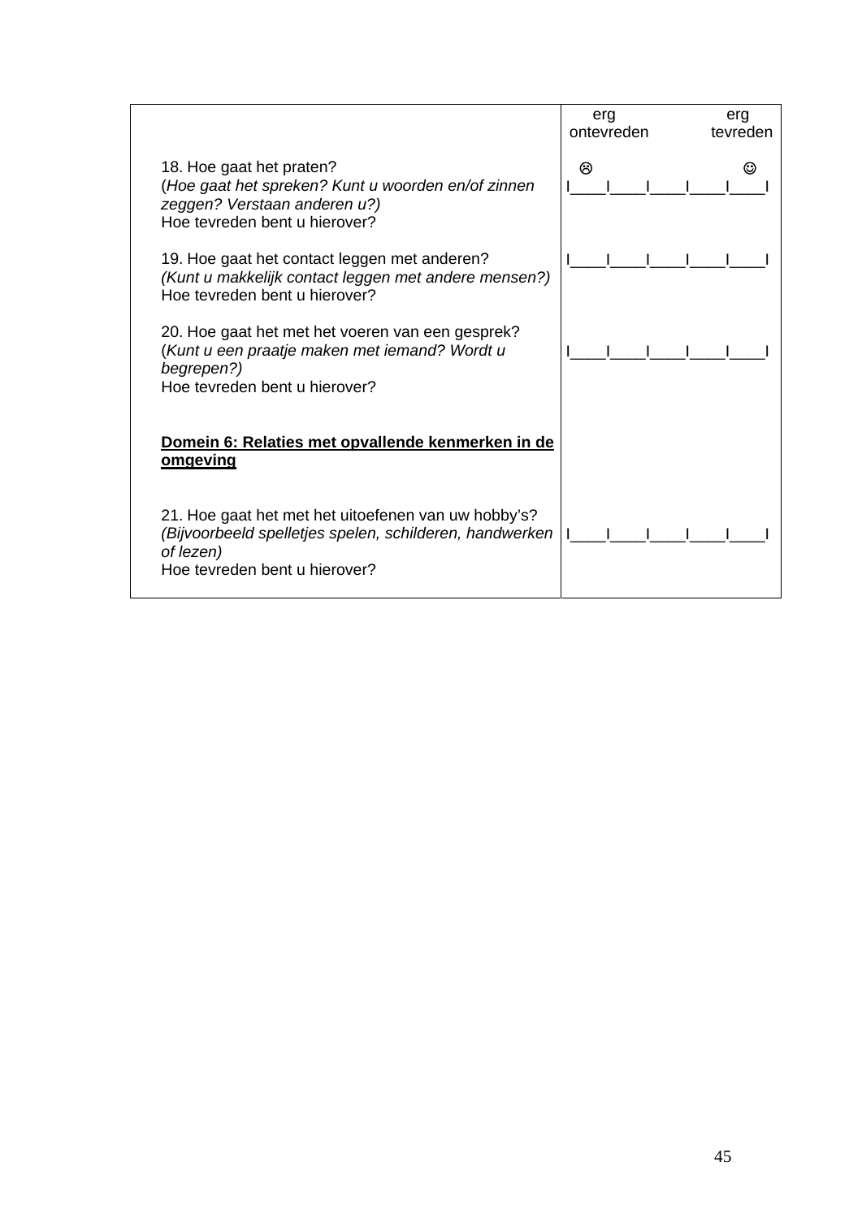| | erg ontevreden | erg tevreden |
|---|---|---|
| 18. Hoe gaat het praten?<br>(*Hoe gaat het spreken? Kunt u woorden en/of zinnen zeggen? Verstaan anderen u?)*<br>Hoe tevreden bent u hierover? | ☹ I____I____I____I____I____I ☺ | |
| 19. Hoe gaat het contact leggen met anderen?<br>*(Kunt u makkelijk contact leggen met andere mensen?)*<br>Hoe tevreden bent u hierover? | I____I____I____I____I____I | |
| 20. Hoe gaat het met het voeren van een gesprek?<br>(*Kunt u een praatje maken met iemand? Wordt u begrepen?)*<br>Hoe tevreden bent u hierover? | I____I____I____I____I____I | |
| **<u>Domein 6: Relaties met opvallende kenmerken in de omgeving</u>** | | |
| 21. Hoe gaat het met het uitoefenen van uw hobby's?<br>*(Bijvoorbeeld spelletjes spelen, schilderen, handwerken of lezen)*<br>Hoe tevreden bent u hierover? | I____I____I____I____I____I | |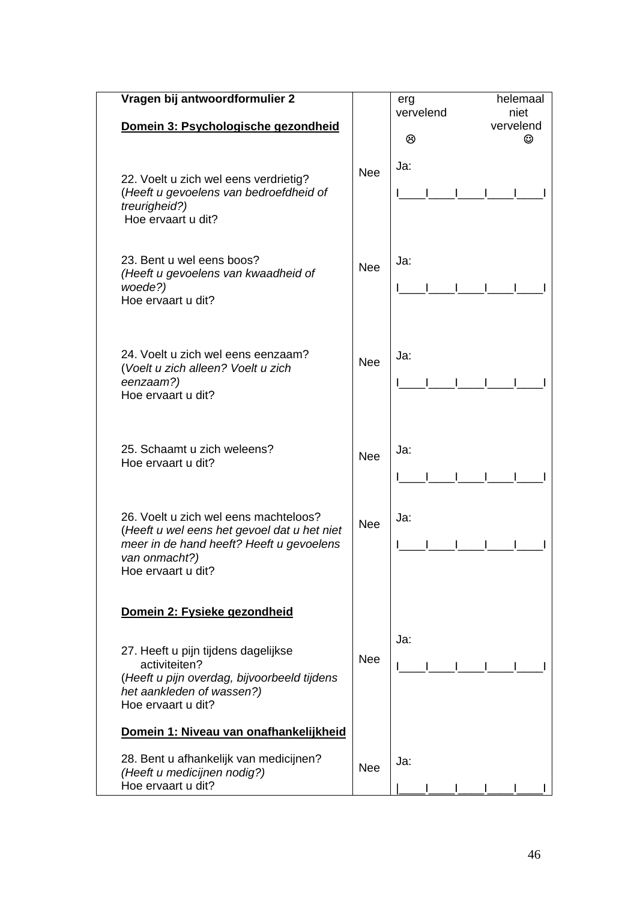| **Vragen bij antwoordformulier 2** <br><br> **<u>Domein 3: Psychologische gezondheid</u>** | | erg vervelend ☹ — helemaal niet vervelend ☺ |
|---|---|---|
| 22. Voelt u zich wel eens verdrietig? <br> (*Heeft u gevoelens van bedroefdheid of treurigheid?)* <br> Hoe ervaart u dit? | Nee | Ja: <br> I____I____I____I____I____I |
| 23. Bent u wel eens boos? <br> *(Heeft u gevoelens van kwaadheid of woede?)* <br> Hoe ervaart u dit? | Nee | Ja: <br> I____I____I____I____I____I |
| 24. Voelt u zich wel eens eenzaam? <br> (*Voelt u zich alleen? Voelt u zich eenzaam?)* <br> Hoe ervaart u dit? | Nee | Ja: <br> I____I____I____I____I____I |
| 25. Schaamt u zich weleens? <br> Hoe ervaart u dit? | Nee | Ja: <br> I____I____I____I____I____I |
| 26. Voelt u zich wel eens machteloos? <br> (*Heeft u wel eens het gevoel dat u het niet meer in de hand heeft? Heeft u gevoelens van onmacht?)* <br> Hoe ervaart u dit? | Nee | Ja: <br> I____I____I____I____I____I |
| **<u>Domein 2: Fysieke gezondheid</u>** | | |
| 27. Heeft u pijn tijdens dagelijkse activiteiten? <br> (*Heeft u pijn overdag, bijvoorbeeld tijdens het aankleden of wassen?)* <br> Hoe ervaart u dit? | Nee | Ja: <br> I____I____I____I____I____I |
| **<u>Domein 1: Niveau van onafhankelijkheid</u>** | | |
| 28. Bent u afhankelijk van medicijnen? <br> *(Heeft u medicijnen nodig?)* <br> Hoe ervaart u dit? | Nee | Ja: <br> I____I____I____I____I____I |